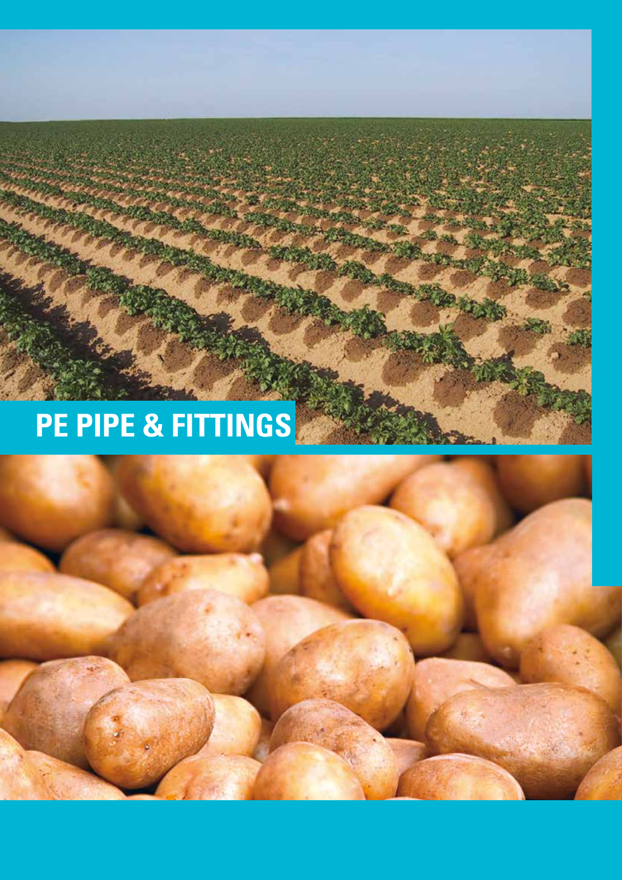# PE PIPE & FITTINGS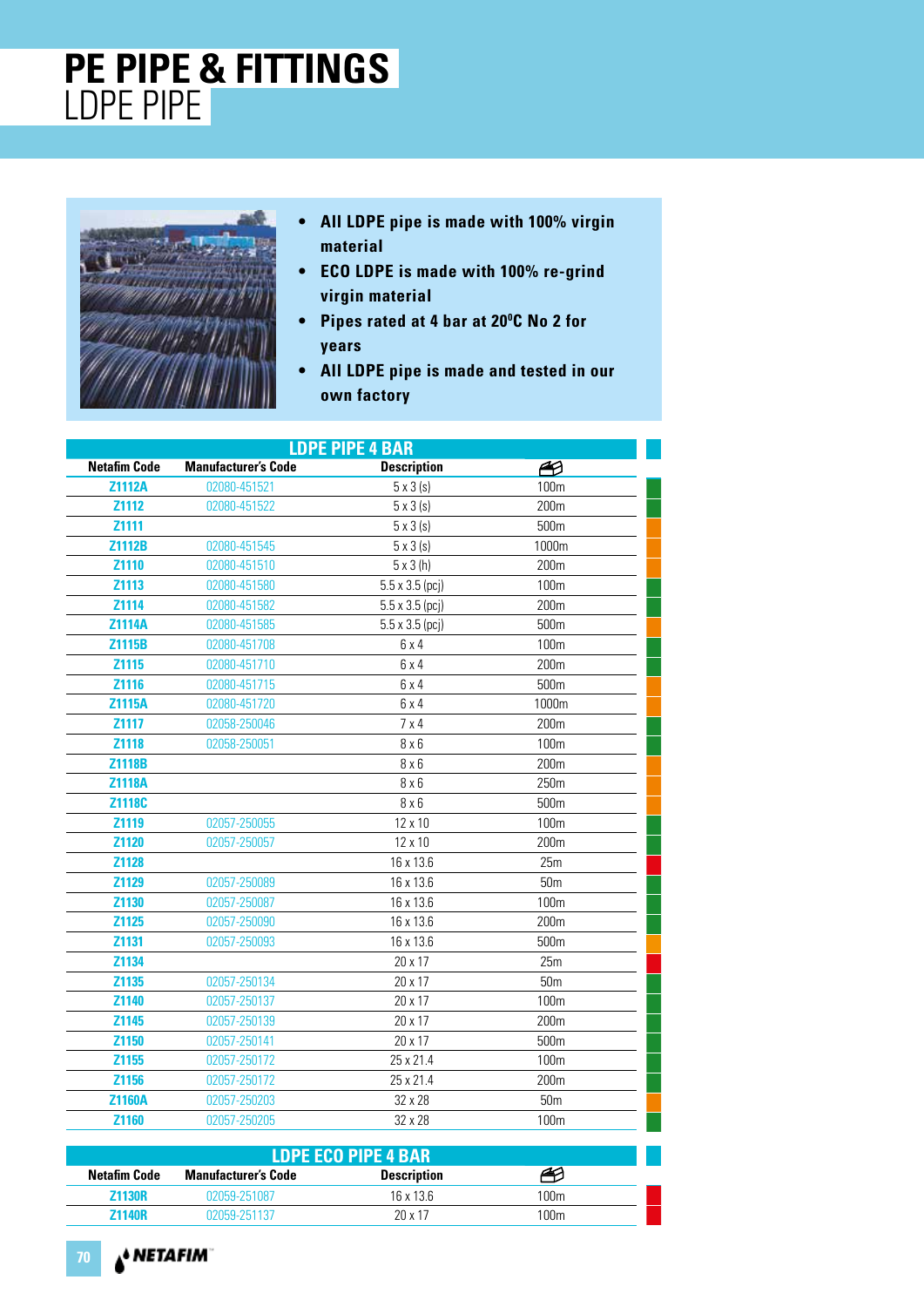# PE PIPE & FITTINGS
## LDPE PIPE

- All LDPE pipe is made with 100% virgin material
- ECO LDPE is made with 100% re-grind virgin material
- Pipes rated at 4 bar at 20°C No 2 for years
- All LDPE pipe is made and tested in our own factory

**LDPE PIPE 4 BAR**

| Netafim Code | Manufacturer's Code | Description | |
|---|---|---|---|
| Z1112A | 02080-451521 | 5 x 3 (s) | 100m |
| Z1112 | 02080-451522 | 5 x 3 (s) | 200m |
| Z1111 | | 5 x 3 (s) | 500m |
| Z1112B | 02080-451545 | 5 x 3 (s) | 1000m |
| Z1110 | 02080-451510 | 5 x 3 (h) | 200m |
| Z1113 | 02080-451580 | 5.5 x 3.5 (pcj) | 100m |
| Z1114 | 02080-451582 | 5.5 x 3.5 (pcj) | 200m |
| Z1114A | 02080-451585 | 5.5 x 3.5 (pcj) | 500m |
| Z1115B | 02080-451708 | 6 x 4 | 100m |
| Z1115 | 02080-451710 | 6 x 4 | 200m |
| Z1116 | 02080-451715 | 6 x 4 | 500m |
| Z1115A | 02080-451720 | 6 x 4 | 1000m |
| Z1117 | 02058-250046 | 7 x 4 | 200m |
| Z1118 | 02058-250051 | 8 x 6 | 100m |
| Z1118B | | 8 x 6 | 200m |
| Z1118A | | 8 x 6 | 250m |
| Z1118C | | 8 x 6 | 500m |
| Z1119 | 02057-250055 | 12 x 10 | 100m |
| Z1120 | 02057-250057 | 12 x 10 | 200m |
| Z1128 | | 16 x 13.6 | 25m |
| Z1129 | 02057-250089 | 16 x 13.6 | 50m |
| Z1130 | 02057-250087 | 16 x 13.6 | 100m |
| Z1125 | 02057-250090 | 16 x 13.6 | 200m |
| Z1131 | 02057-250093 | 16 x 13.6 | 500m |
| Z1134 | | 20 x 17 | 25m |
| Z1135 | 02057-250134 | 20 x 17 | 50m |
| Z1140 | 02057-250137 | 20 x 17 | 100m |
| Z1145 | 02057-250139 | 20 x 17 | 200m |
| Z1150 | 02057-250141 | 20 x 17 | 500m |
| Z1155 | 02057-250172 | 25 x 21.4 | 100m |
| Z1156 | 02057-250172 | 25 x 21.4 | 200m |
| Z1160A | 02057-250203 | 32 x 28 | 50m |
| Z1160 | 02057-250205 | 32 x 28 | 100m |

**LDPE ECO PIPE 4 BAR**

| Netafim Code | Manufacturer's Code | Description | |
|---|---|---|---|
| Z1130R | 02059-251087 | 16 x 13.6 | 100m |
| Z1140R | 02059-251137 | 20 x 17 | 100m |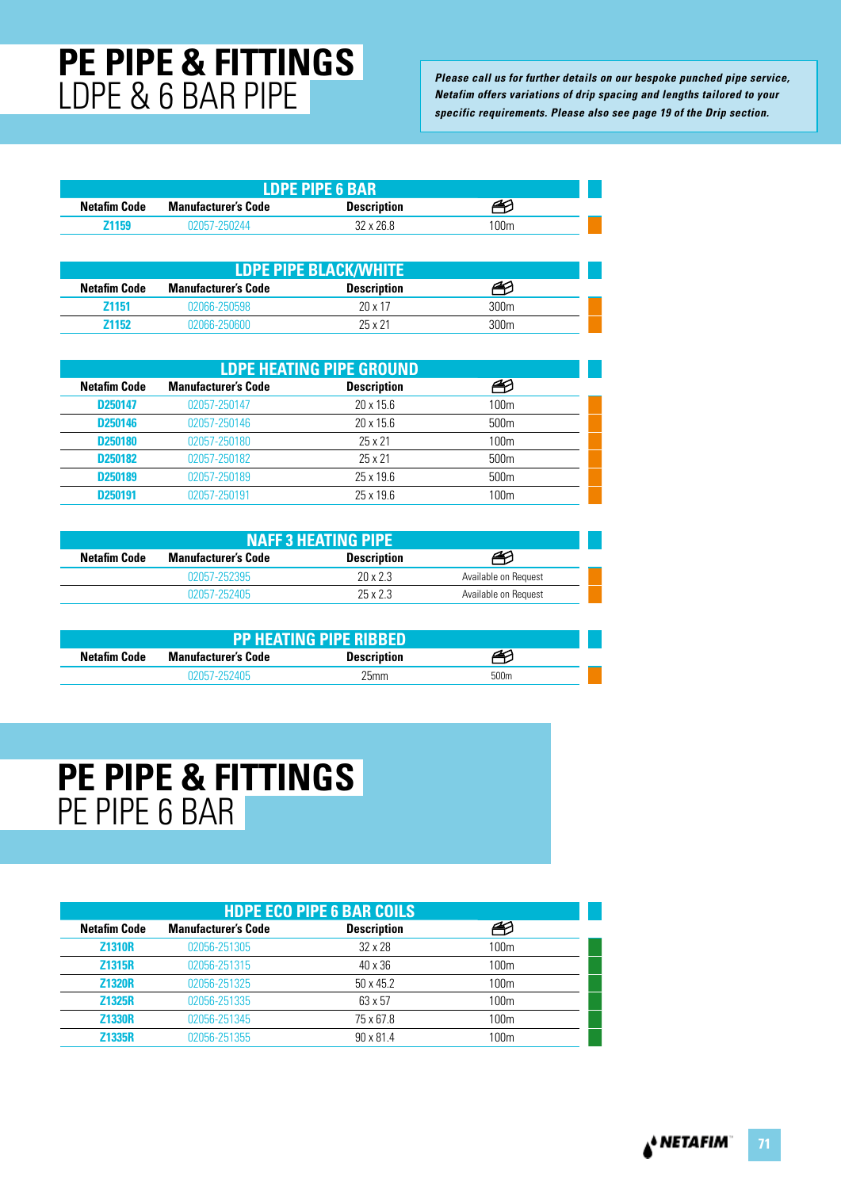# PE PIPE & FITTINGS
## LDPE & 6 BAR PIPE

*Please call us for further details on our bespoke punched pipe service, Netafim offers variations of drip spacing and lengths tailored to your specific requirements. Please also see page 19 of the Drip section.*

### LDPE PIPE 6 BAR

| Netafim Code | Manufacturer's Code | Description | |
|---|---|---|---|
| Z1159 | 02057-250244 | 32 x 26.8 | 100m |

### LDPE PIPE BLACK/WHITE

| Netafim Code | Manufacturer's Code | Description | |
|---|---|---|---|
| Z1151 | 02066-250598 | 20 x 17 | 300m |
| Z1152 | 02066-250600 | 25 x 21 | 300m |

### LDPE HEATING PIPE GROUND

| Netafim Code | Manufacturer's Code | Description | |
|---|---|---|---|
| D250147 | 02057-250147 | 20 x 15.6 | 100m |
| D250146 | 02057-250146 | 20 x 15.6 | 500m |
| D250180 | 02057-250180 | 25 x 21 | 100m |
| D250182 | 02057-250182 | 25 x 21 | 500m |
| D250189 | 02057-250189 | 25 x 19.6 | 500m |
| D250191 | 02057-250191 | 25 x 19.6 | 100m |

### NAFF 3 HEATING PIPE

| Netafim Code | Manufacturer's Code | Description | |
|---|---|---|---|
| | 02057-252395 | 20 x 2.3 | Available on Request |
| | 02057-252405 | 25 x 2.3 | Available on Request |

### PP HEATING PIPE RIBBED

| Netafim Code | Manufacturer's Code | Description | |
|---|---|---|---|
| | 02057-252405 | 25mm | 500m |

# PE PIPE & FITTINGS
## PE PIPE 6 BAR

### HDPE ECO PIPE 6 BAR COILS

| Netafim Code | Manufacturer's Code | Description | |
|---|---|---|---|
| Z1310R | 02056-251305 | 32 x 28 | 100m |
| Z1315R | 02056-251315 | 40 x 36 | 100m |
| Z1320R | 02056-251325 | 50 x 45.2 | 100m |
| Z1325R | 02056-251335 | 63 x 57 | 100m |
| Z1330R | 02056-251345 | 75 x 67.8 | 100m |
| Z1335R | 02056-251355 | 90 x 81.4 | 100m |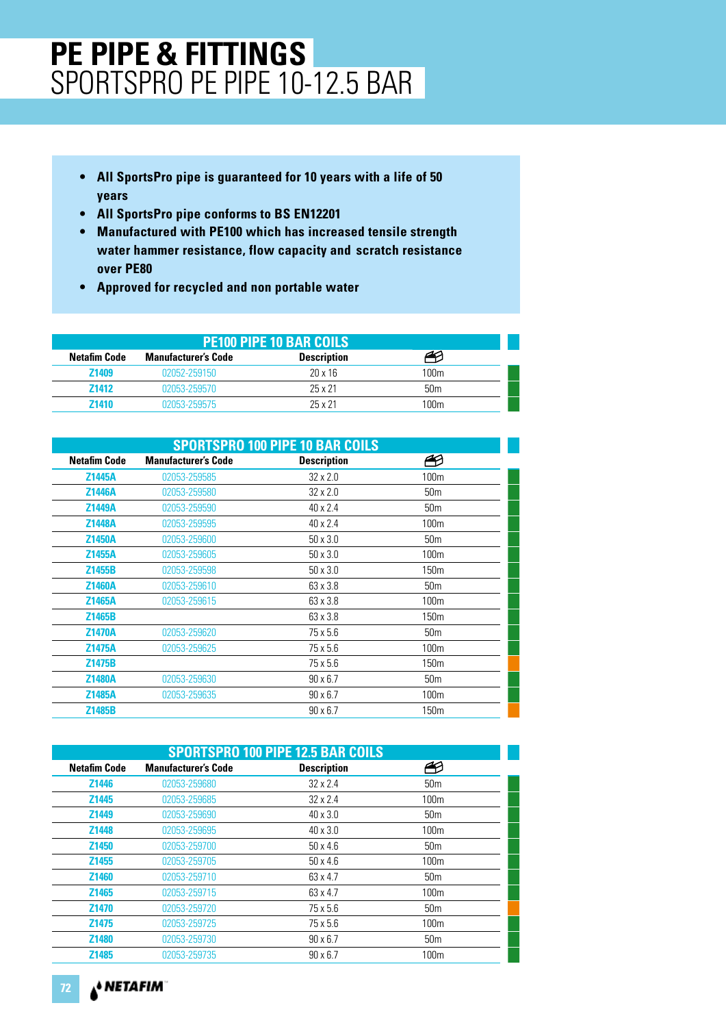# PE PIPE & FITTINGS
## SPORTSPRO PE PIPE 10-12.5 BAR

- All SportsPro pipe is guaranteed for 10 years with a life of 50 years
- All SportsPro pipe conforms to BS EN12201
- Manufactured with PE100 which has increased tensile strength water hammer resistance, flow capacity and scratch resistance over PE80
- Approved for recycled and non portable water

### PE100 PIPE 10 BAR COILS

| Netafim Code | Manufacturer's Code | Description | |
|---|---|---|---|
| Z1409 | 02052-259150 | 20 x 16 | 100m |
| Z1412 | 02053-259570 | 25 x 21 | 50m |
| Z1410 | 02053-259575 | 25 x 21 | 100m |

### SPORTSPRO 100 PIPE 10 BAR COILS

| Netafim Code | Manufacturer's Code | Description | |
|---|---|---|---|
| Z1445A | 02053-259585 | 32 x 2.0 | 100m |
| Z1446A | 02053-259580 | 32 x 2.0 | 50m |
| Z1449A | 02053-259590 | 40 x 2.4 | 50m |
| Z1448A | 02053-259595 | 40 x 2.4 | 100m |
| Z1450A | 02053-259600 | 50 x 3.0 | 50m |
| Z1455A | 02053-259605 | 50 x 3.0 | 100m |
| Z1455B | 02053-259598 | 50 x 3.0 | 150m |
| Z1460A | 02053-259610 | 63 x 3.8 | 50m |
| Z1465A | 02053-259615 | 63 x 3.8 | 100m |
| Z1465B | | 63 x 3.8 | 150m |
| Z1470A | 02053-259620 | 75 x 5.6 | 50m |
| Z1475A | 02053-259625 | 75 x 5.6 | 100m |
| Z1475B | | 75 x 5.6 | 150m |
| Z1480A | 02053-259630 | 90 x 6.7 | 50m |
| Z1485A | 02053-259635 | 90 x 6.7 | 100m |
| Z1485B | | 90 x 6.7 | 150m |

### SPORTSPRO 100 PIPE 12.5 BAR COILS

| Netafim Code | Manufacturer's Code | Description | |
|---|---|---|---|
| Z1446 | 02053-259680 | 32 x 2.4 | 50m |
| Z1445 | 02053-259685 | 32 x 2.4 | 100m |
| Z1449 | 02053-259690 | 40 x 3.0 | 50m |
| Z1448 | 02053-259695 | 40 x 3.0 | 100m |
| Z1450 | 02053-259700 | 50 x 4.6 | 50m |
| Z1455 | 02053-259705 | 50 x 4.6 | 100m |
| Z1460 | 02053-259710 | 63 x 4.7 | 50m |
| Z1465 | 02053-259715 | 63 x 4.7 | 100m |
| Z1470 | 02053-259720 | 75 x 5.6 | 50m |
| Z1475 | 02053-259725 | 75 x 5.6 | 100m |
| Z1480 | 02053-259730 | 90 x 6.7 | 50m |
| Z1485 | 02053-259735 | 90 x 6.7 | 100m |

NETAFIM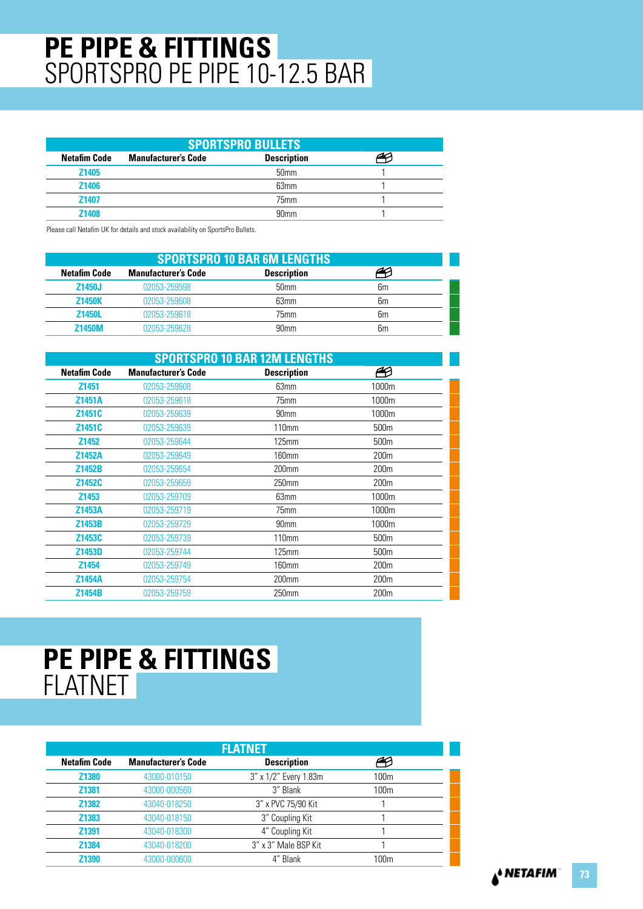# PE PIPE & FITTINGS
## SPORTSPRO PE PIPE 10-12.5 BAR

| SPORTSPRO BULLETS | | | |
|---|---|---|---|
| **Netafim Code** | **Manufacturer's Code** | **Description** | |
| Z1405 | | 50mm | 1 |
| Z1406 | | 63mm | 1 |
| Z1407 | | 75mm | 1 |
| Z1408 | | 90mm | 1 |

Please call Netafim UK for details and stock availability on SportsPro Bullets.

| SPORTSPRO 10 BAR 6M LENGTHS | | | |
|---|---|---|---|
| **Netafim Code** | **Manufacturer's Code** | **Description** | |
| Z1450J | 02053-259598 | 50mm | 6m |
| Z1450K | 02053-259608 | 63mm | 6m |
| Z1450L | 02053-259618 | 75mm | 6m |
| Z1450M | 02053-259628 | 90mm | 6m |

| SPORTSPRO 10 BAR 12M LENGTHS | | | |
|---|---|---|---|
| **Netafim Code** | **Manufacturer's Code** | **Description** | |
| Z1451 | 02053-259608 | 63mm | 1000m |
| Z1451A | 02053-259618 | 75mm | 1000m |
| Z1451C | 02053-259639 | 90mm | 1000m |
| Z1451C | 02053-259639 | 110mm | 500m |
| Z1452 | 02053-259644 | 125mm | 500m |
| Z1452A | 02053-259649 | 160mm | 200m |
| Z1452B | 02053-259654 | 200mm | 200m |
| Z1452C | 02053-259659 | 250mm | 200m |
| Z1453 | 02053-259709 | 63mm | 1000m |
| Z1453A | 02053-259719 | 75mm | 1000m |
| Z1453B | 02053-259729 | 90mm | 1000m |
| Z1453C | 02053-259739 | 110mm | 500m |
| Z1453D | 02053-259744 | 125mm | 500m |
| Z1454 | 02053-259749 | 160mm | 200m |
| Z1454A | 02053-259754 | 200mm | 200m |
| Z1454B | 02053-259759 | 250mm | 200m |

# PE PIPE & FITTINGS
## FLATNET

| FLATNET | | | |
|---|---|---|---|
| **Netafim Code** | **Manufacturer's Code** | **Description** | |
| Z1380 | 43000-010150 | 3" x 1/2" Every 1.83m | 100m |
| Z1381 | 43000-000560 | 3" Blank | 100m |
| Z1382 | 43040-018250 | 3" x PVC 75/90 Kit | 1 |
| Z1383 | 43040-018150 | 3" Coupling Kit | 1 |
| Z1391 | 43040-018300 | 4" Coupling Kit | 1 |
| Z1384 | 43040-018200 | 3" x 3" Male BSP Kit | 1 |
| Z1390 | 43000-000600 | 4" Blank | 100m |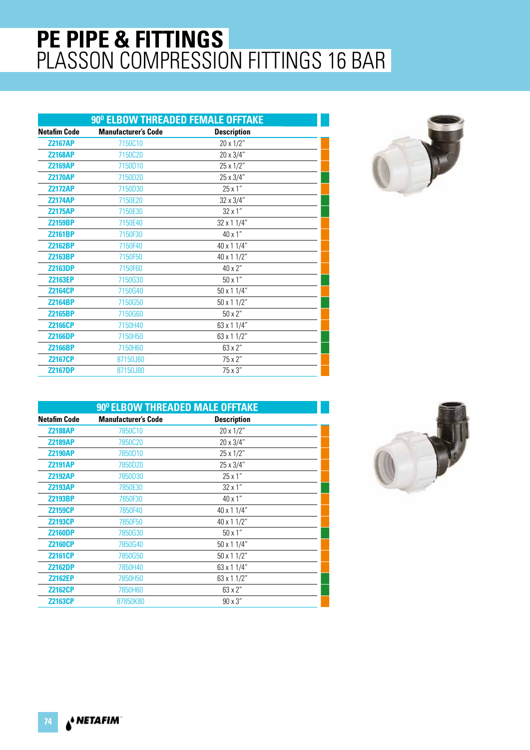# PE PIPE & FITTINGS
## PLASSON COMPRESSION FITTINGS 16 BAR

### 90⁰ ELBOW THREADED FEMALE OFFTAKE

| Netafim Code | Manufacturer's Code | Description |
|---|---|---|
| Z2167AP | 7150C10 | 20 x 1/2" |
| Z2168AP | 7150C20 | 20 x 3/4" |
| Z2169AP | 7150D10 | 25 x 1/2" |
| Z2170AP | 7150D20 | 25 x 3/4" |
| Z2172AP | 7150D30 | 25 x 1" |
| Z2174AP | 7150E20 | 32 x 3/4" |
| Z2175AP | 7150E30 | 32 x 1" |
| Z2159BP | 7150E40 | 32 x 1 1/4" |
| Z2161BP | 7150F30 | 40 x 1" |
| Z2162BP | 7150F40 | 40 x 1 1/4" |
| Z2163BP | 7150F50 | 40 x 1 1/2" |
| Z2163DP | 7150F60 | 40 x 2" |
| Z2163EP | 7150G30 | 50 x 1" |
| Z2164CP | 7150G40 | 50 x 1 1/4" |
| Z2164BP | 7150G50 | 50 x 1 1/2" |
| Z2165BP | 7150G60 | 50 x 2" |
| Z2166CP | 7150H40 | 63 x 1 1/4" |
| Z2166DP | 7150H50 | 63 x 1 1/2" |
| Z2166BP | 7150H60 | 63 x 2" |
| Z2167CP | 87150J60 | 75 x 2" |
| Z2167DP | 87150J80 | 75 x 3" |

### 90⁰ ELBOW THREADED MALE OFFTAKE

| Netafim Code | Manufacturer's Code | Description |
|---|---|---|
| Z2188AP | 7850C10 | 20 x 1/2" |
| Z2189AP | 7850C20 | 20 x 3/4" |
| Z2190AP | 7850D10 | 25 x 1/2" |
| Z2191AP | 7850D20 | 25 x 3/4" |
| Z2192AP | 7850D30 | 25 x 1" |
| Z2193AP | 7850E30 | 32 x 1" |
| Z2193BP | 7850F30 | 40 x 1" |
| Z2159CP | 7850F40 | 40 x 1 1/4" |
| Z2193CP | 7850F50 | 40 x 1 1/2" |
| Z2160DP | 7850G30 | 50 x 1" |
| Z2160CP | 7850G40 | 50 x 1 1/4" |
| Z2161CP | 7850G50 | 50 x 1 1/2" |
| Z2162DP | 7850H40 | 63 x 1 1/4" |
| Z2162EP | 7850H50 | 63 x 1 1/2" |
| Z2162CP | 7850H60 | 63 x 2" |
| Z2163CP | 87850K80 | 90 x 3" |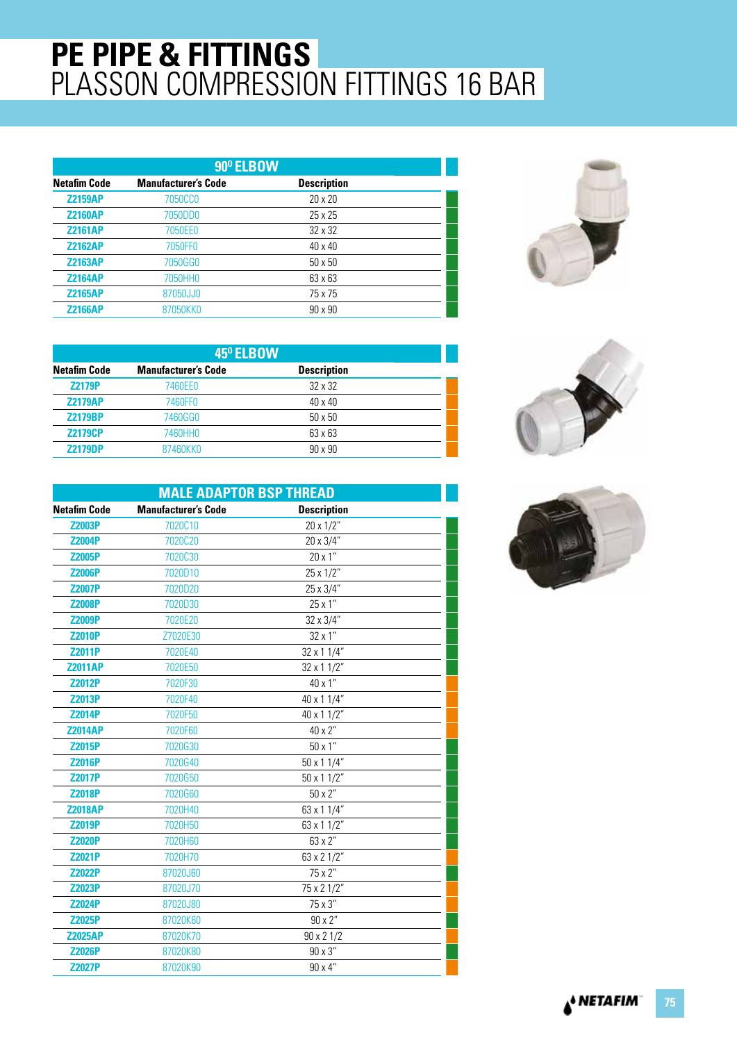# PE PIPE & FITTINGS
## PLASSON COMPRESSION FITTINGS 16 BAR

### 90º ELBOW

| Netafim Code | Manufacturer's Code | Description |
|---|---|---|
| Z2159AP | 7050CC0 | 20 x 20 |
| Z2160AP | 7050DD0 | 25 x 25 |
| Z2161AP | 7050EE0 | 32 x 32 |
| Z2162AP | 7050FF0 | 40 x 40 |
| Z2163AP | 7050GG0 | 50 x 50 |
| Z2164AP | 7050HH0 | 63 x 63 |
| Z2165AP | 87050JJ0 | 75 x 75 |
| Z2166AP | 87050KK0 | 90 x 90 |

### 45º ELBOW

| Netafim Code | Manufacturer's Code | Description |
|---|---|---|
| Z2179P | 7460EE0 | 32 x 32 |
| Z2179AP | 7460FF0 | 40 x 40 |
| Z2179BP | 7460GG0 | 50 x 50 |
| Z2179CP | 7460HH0 | 63 x 63 |
| Z2179DP | 87460KK0 | 90 x 90 |

### MALE ADAPTOR BSP THREAD

| Netafim Code | Manufacturer's Code | Description |
|---|---|---|
| Z2003P | 7020C10 | 20 x 1/2" |
| Z2004P | 7020C20 | 20 x 3/4" |
| Z2005P | 7020C30 | 20 x 1" |
| Z2006P | 7020D10 | 25 x 1/2" |
| Z2007P | 7020D20 | 25 x 3/4" |
| Z2008P | 7020D30 | 25 x 1" |
| Z2009P | 7020E20 | 32 x 3/4" |
| Z2010P | Z7020E30 | 32 x 1" |
| Z2011P | 7020E40 | 32 x 1 1/4" |
| Z2011AP | 7020E50 | 32 x 1 1/2" |
| Z2012P | 7020F30 | 40 x 1" |
| Z2013P | 7020F40 | 40 x 1 1/4" |
| Z2014P | 7020F50 | 40 x 1 1/2" |
| Z2014AP | 7020F60 | 40 x 2" |
| Z2015P | 7020G30 | 50 x 1" |
| Z2016P | 7020G40 | 50 x 1 1/4" |
| Z2017P | 7020G50 | 50 x 1 1/2" |
| Z2018P | 7020G60 | 50 x 2" |
| Z2018AP | 7020H40 | 63 x 1 1/4" |
| Z2019P | 7020H50 | 63 x 1 1/2" |
| Z2020P | 7020H60 | 63 x 2" |
| Z2021P | 7020H70 | 63 x 2 1/2" |
| Z2022P | 87020J60 | 75 x 2" |
| Z2023P | 87020J70 | 75 x 2 1/2" |
| Z2024P | 87020J80 | 75 x 3" |
| Z2025P | 87020K60 | 90 x 2" |
| Z2025AP | 87020K70 | 90 x 2 1/2 |
| Z2026P | 87020K80 | 90 x 3" |
| Z2027P | 87020K90 | 90 x 4" |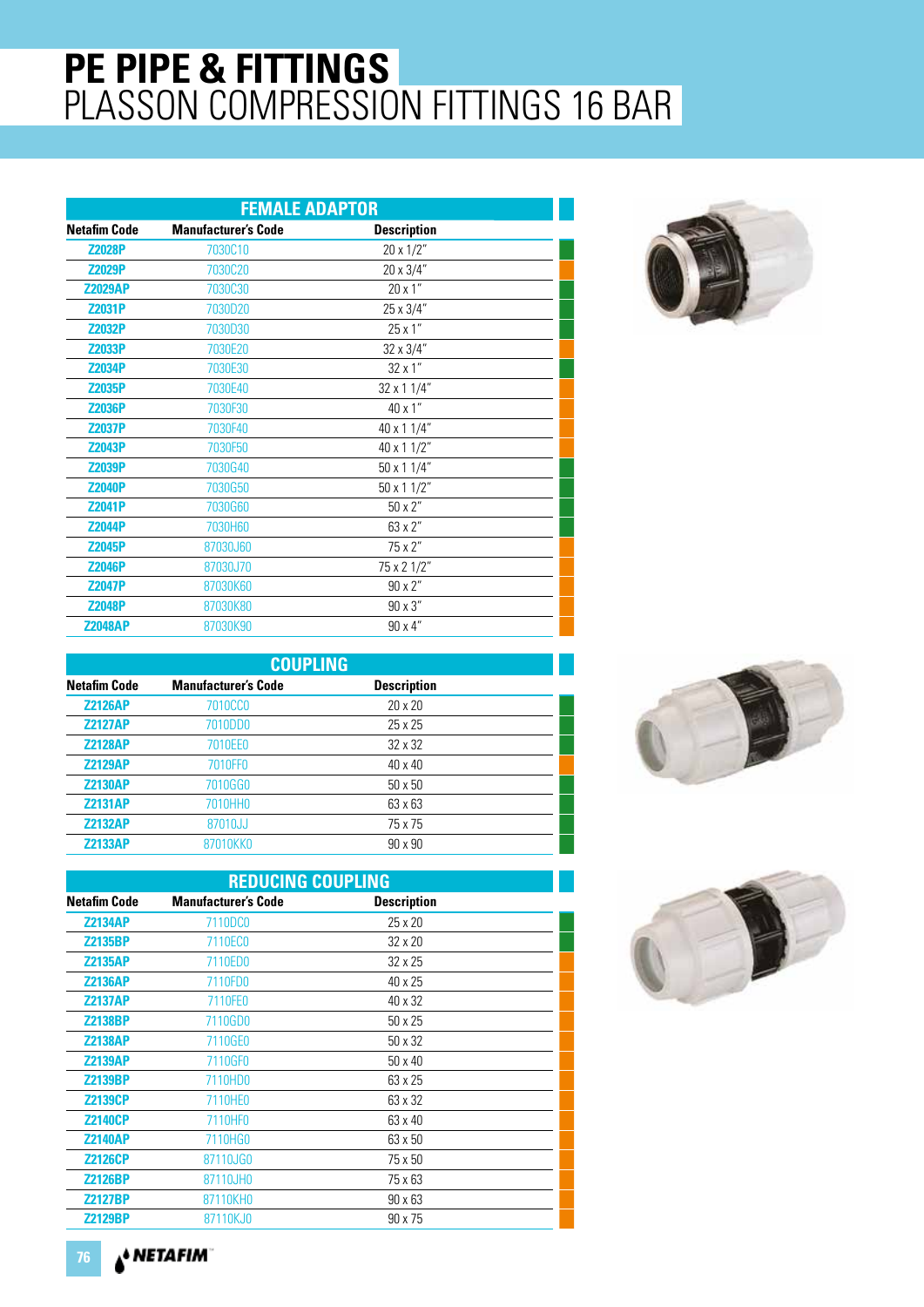# PE PIPE & FITTINGS
## PLASSON COMPRESSION FITTINGS 16 BAR

### FEMALE ADAPTOR

| Netafim Code | Manufacturer's Code | Description |
|---|---|---|
| Z2028P | 7030C10 | 20 x 1/2" |
| Z2029P | 7030C20 | 20 x 3/4" |
| Z2029AP | 7030C30 | 20 x 1" |
| Z2031P | 7030D20 | 25 x 3/4" |
| Z2032P | 7030D30 | 25 x 1" |
| Z2033P | 7030E20 | 32 x 3/4" |
| Z2034P | 7030E30 | 32 x 1" |
| Z2035P | 7030E40 | 32 x 1 1/4" |
| Z2036P | 7030F30 | 40 x 1" |
| Z2037P | 7030F40 | 40 x 1 1/4" |
| Z2043P | 7030F50 | 40 x 1 1/2" |
| Z2039P | 7030G40 | 50 x 1 1/4" |
| Z2040P | 7030G50 | 50 x 1 1/2" |
| Z2041P | 7030G60 | 50 x 2" |
| Z2044P | 7030H60 | 63 x 2" |
| Z2045P | 87030J60 | 75 x 2" |
| Z2046P | 87030J70 | 75 x 2 1/2" |
| Z2047P | 87030K60 | 90 x 2" |
| Z2048P | 87030K80 | 90 x 3" |
| Z2048AP | 87030K90 | 90 x 4" |

### COUPLING

| Netafim Code | Manufacturer's Code | Description |
|---|---|---|
| Z2126AP | 7010CC0 | 20 x 20 |
| Z2127AP | 7010DD0 | 25 x 25 |
| Z2128AP | 7010EE0 | 32 x 32 |
| Z2129AP | 7010FF0 | 40 x 40 |
| Z2130AP | 7010GG0 | 50 x 50 |
| Z2131AP | 7010HH0 | 63 x 63 |
| Z2132AP | 87010JJ | 75 x 75 |
| Z2133AP | 87010KK0 | 90 x 90 |

### REDUCING COUPLING

| Netafim Code | Manufacturer's Code | Description |
|---|---|---|
| Z2134AP | 7110DC0 | 25 x 20 |
| Z2135BP | 7110EC0 | 32 x 20 |
| Z2135AP | 7110ED0 | 32 x 25 |
| Z2136AP | 7110FD0 | 40 x 25 |
| Z2137AP | 7110FE0 | 40 x 32 |
| Z2138BP | 7110GD0 | 50 x 25 |
| Z2138AP | 7110GE0 | 50 x 32 |
| Z2139AP | 7110GF0 | 50 x 40 |
| Z2139BP | 7110HD0 | 63 x 25 |
| Z2139CP | 7110HE0 | 63 x 32 |
| Z2140CP | 7110HF0 | 63 x 40 |
| Z2140AP | 7110HG0 | 63 x 50 |
| Z2126CP | 87110JG0 | 75 x 50 |
| Z2126BP | 87110JH0 | 75 x 63 |
| Z2127BP | 87110KH0 | 90 x 63 |
| Z2129BP | 87110KJ0 | 90 x 75 |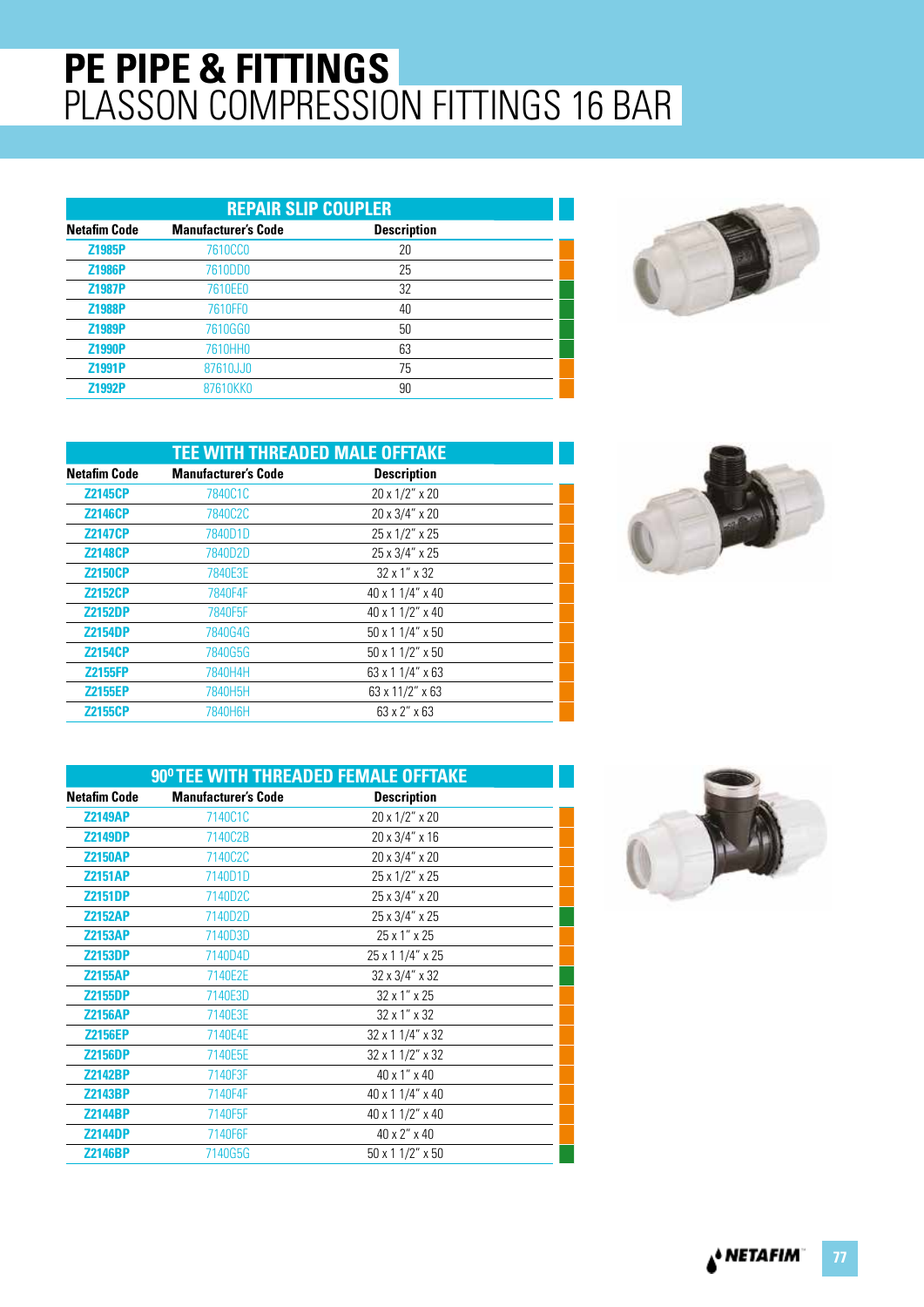# PE PIPE & FITTINGS
## PLASSON COMPRESSION FITTINGS 16 BAR

### REPAIR SLIP COUPLER

| Netafim Code | Manufacturer's Code | Description |
|---|---|---|
| Z1985P | 7610CC0 | 20 |
| Z1986P | 7610DD0 | 25 |
| Z1987P | 7610EE0 | 32 |
| Z1988P | 7610FF0 | 40 |
| Z1989P | 7610GG0 | 50 |
| Z1990P | 7610HH0 | 63 |
| Z1991P | 87610JJ0 | 75 |
| Z1992P | 87610KK0 | 90 |

### TEE WITH THREADED MALE OFFTAKE

| Netafim Code | Manufacturer's Code | Description |
|---|---|---|
| Z2145CP | 7840C1C | 20 x 1/2" x 20 |
| Z2146CP | 7840C2C | 20 x 3/4" x 20 |
| Z2147CP | 7840D1D | 25 x 1/2" x 25 |
| Z2148CP | 7840D2D | 25 x 3/4" x 25 |
| Z2150CP | 7840E3E | 32 x 1" x 32 |
| Z2152CP | 7840F4F | 40 x 1 1/4" x 40 |
| Z2152DP | 7840F5F | 40 x 1 1/2" x 40 |
| Z2154DP | 7840G4G | 50 x 1 1/4" x 50 |
| Z2154CP | 7840G5G | 50 x 1 1/2" x 50 |
| Z2155FP | 7840H4H | 63 x 1 1/4" x 63 |
| Z2155EP | 7840H5H | 63 x 11/2" x 63 |
| Z2155CP | 7840H6H | 63 x 2" x 63 |

### 90⁰ TEE WITH THREADED FEMALE OFFTAKE

| Netafim Code | Manufacturer's Code | Description |
|---|---|---|
| Z2149AP | 7140C1C | 20 x 1/2" x 20 |
| Z2149DP | 7140C2B | 20 x 3/4" x 16 |
| Z2150AP | 7140C2C | 20 x 3/4" x 20 |
| Z2151AP | 7140D1D | 25 x 1/2" x 25 |
| Z2151DP | 7140D2C | 25 x 3/4" x 20 |
| Z2152AP | 7140D2D | 25 x 3/4" x 25 |
| Z2153AP | 7140D3D | 25 x 1" x 25 |
| Z2153DP | 7140D4D | 25 x 1 1/4" x 25 |
| Z2155AP | 7140E2E | 32 x 3/4" x 32 |
| Z2155DP | 7140E3D | 32 x 1" x 25 |
| Z2156AP | 7140E3E | 32 x 1" x 32 |
| Z2156EP | 7140E4E | 32 x 1 1/4" x 32 |
| Z2156DP | 7140E5E | 32 x 1 1/2" x 32 |
| Z2142BP | 7140F3F | 40 x 1" x 40 |
| Z2143BP | 7140F4F | 40 x 1 1/4" x 40 |
| Z2144BP | 7140F5F | 40 x 1 1/2" x 40 |
| Z2144DP | 7140F6F | 40 x 2" x 40 |
| Z2146BP | 7140G5G | 50 x 1 1/2" x 50 |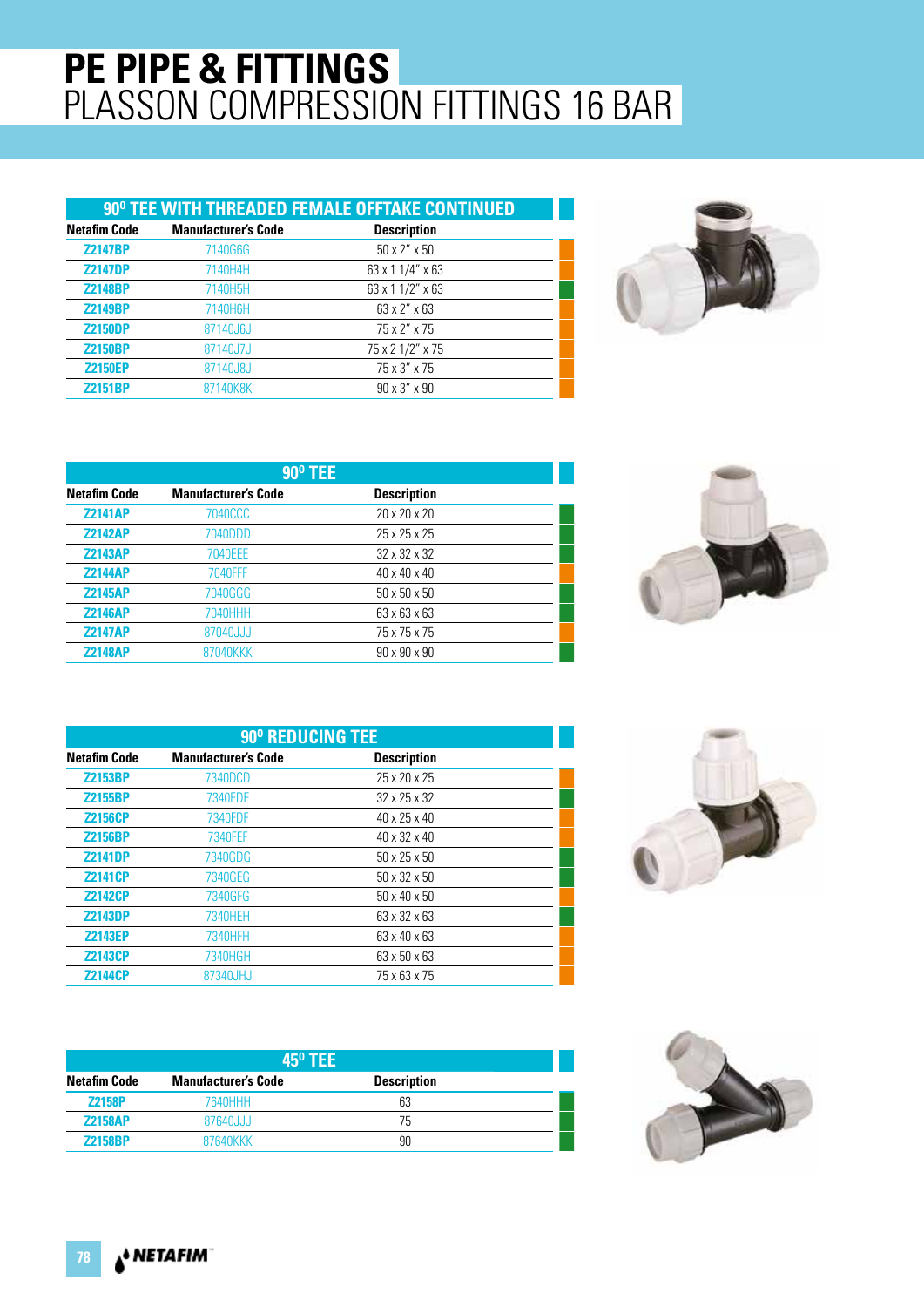# PE PIPE & FITTINGS
## PLASSON COMPRESSION FITTINGS 16 BAR

### 90⁰ TEE WITH THREADED FEMALE OFFTAKE CONTINUED

| Netafim Code | Manufacturer's Code | Description |
|---|---|---|
| Z2147BP | 7140G6G | 50 x 2" x 50 |
| Z2147DP | 7140H4H | 63 x 1 1/4" x 63 |
| Z2148BP | 7140H5H | 63 x 1 1/2" x 63 |
| Z2149BP | 7140H6H | 63 x 2" x 63 |
| Z2150DP | 87140J6J | 75 x 2" x 75 |
| Z2150BP | 87140J7J | 75 x 2 1/2" x 75 |
| Z2150EP | 87140J8J | 75 x 3" x 75 |
| Z2151BP | 87140K8K | 90 x 3" x 90 |

### 90⁰ TEE

| Netafim Code | Manufacturer's Code | Description |
|---|---|---|
| Z2141AP | 7040CCC | 20 x 20 x 20 |
| Z2142AP | 7040DDD | 25 x 25 x 25 |
| Z2143AP | 7040EEE | 32 x 32 x 32 |
| Z2144AP | 7040FFF | 40 x 40 x 40 |
| Z2145AP | 7040GGG | 50 x 50 x 50 |
| Z2146AP | 7040HHH | 63 x 63 x 63 |
| Z2147AP | 87040JJJ | 75 x 75 x 75 |
| Z2148AP | 87040KKK | 90 x 90 x 90 |

### 90⁰ REDUCING TEE

| Netafim Code | Manufacturer's Code | Description |
|---|---|---|
| Z2153BP | 7340DCD | 25 x 20 x 25 |
| Z2155BP | 7340EDE | 32 x 25 x 32 |
| Z2156CP | 7340FDF | 40 x 25 x 40 |
| Z2156BP | 7340FEF | 40 x 32 x 40 |
| Z2141DP | 7340GDG | 50 x 25 x 50 |
| Z2141CP | 7340GEG | 50 x 32 x 50 |
| Z2142CP | 7340GFG | 50 x 40 x 50 |
| Z2143DP | 7340HEH | 63 x 32 x 63 |
| Z2143EP | 7340HFH | 63 x 40 x 63 |
| Z2143CP | 7340HGH | 63 x 50 x 63 |
| Z2144CP | 87340JHJ | 75 x 63 x 75 |

### 45⁰ TEE

| Netafim Code | Manufacturer's Code | Description |
|---|---|---|
| Z2158P | 7640HHH | 63 |
| Z2158AP | 87640JJJ | 75 |
| Z2158BP | 87640KKK | 90 |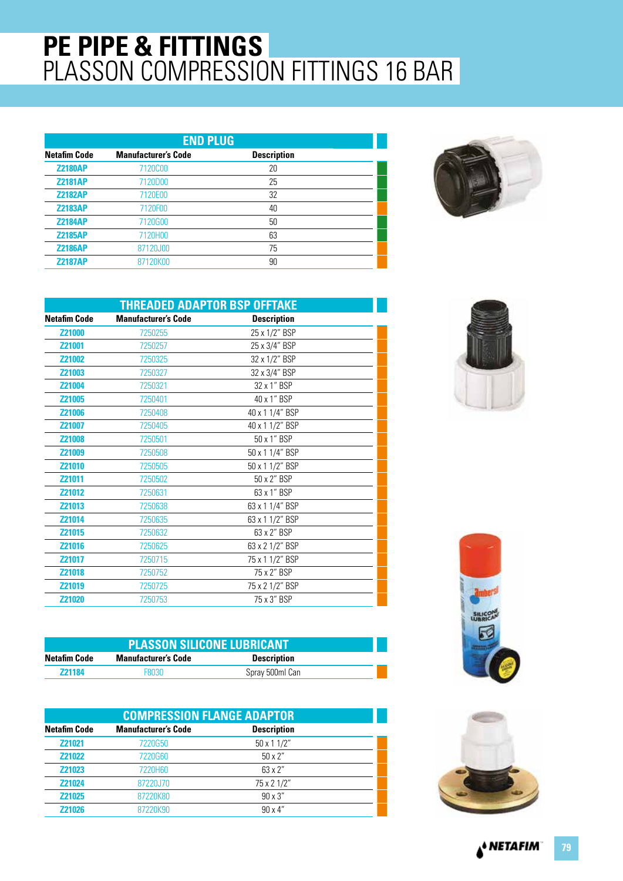# PE PIPE & FITTINGS
## PLASSON COMPRESSION FITTINGS 16 BAR

### END PLUG

| Netafim Code | Manufacturer's Code | Description |
|---|---|---|
| Z2180AP | 7120C00 | 20 |
| Z2181AP | 7120D00 | 25 |
| Z2182AP | 7120E00 | 32 |
| Z2183AP | 7120F00 | 40 |
| Z2184AP | 7120G00 | 50 |
| Z2185AP | 7120H00 | 63 |
| Z2186AP | 87120J00 | 75 |
| Z2187AP | 87120K00 | 90 |

### THREADED ADAPTOR BSP OFFTAKE

| Netafim Code | Manufacturer's Code | Description |
|---|---|---|
| Z21000 | 7250255 | 25 x 1/2" BSP |
| Z21001 | 7250257 | 25 x 3/4" BSP |
| Z21002 | 7250325 | 32 x 1/2" BSP |
| Z21003 | 7250327 | 32 x 3/4" BSP |
| Z21004 | 7250321 | 32 x 1" BSP |
| Z21005 | 7250401 | 40 x 1" BSP |
| Z21006 | 7250408 | 40 x 1 1/4" BSP |
| Z21007 | 7250405 | 40 x 1 1/2" BSP |
| Z21008 | 7250501 | 50 x 1" BSP |
| Z21009 | 7250508 | 50 x 1 1/4" BSP |
| Z21010 | 7250505 | 50 x 1 1/2" BSP |
| Z21011 | 7250502 | 50 x 2" BSP |
| Z21012 | 7250631 | 63 x 1" BSP |
| Z21013 | 7250638 | 63 x 1 1/4" BSP |
| Z21014 | 7250635 | 63 x 1 1/2" BSP |
| Z21015 | 7250632 | 63 x 2" BSP |
| Z21016 | 7250625 | 63 x 2 1/2" BSP |
| Z21017 | 7250715 | 75 x 1 1/2" BSP |
| Z21018 | 7250752 | 75 x 2" BSP |
| Z21019 | 7250725 | 75 x 2 1/2" BSP |
| Z21020 | 7250753 | 75 x 3" BSP |

### PLASSON SILICONE LUBRICANT

| Netafim Code | Manufacturer's Code | Description |
|---|---|---|
| Z21184 | F8030 | Spray 500ml Can |

### COMPRESSION FLANGE ADAPTOR

| Netafim Code | Manufacturer's Code | Description |
|---|---|---|
| Z21021 | 7220G50 | 50 x 1 1/2" |
| Z21022 | 7220G60 | 50 x 2" |
| Z21023 | 7220H60 | 63 x 2" |
| Z21024 | 87220J70 | 75 x 2 1/2" |
| Z21025 | 87220K80 | 90 x 3" |
| Z21026 | 87220K90 | 90 x 4" |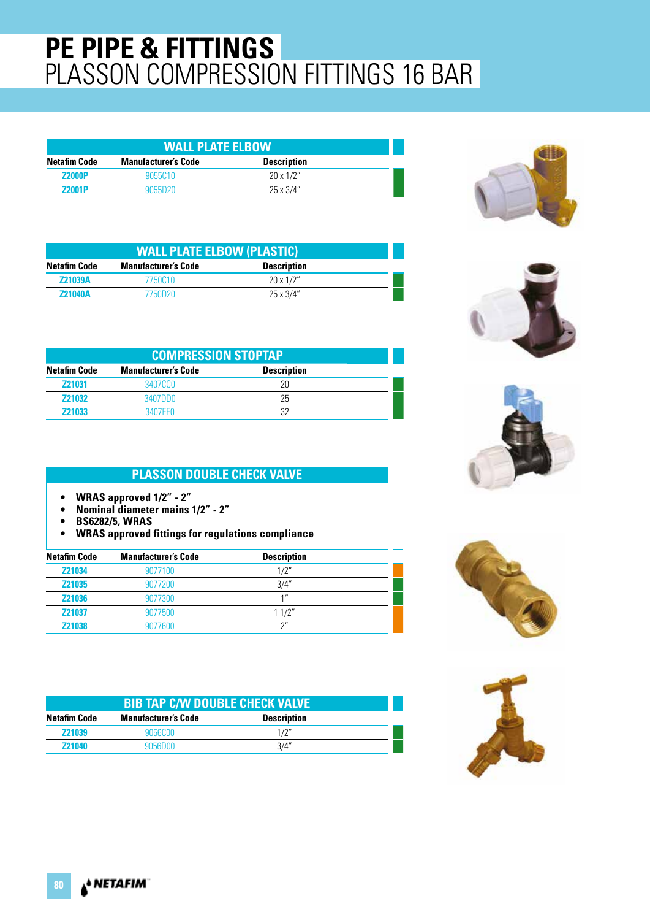# PE PIPE & FITTINGS
## PLASSON COMPRESSION FITTINGS 16 BAR

### WALL PLATE ELBOW

| Netafim Code | Manufacturer's Code | Description |
|---|---|---|
| Z2000P | 9055C10 | 20 x 1/2" |
| Z2001P | 9055D20 | 25 x 3/4" |

### WALL PLATE ELBOW (PLASTIC)

| Netafim Code | Manufacturer's Code | Description |
|---|---|---|
| Z21039A | 7750C10 | 20 x 1/2" |
| Z21040A | 7750D20 | 25 x 3/4" |

### COMPRESSION STOPTAP

| Netafim Code | Manufacturer's Code | Description |
|---|---|---|
| Z21031 | 3407CC0 | 20 |
| Z21032 | 3407DD0 | 25 |
| Z21033 | 3407EE0 | 32 |

### PLASSON DOUBLE CHECK VALVE

- **WRAS approved 1/2" - 2"**
- **Nominal diameter mains 1/2" - 2"**
- **BS6282/5, WRAS**
- **WRAS approved fittings for regulations compliance**

| Netafim Code | Manufacturer's Code | Description |
|---|---|---|
| Z21034 | 9077100 | 1/2" |
| Z21035 | 9077200 | 3/4" |
| Z21036 | 9077300 | 1" |
| Z21037 | 9077500 | 1 1/2" |
| Z21038 | 9077600 | 2" |

### BIB TAP C/W DOUBLE CHECK VALVE

| Netafim Code | Manufacturer's Code | Description |
|---|---|---|
| Z21039 | 9056C00 | 1/2" |
| Z21040 | 9056D00 | 3/4" |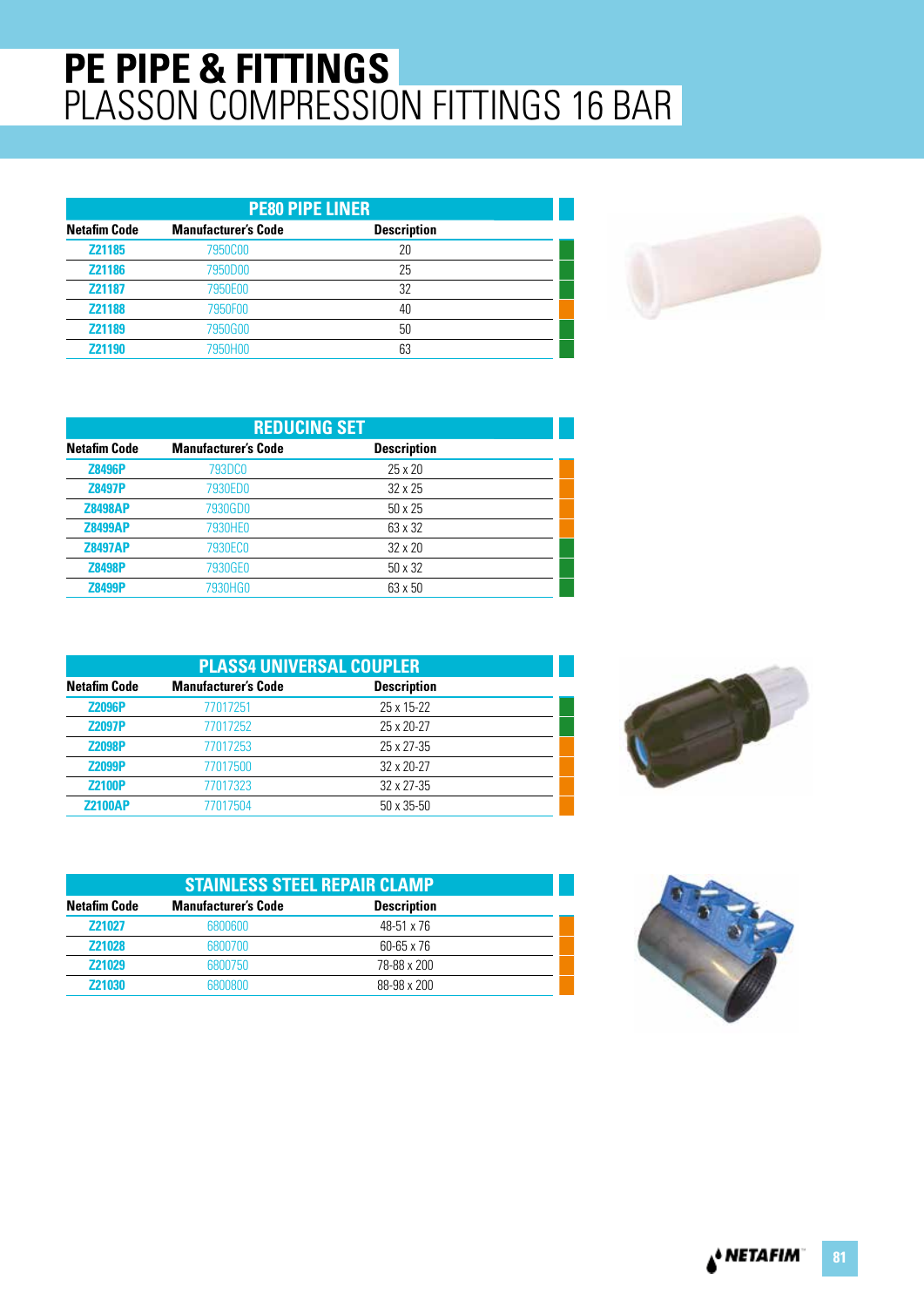# PE PIPE & FITTINGS
## PLASSON COMPRESSION FITTINGS 16 BAR

### PE80 PIPE LINER

| Netafim Code | Manufacturer's Code | Description |
|---|---|---|
| Z21185 | 7950C00 | 20 |
| Z21186 | 7950D00 | 25 |
| Z21187 | 7950E00 | 32 |
| Z21188 | 7950F00 | 40 |
| Z21189 | 7950G00 | 50 |
| Z21190 | 7950H00 | 63 |

### REDUCING SET

| Netafim Code | Manufacturer's Code | Description |
|---|---|---|
| Z8496P | 793DC0 | 25 x 20 |
| Z8497P | 7930ED0 | 32 x 25 |
| Z8498AP | 7930GD0 | 50 x 25 |
| Z8499AP | 7930HE0 | 63 x 32 |
| Z8497AP | 7930EC0 | 32 x 20 |
| Z8498P | 7930GE0 | 50 x 32 |
| Z8499P | 7930HG0 | 63 x 50 |

### PLASS4 UNIVERSAL COUPLER

| Netafim Code | Manufacturer's Code | Description |
|---|---|---|
| Z2096P | 77017251 | 25 x 15-22 |
| Z2097P | 77017252 | 25 x 20-27 |
| Z2098P | 77017253 | 25 x 27-35 |
| Z2099P | 77017500 | 32 x 20-27 |
| Z2100P | 77017323 | 32 x 27-35 |
| Z2100AP | 77017504 | 50 x 35-50 |

### STAINLESS STEEL REPAIR CLAMP

| Netafim Code | Manufacturer's Code | Description |
|---|---|---|
| Z21027 | 6800600 | 48-51 x 76 |
| Z21028 | 6800700 | 60-65 x 76 |
| Z21029 | 6800750 | 78-88 x 200 |
| Z21030 | 6800800 | 88-98 x 200 |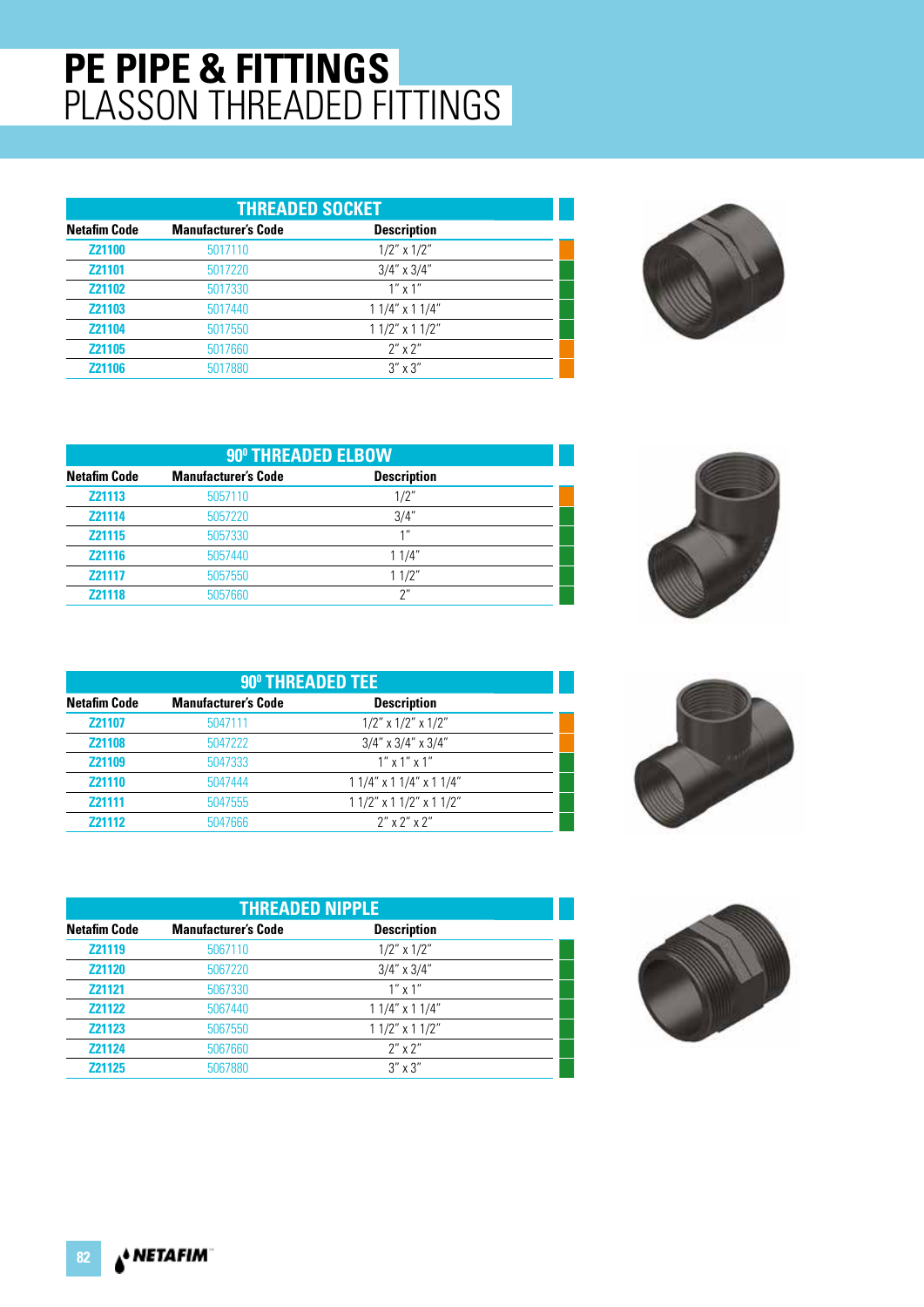# PE PIPE & FITTINGS
## PLASSON THREADED FITTINGS

### THREADED SOCKET

| Netafim Code | Manufacturer's Code | Description |
|---|---|---|
| Z21100 | 5017110 | 1/2" x 1/2" |
| Z21101 | 5017220 | 3/4" x 3/4" |
| Z21102 | 5017330 | 1" x 1" |
| Z21103 | 5017440 | 1 1/4" x 1 1/4" |
| Z21104 | 5017550 | 1 1/2" x 1 1/2" |
| Z21105 | 5017660 | 2" x 2" |
| Z21106 | 5017880 | 3" x 3" |

### 90⁰ THREADED ELBOW

| Netafim Code | Manufacturer's Code | Description |
|---|---|---|
| Z21113 | 5057110 | 1/2" |
| Z21114 | 5057220 | 3/4" |
| Z21115 | 5057330 | 1" |
| Z21116 | 5057440 | 1 1/4" |
| Z21117 | 5057550 | 1 1/2" |
| Z21118 | 5057660 | 2" |

### 90⁰ THREADED TEE

| Netafim Code | Manufacturer's Code | Description |
|---|---|---|
| Z21107 | 5047111 | 1/2" x 1/2" x 1/2" |
| Z21108 | 5047222 | 3/4" x 3/4" x 3/4" |
| Z21109 | 5047333 | 1" x 1" x 1" |
| Z21110 | 5047444 | 1 1/4" x 1 1/4" x 1 1/4" |
| Z21111 | 5047555 | 1 1/2" x 1 1/2" x 1 1/2" |
| Z21112 | 5047666 | 2" x 2" x 2" |

### THREADED NIPPLE

| Netafim Code | Manufacturer's Code | Description |
|---|---|---|
| Z21119 | 5067110 | 1/2" x 1/2" |
| Z21120 | 5067220 | 3/4" x 3/4" |
| Z21121 | 5067330 | 1" x 1" |
| Z21122 | 5067440 | 1 1/4" x 1 1/4" |
| Z21123 | 5067550 | 1 1/2" x 1 1/2" |
| Z21124 | 5067660 | 2" x 2" |
| Z21125 | 5067880 | 3" x 3" |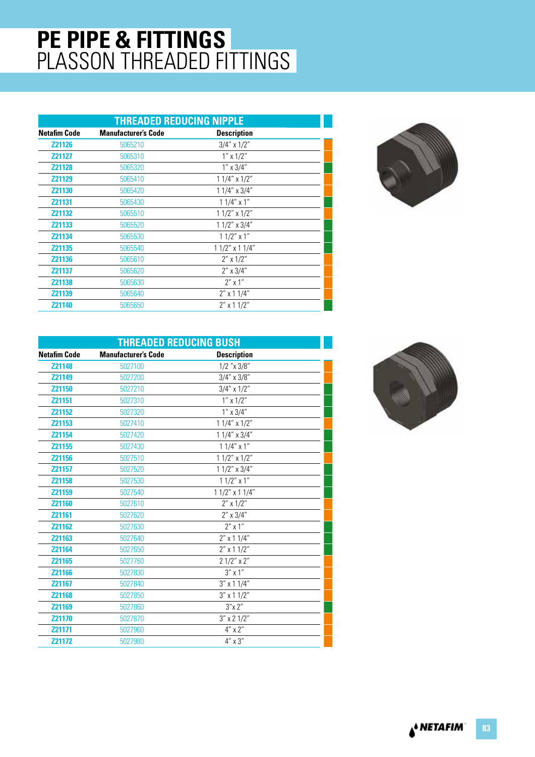# PE PIPE & FITTINGS
## PLASSON THREADED FITTINGS

### THREADED REDUCING NIPPLE

| Netafim Code | Manufacturer's Code | Description |
|---|---|---|
| Z21126 | 5065210 | 3/4" x 1/2" |
| Z21127 | 5065310 | 1" x 1/2" |
| Z21128 | 5065320 | 1" x 3/4" |
| Z21129 | 5065410 | 1 1/4" x 1/2" |
| Z21130 | 5065420 | 1 1/4" x 3/4" |
| Z21131 | 5065430 | 1 1/4" x 1" |
| Z21132 | 5065510 | 1 1/2" x 1/2" |
| Z21133 | 5065520 | 1 1/2" x 3/4" |
| Z21134 | 5065530 | 1 1/2" x 1" |
| Z21135 | 5065540 | 1 1/2" x 1 1/4" |
| Z21136 | 5065610 | 2" x 1/2" |
| Z21137 | 5065620 | 2" x 3/4" |
| Z21138 | 5065630 | 2" x 1" |
| Z21139 | 5065640 | 2" x 1 1/4" |
| Z21140 | 5065650 | 2" x 1 1/2" |

### THREADED REDUCING BUSH

| Netafim Code | Manufacturer's Code | Description |
|---|---|---|
| Z21148 | 5027100 | 1/2 "x 3/8" |
| Z21149 | 5027200 | 3/4" x 3/8" |
| Z21150 | 5027210 | 3/4" x 1/2" |
| Z21151 | 5027310 | 1" x 1/2" |
| Z21152 | 5027320 | 1" x 3/4" |
| Z21153 | 5027410 | 1 1/4" x 1/2" |
| Z21154 | 5027420 | 1 1/4" x 3/4" |
| Z21155 | 5027430 | 1 1/4" x 1" |
| Z21156 | 5027510 | 1 1/2" x 1/2" |
| Z21157 | 5027520 | 1 1/2" x 3/4" |
| Z21158 | 5027530 | 1 1/2" x 1" |
| Z21159 | 5027540 | 1 1/2" x 1 1/4" |
| Z21160 | 5027610 | 2" x 1/2" |
| Z21161 | 5027620 | 2" x 3/4" |
| Z21162 | 5027630 | 2" x 1" |
| Z21163 | 5027640 | 2" x 1 1/4" |
| Z21164 | 5027650 | 2" x 1 1/2" |
| Z21165 | 5027760 | 2 1/2" x 2" |
| Z21166 | 5027830 | 3" x 1" |
| Z21167 | 5027840 | 3" x 1 1/4" |
| Z21168 | 5027850 | 3" x 1 1/2" |
| Z21169 | 5027860 | 3"x 2" |
| Z21170 | 5027870 | 3" x 2 1/2" |
| Z21171 | 5027960 | 4" x 2" |
| Z21172 | 5027980 | 4" x 3" |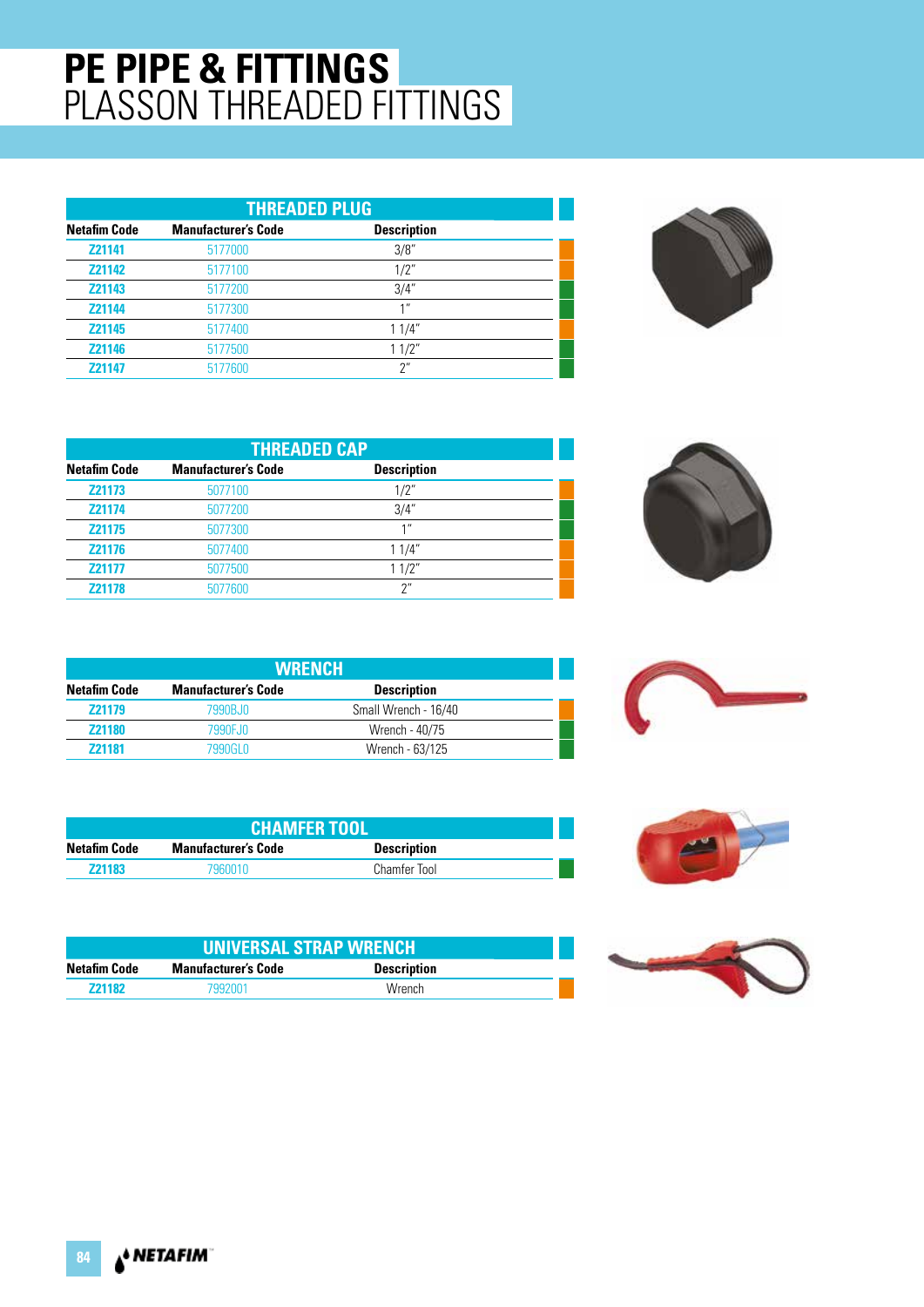# PE PIPE & FITTINGS
## PLASSON THREADED FITTINGS

### THREADED PLUG

| Netafim Code | Manufacturer's Code | Description |
|---|---|---|
| Z21141 | 5177000 | 3/8" |
| Z21142 | 5177100 | 1/2" |
| Z21143 | 5177200 | 3/4" |
| Z21144 | 5177300 | 1" |
| Z21145 | 5177400 | 1 1/4" |
| Z21146 | 5177500 | 1 1/2" |
| Z21147 | 5177600 | 2" |

### THREADED CAP

| Netafim Code | Manufacturer's Code | Description |
|---|---|---|
| Z21173 | 5077100 | 1/2" |
| Z21174 | 5077200 | 3/4" |
| Z21175 | 5077300 | 1" |
| Z21176 | 5077400 | 1 1/4" |
| Z21177 | 5077500 | 1 1/2" |
| Z21178 | 5077600 | 2" |

### WRENCH

| Netafim Code | Manufacturer's Code | Description |
|---|---|---|
| Z21179 | 7990BJ0 | Small Wrench - 16/40 |
| Z21180 | 7990FJ0 | Wrench - 40/75 |
| Z21181 | 7990GL0 | Wrench - 63/125 |

### CHAMFER TOOL

| Netafim Code | Manufacturer's Code | Description |
|---|---|---|
| Z21183 | 7960010 | Chamfer Tool |

### UNIVERSAL STRAP WRENCH

| Netafim Code | Manufacturer's Code | Description |
|---|---|---|
| Z21182 | 7992001 | Wrench |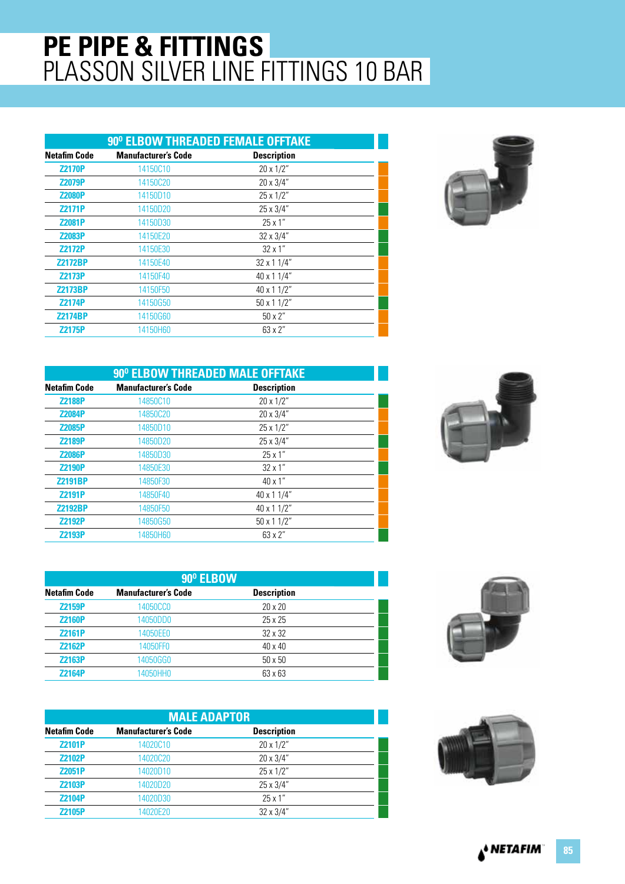# PE PIPE & FITTINGS
## PLASSON SILVER LINE FITTINGS 10 BAR

### 90° ELBOW THREADED FEMALE OFFTAKE

| Netafim Code | Manufacturer's Code | Description |
|---|---|---|
| Z2170P | 14150C10 | 20 x 1/2" |
| Z2079P | 14150C20 | 20 x 3/4" |
| Z2080P | 14150D10 | 25 x 1/2" |
| Z2171P | 14150D20 | 25 x 3/4" |
| Z2081P | 14150D30 | 25 x 1" |
| Z2083P | 14150E20 | 32 x 3/4" |
| Z2172P | 14150E30 | 32 x 1" |
| Z2172BP | 14150E40 | 32 x 1 1/4" |
| Z2173P | 14150F40 | 40 x 1 1/4" |
| Z2173BP | 14150F50 | 40 x 1 1/2" |
| Z2174P | 14150G50 | 50 x 1 1/2" |
| Z2174BP | 14150G60 | 50 x 2" |
| Z2175P | 14150H60 | 63 x 2" |

### 90° ELBOW THREADED MALE OFFTAKE

| Netafim Code | Manufacturer's Code | Description |
|---|---|---|
| Z2188P | 14850C10 | 20 x 1/2" |
| Z2084P | 14850C20 | 20 x 3/4" |
| Z2085P | 14850D10 | 25 x 1/2" |
| Z2189P | 14850D20 | 25 x 3/4" |
| Z2086P | 14850D30 | 25 x 1" |
| Z2190P | 14850E30 | 32 x 1" |
| Z2191BP | 14850F30 | 40 x 1" |
| Z2191P | 14850F40 | 40 x 1 1/4" |
| Z2192BP | 14850F50 | 40 x 1 1/2" |
| Z2192P | 14850G50 | 50 x 1 1/2" |
| Z2193P | 14850H60 | 63 x 2" |

### 90° ELBOW

| Netafim Code | Manufacturer's Code | Description |
|---|---|---|
| Z2159P | 14050CC0 | 20 x 20 |
| Z2160P | 14050DD0 | 25 x 25 |
| Z2161P | 14050EE0 | 32 x 32 |
| Z2162P | 14050FF0 | 40 x 40 |
| Z2163P | 14050GG0 | 50 x 50 |
| Z2164P | 14050HH0 | 63 x 63 |

### MALE ADAPTOR

| Netafim Code | Manufacturer's Code | Description |
|---|---|---|
| Z2101P | 14020C10 | 20 x 1/2" |
| Z2102P | 14020C20 | 20 x 3/4" |
| Z2051P | 14020D10 | 25 x 1/2" |
| Z2103P | 14020D20 | 25 x 3/4" |
| Z2104P | 14020D30 | 25 x 1" |
| Z2105P | 14020E20 | 32 x 3/4" |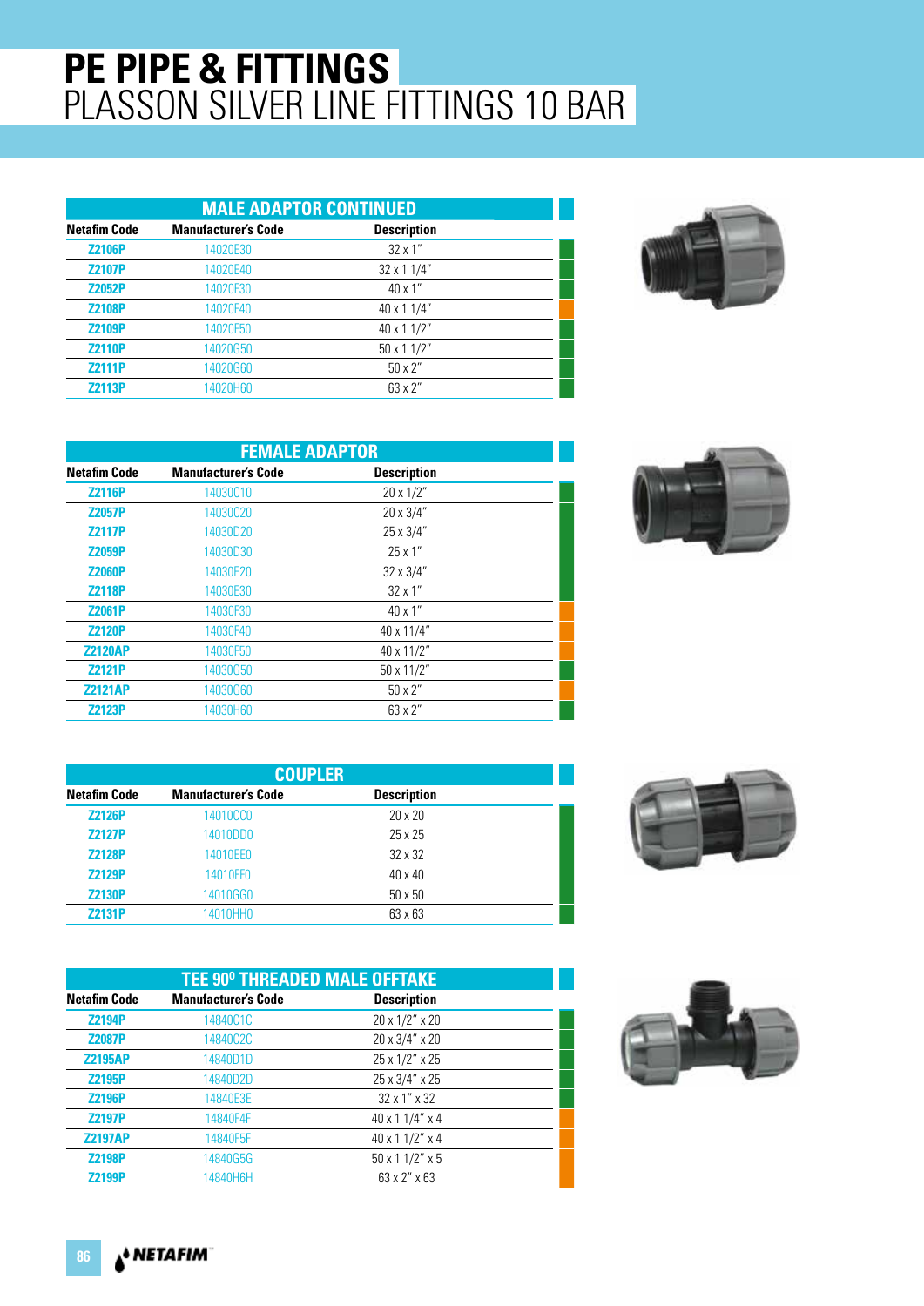# PE PIPE & FITTINGS

## PLASSON SILVER LINE FITTINGS 10 BAR

### MALE ADAPTOR CONTINUED

| Netafim Code | Manufacturer's Code | Description |
|---|---|---|
| Z2106P | 14020E30 | 32 x 1" |
| Z2107P | 14020E40 | 32 x 1 1/4" |
| Z2052P | 14020F30 | 40 x 1" |
| Z2108P | 14020F40 | 40 x 1 1/4" |
| Z2109P | 14020F50 | 40 x 1 1/2" |
| Z2110P | 14020G50 | 50 x 1 1/2" |
| Z2111P | 14020G60 | 50 x 2" |
| Z2113P | 14020H60 | 63 x 2" |

### FEMALE ADAPTOR

| Netafim Code | Manufacturer's Code | Description |
|---|---|---|
| Z2116P | 14030C10 | 20 x 1/2" |
| Z2057P | 14030C20 | 20 x 3/4" |
| Z2117P | 14030D20 | 25 x 3/4" |
| Z2059P | 14030D30 | 25 x 1" |
| Z2060P | 14030E20 | 32 x 3/4" |
| Z2118P | 14030E30 | 32 x 1" |
| Z2061P | 14030F30 | 40 x 1" |
| Z2120P | 14030F40 | 40 x 11/4" |
| Z2120AP | 14030F50 | 40 x 11/2" |
| Z2121P | 14030G50 | 50 x 11/2" |
| Z2121AP | 14030G60 | 50 x 2" |
| Z2123P | 14030H60 | 63 x 2" |

### COUPLER

| Netafim Code | Manufacturer's Code | Description |
|---|---|---|
| Z2126P | 14010CC0 | 20 x 20 |
| Z2127P | 14010DD0 | 25 x 25 |
| Z2128P | 14010EE0 | 32 x 32 |
| Z2129P | 14010FF0 | 40 x 40 |
| Z2130P | 14010GG0 | 50 x 50 |
| Z2131P | 14010HH0 | 63 x 63 |

### TEE 90º THREADED MALE OFFTAKE

| Netafim Code | Manufacturer's Code | Description |
|---|---|---|
| Z2194P | 14840C1C | 20 x 1/2" x 20 |
| Z2087P | 14840C2C | 20 x 3/4" x 20 |
| Z2195AP | 14840D1D | 25 x 1/2" x 25 |
| Z2195P | 14840D2D | 25 x 3/4" x 25 |
| Z2196P | 14840E3E | 32 x 1" x 32 |
| Z2197P | 14840F4F | 40 x 1 1/4" x 4 |
| Z2197AP | 14840F5F | 40 x 1 1/2" x 4 |
| Z2198P | 14840G5G | 50 x 1 1/2" x 5 |
| Z2199P | 14840H6H | 63 x 2" x 63 |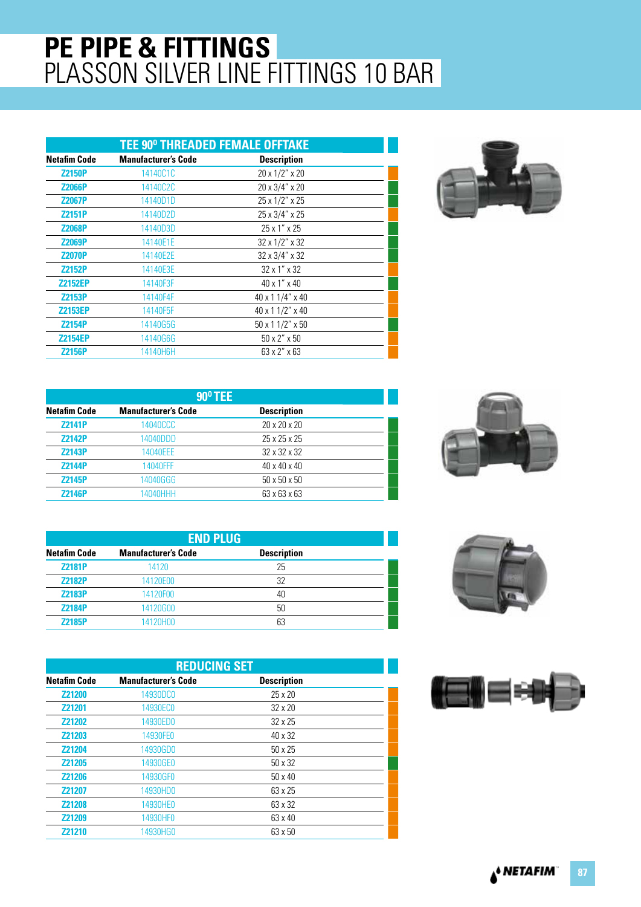# PE PIPE & FITTINGS
## PLASSON SILVER LINE FITTINGS 10 BAR

### TEE 90º THREADED FEMALE OFFTAKE

| Netafim Code | Manufacturer's Code | Description |
|---|---|---|
| Z2150P | 14140C1C | 20 x 1/2" x 20 |
| Z2066P | 14140C2C | 20 x 3/4" x 20 |
| Z2067P | 14140D1D | 25 x 1/2" x 25 |
| Z2151P | 14140D2D | 25 x 3/4" x 25 |
| Z2068P | 14140D3D | 25 x 1" x 25 |
| Z2069P | 14140E1E | 32 x 1/2" x 32 |
| Z2070P | 14140E2E | 32 x 3/4" x 32 |
| Z2152P | 14140E3E | 32 x 1" x 32 |
| Z2152EP | 14140F3F | 40 x 1" x 40 |
| Z2153P | 14140F4F | 40 x 1 1/4" x 40 |
| Z2153EP | 14140F5F | 40 x 1 1/2" x 40 |
| Z2154P | 14140G5G | 50 x 1 1/2" x 50 |
| Z2154EP | 14140G6G | 50 x 2" x 50 |
| Z2156P | 14140H6H | 63 x 2" x 63 |

### 90º TEE

| Netafim Code | Manufacturer's Code | Description |
|---|---|---|
| Z2141P | 14040CCC | 20 x 20 x 20 |
| Z2142P | 14040DDD | 25 x 25 x 25 |
| Z2143P | 14040EEE | 32 x 32 x 32 |
| Z2144P | 14040FFF | 40 x 40 x 40 |
| Z2145P | 14040GGG | 50 x 50 x 50 |
| Z2146P | 14040HHH | 63 x 63 x 63 |

### END PLUG

| Netafim Code | Manufacturer's Code | Description |
|---|---|---|
| Z2181P | 14120 | 25 |
| Z2182P | 14120E00 | 32 |
| Z2183P | 14120F00 | 40 |
| Z2184P | 14120G00 | 50 |
| Z2185P | 14120H00 | 63 |

### REDUCING SET

| Netafim Code | Manufacturer's Code | Description |
|---|---|---|
| Z21200 | 14930DC0 | 25 x 20 |
| Z21201 | 14930EC0 | 32 x 20 |
| Z21202 | 14930ED0 | 32 x 25 |
| Z21203 | 14930FE0 | 40 x 32 |
| Z21204 | 14930GD0 | 50 x 25 |
| Z21205 | 14930GE0 | 50 x 32 |
| Z21206 | 14930GF0 | 50 x 40 |
| Z21207 | 14930HD0 | 63 x 25 |
| Z21208 | 14930HE0 | 63 x 32 |
| Z21209 | 14930HF0 | 63 x 40 |
| Z21210 | 14930HG0 | 63 x 50 |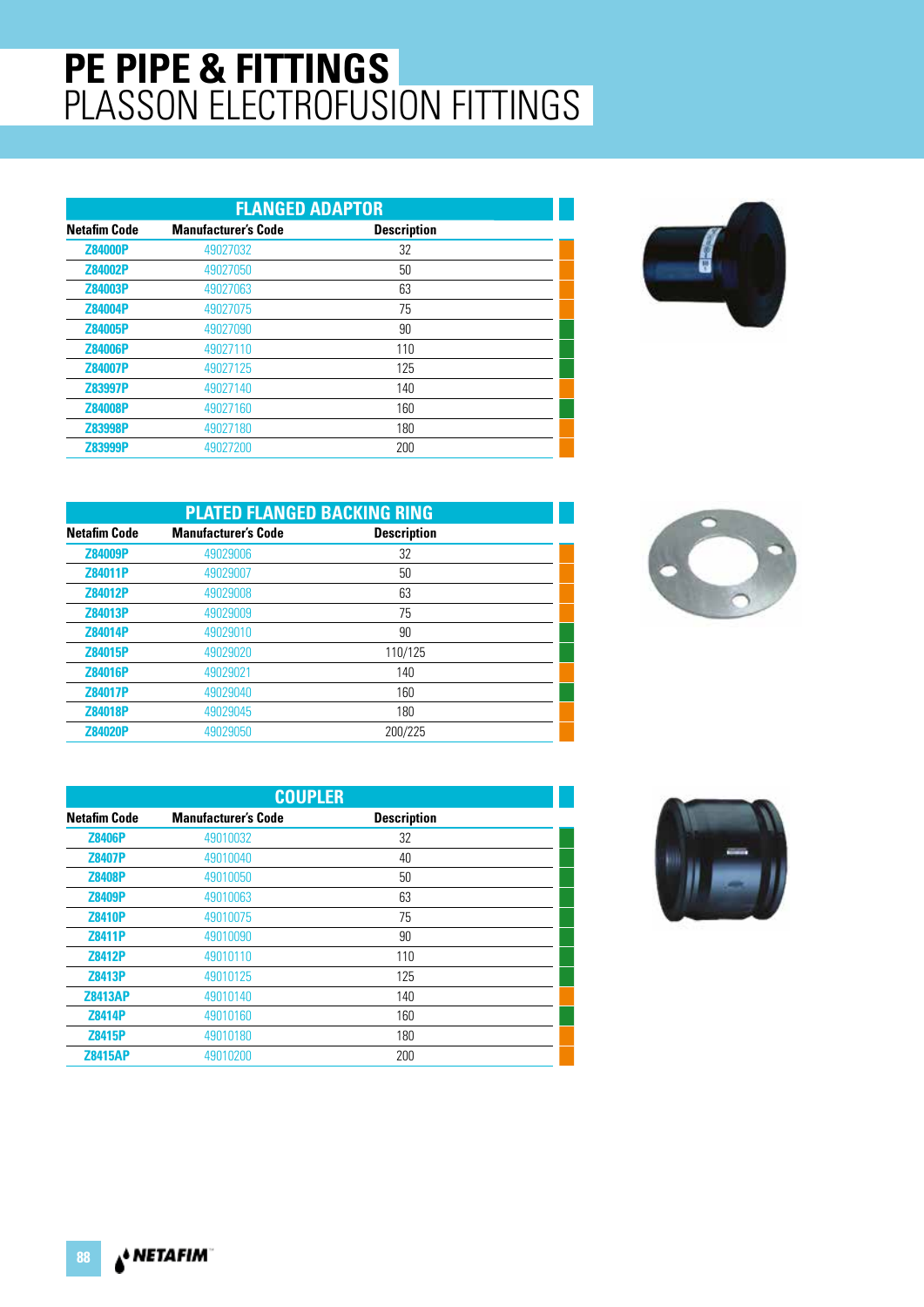# PE PIPE & FITTINGS
## PLASSON ELECTROFUSION FITTINGS

### FLANGED ADAPTOR

| Netafim Code | Manufacturer's Code | Description |
|---|---|---|
| Z84000P | 49027032 | 32 |
| Z84002P | 49027050 | 50 |
| Z84003P | 49027063 | 63 |
| Z84004P | 49027075 | 75 |
| Z84005P | 49027090 | 90 |
| Z84006P | 49027110 | 110 |
| Z84007P | 49027125 | 125 |
| Z83997P | 49027140 | 140 |
| Z84008P | 49027160 | 160 |
| Z83998P | 49027180 | 180 |
| Z83999P | 49027200 | 200 |

### PLATED FLANGED BACKING RING

| Netafim Code | Manufacturer's Code | Description |
|---|---|---|
| Z84009P | 49029006 | 32 |
| Z84011P | 49029007 | 50 |
| Z84012P | 49029008 | 63 |
| Z84013P | 49029009 | 75 |
| Z84014P | 49029010 | 90 |
| Z84015P | 49029020 | 110/125 |
| Z84016P | 49029021 | 140 |
| Z84017P | 49029040 | 160 |
| Z84018P | 49029045 | 180 |
| Z84020P | 49029050 | 200/225 |

### COUPLER

| Netafim Code | Manufacturer's Code | Description |
|---|---|---|
| Z8406P | 49010032 | 32 |
| Z8407P | 49010040 | 40 |
| Z8408P | 49010050 | 50 |
| Z8409P | 49010063 | 63 |
| Z8410P | 49010075 | 75 |
| Z8411P | 49010090 | 90 |
| Z8412P | 49010110 | 110 |
| Z8413P | 49010125 | 125 |
| Z8413AP | 49010140 | 140 |
| Z8414P | 49010160 | 160 |
| Z8415P | 49010180 | 180 |
| Z8415AP | 49010200 | 200 |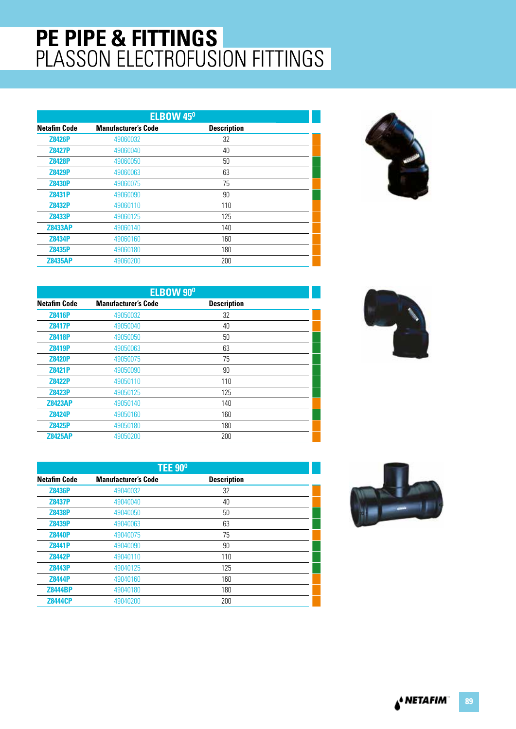# PE PIPE & FITTINGS
## PLASSON ELECTROFUSION FITTINGS

### ELBOW 45°

| Netafim Code | Manufacturer's Code | Description |
|---|---|---|
| Z8426P | 49060032 | 32 |
| Z8427P | 49060040 | 40 |
| Z8428P | 49060050 | 50 |
| Z8429P | 49060063 | 63 |
| Z8430P | 49060075 | 75 |
| Z8431P | 49060090 | 90 |
| Z8432P | 49060110 | 110 |
| Z8433P | 49060125 | 125 |
| Z8433AP | 49060140 | 140 |
| Z8434P | 49060160 | 160 |
| Z8435P | 49060180 | 180 |
| Z8435AP | 49060200 | 200 |

### ELBOW 90°

| Netafim Code | Manufacturer's Code | Description |
|---|---|---|
| Z8416P | 49050032 | 32 |
| Z8417P | 49050040 | 40 |
| Z8418P | 49050050 | 50 |
| Z8419P | 49050063 | 63 |
| Z8420P | 49050075 | 75 |
| Z8421P | 49050090 | 90 |
| Z8422P | 49050110 | 110 |
| Z8423P | 49050125 | 125 |
| Z8423AP | 49050140 | 140 |
| Z8424P | 49050160 | 160 |
| Z8425P | 49050180 | 180 |
| Z8425AP | 49050200 | 200 |

### TEE 90°

| Netafim Code | Manufacturer's Code | Description |
|---|---|---|
| Z8436P | 49040032 | 32 |
| Z8437P | 49040040 | 40 |
| Z8438P | 49040050 | 50 |
| Z8439P | 49040063 | 63 |
| Z8440P | 49040075 | 75 |
| Z8441P | 49040090 | 90 |
| Z8442P | 49040110 | 110 |
| Z8443P | 49040125 | 125 |
| Z8444P | 49040160 | 160 |
| Z8444BP | 49040180 | 180 |
| Z8444CP | 49040200 | 200 |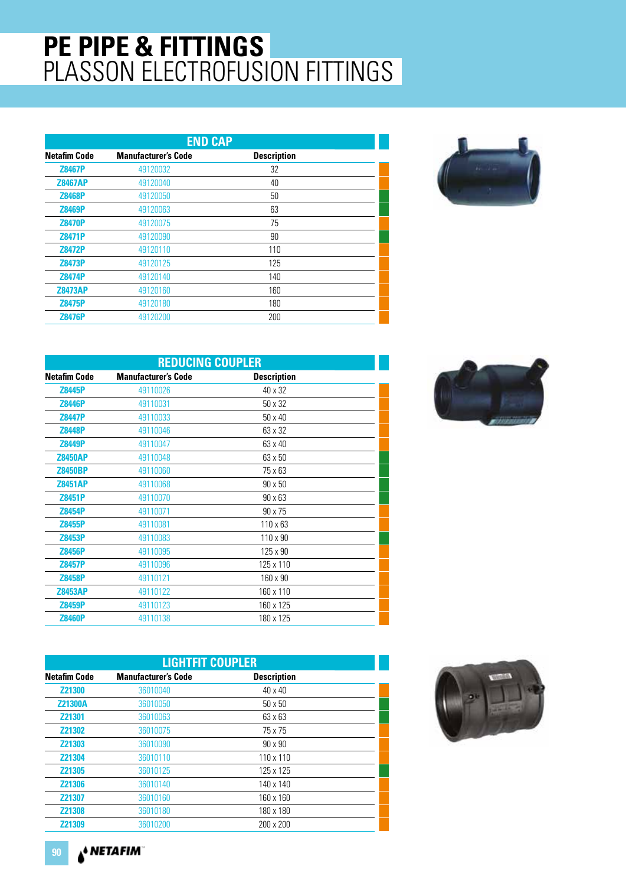# PE PIPE & FITTINGS
## PLASSON ELECTROFUSION FITTINGS

### END CAP

| Netafim Code | Manufacturer's Code | Description |
|---|---|---|
| Z8467P | 49120032 | 32 |
| Z8467AP | 49120040 | 40 |
| Z8468P | 49120050 | 50 |
| Z8469P | 49120063 | 63 |
| Z8470P | 49120075 | 75 |
| Z8471P | 49120090 | 90 |
| Z8472P | 49120110 | 110 |
| Z8473P | 49120125 | 125 |
| Z8474P | 49120140 | 140 |
| Z8473AP | 49120160 | 160 |
| Z8475P | 49120180 | 180 |
| Z8476P | 49120200 | 200 |

### REDUCING COUPLER

| Netafim Code | Manufacturer's Code | Description |
|---|---|---|
| Z8445P | 49110026 | 40 x 32 |
| Z8446P | 49110031 | 50 x 32 |
| Z8447P | 49110033 | 50 x 40 |
| Z8448P | 49110046 | 63 x 32 |
| Z8449P | 49110047 | 63 x 40 |
| Z8450AP | 49110048 | 63 x 50 |
| Z8450BP | 49110060 | 75 x 63 |
| Z8451AP | 49110068 | 90 x 50 |
| Z8451P | 49110070 | 90 x 63 |
| Z8454P | 49110071 | 90 x 75 |
| Z8455P | 49110081 | 110 x 63 |
| Z8453P | 49110083 | 110 x 90 |
| Z8456P | 49110095 | 125 x 90 |
| Z8457P | 49110096 | 125 x 110 |
| Z8458P | 49110121 | 160 x 90 |
| Z8453AP | 49110122 | 160 x 110 |
| Z8459P | 49110123 | 160 x 125 |
| Z8460P | 49110138 | 180 x 125 |

### LIGHTFIT COUPLER

| Netafim Code | Manufacturer's Code | Description |
|---|---|---|
| Z21300 | 36010040 | 40 x 40 |
| Z21300A | 36010050 | 50 x 50 |
| Z21301 | 36010063 | 63 x 63 |
| Z21302 | 36010075 | 75 x 75 |
| Z21303 | 36010090 | 90 x 90 |
| Z21304 | 36010110 | 110 x 110 |
| Z21305 | 36010125 | 125 x 125 |
| Z21306 | 36010140 | 140 x 140 |
| Z21307 | 36010160 | 160 x 160 |
| Z21308 | 36010180 | 180 x 180 |
| Z21309 | 36010200 | 200 x 200 |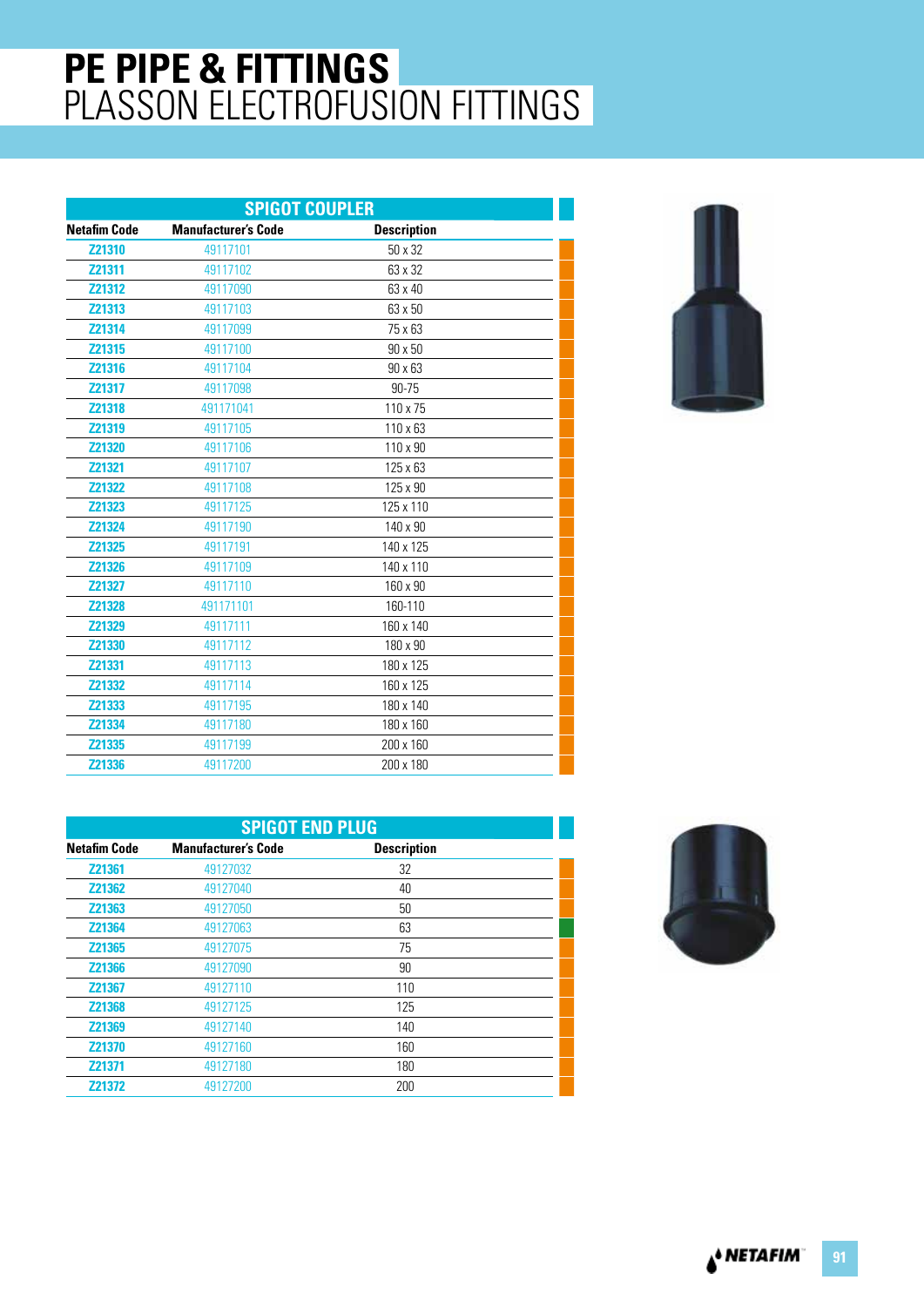# PE PIPE & FITTINGS
## PLASSON ELECTROFUSION FITTINGS

### SPIGOT COUPLER

| Netafim Code | Manufacturer's Code | Description |
|---|---|---|
| Z21310 | 49117101 | 50 x 32 |
| Z21311 | 49117102 | 63 x 32 |
| Z21312 | 49117090 | 63 x 40 |
| Z21313 | 49117103 | 63 x 50 |
| Z21314 | 49117099 | 75 x 63 |
| Z21315 | 49117100 | 90 x 50 |
| Z21316 | 49117104 | 90 x 63 |
| Z21317 | 49117098 | 90-75 |
| Z21318 | 491171041 | 110 x 75 |
| Z21319 | 49117105 | 110 x 63 |
| Z21320 | 49117106 | 110 x 90 |
| Z21321 | 49117107 | 125 x 63 |
| Z21322 | 49117108 | 125 x 90 |
| Z21323 | 49117125 | 125 x 110 |
| Z21324 | 49117190 | 140 x 90 |
| Z21325 | 49117191 | 140 x 125 |
| Z21326 | 49117109 | 140 x 110 |
| Z21327 | 49117110 | 160 x 90 |
| Z21328 | 491171101 | 160-110 |
| Z21329 | 49117111 | 160 x 140 |
| Z21330 | 49117112 | 180 x 90 |
| Z21331 | 49117113 | 180 x 125 |
| Z21332 | 49117114 | 160 x 125 |
| Z21333 | 49117195 | 180 x 140 |
| Z21334 | 49117180 | 180 x 160 |
| Z21335 | 49117199 | 200 x 160 |
| Z21336 | 49117200 | 200 x 180 |

### SPIGOT END PLUG

| Netafim Code | Manufacturer's Code | Description |
|---|---|---|
| Z21361 | 49127032 | 32 |
| Z21362 | 49127040 | 40 |
| Z21363 | 49127050 | 50 |
| Z21364 | 49127063 | 63 |
| Z21365 | 49127075 | 75 |
| Z21366 | 49127090 | 90 |
| Z21367 | 49127110 | 110 |
| Z21368 | 49127125 | 125 |
| Z21369 | 49127140 | 140 |
| Z21370 | 49127160 | 160 |
| Z21371 | 49127180 | 180 |
| Z21372 | 49127200 | 200 |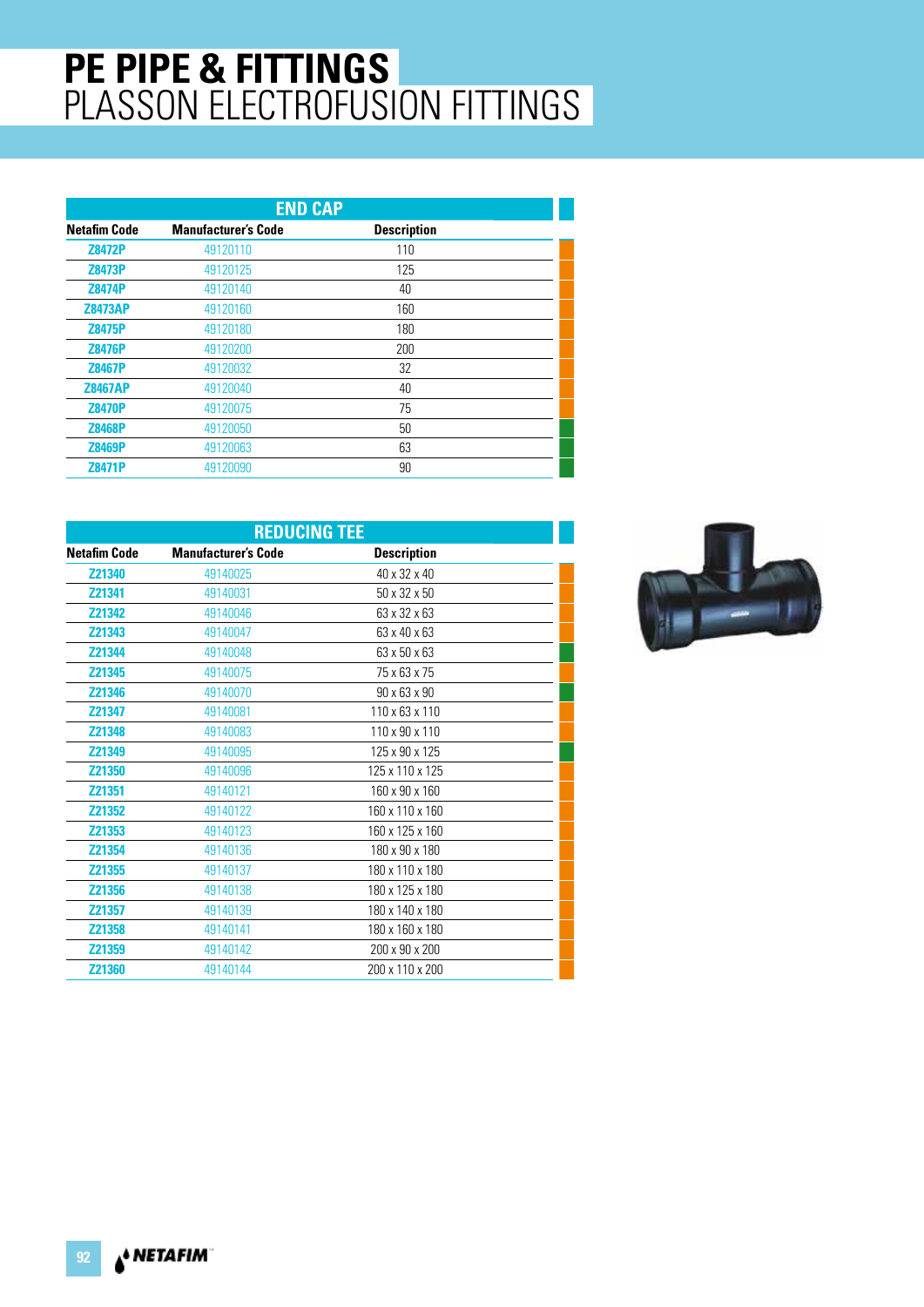# PE PIPE & FITTINGS
## PLASSON ELECTROFUSION FITTINGS

### END CAP

| Netafim Code | Manufacturer's Code | Description |
|---|---|---|
| Z8472P | 49120110 | 110 |
| Z8473P | 49120125 | 125 |
| Z8474P | 49120140 | 40 |
| Z8473AP | 49120160 | 160 |
| Z8475P | 49120180 | 180 |
| Z8476P | 49120200 | 200 |
| Z8467P | 49120032 | 32 |
| Z8467AP | 49120040 | 40 |
| Z8470P | 49120075 | 75 |
| Z8468P | 49120050 | 50 |
| Z8469P | 49120063 | 63 |
| Z8471P | 49120090 | 90 |

### REDUCING TEE

| Netafim Code | Manufacturer's Code | Description |
|---|---|---|
| Z21340 | 49140025 | 40 x 32 x 40 |
| Z21341 | 49140031 | 50 x 32 x 50 |
| Z21342 | 49140046 | 63 x 32 x 63 |
| Z21343 | 49140047 | 63 x 40 x 63 |
| Z21344 | 49140048 | 63 x 50 x 63 |
| Z21345 | 49140075 | 75 x 63 x 75 |
| Z21346 | 49140070 | 90 x 63 x 90 |
| Z21347 | 49140081 | 110 x 63 x 110 |
| Z21348 | 49140083 | 110 x 90 x 110 |
| Z21349 | 49140095 | 125 x 90 x 125 |
| Z21350 | 49140096 | 125 x 110 x 125 |
| Z21351 | 49140121 | 160 x 90 x 160 |
| Z21352 | 49140122 | 160 x 110 x 160 |
| Z21353 | 49140123 | 160 x 125 x 160 |
| Z21354 | 49140136 | 180 x 90 x 180 |
| Z21355 | 49140137 | 180 x 110 x 180 |
| Z21356 | 49140138 | 180 x 125 x 180 |
| Z21357 | 49140139 | 180 x 140 x 180 |
| Z21358 | 49140141 | 180 x 160 x 180 |
| Z21359 | 49140142 | 200 x 90 x 200 |
| Z21360 | 49140144 | 200 x 110 x 200 |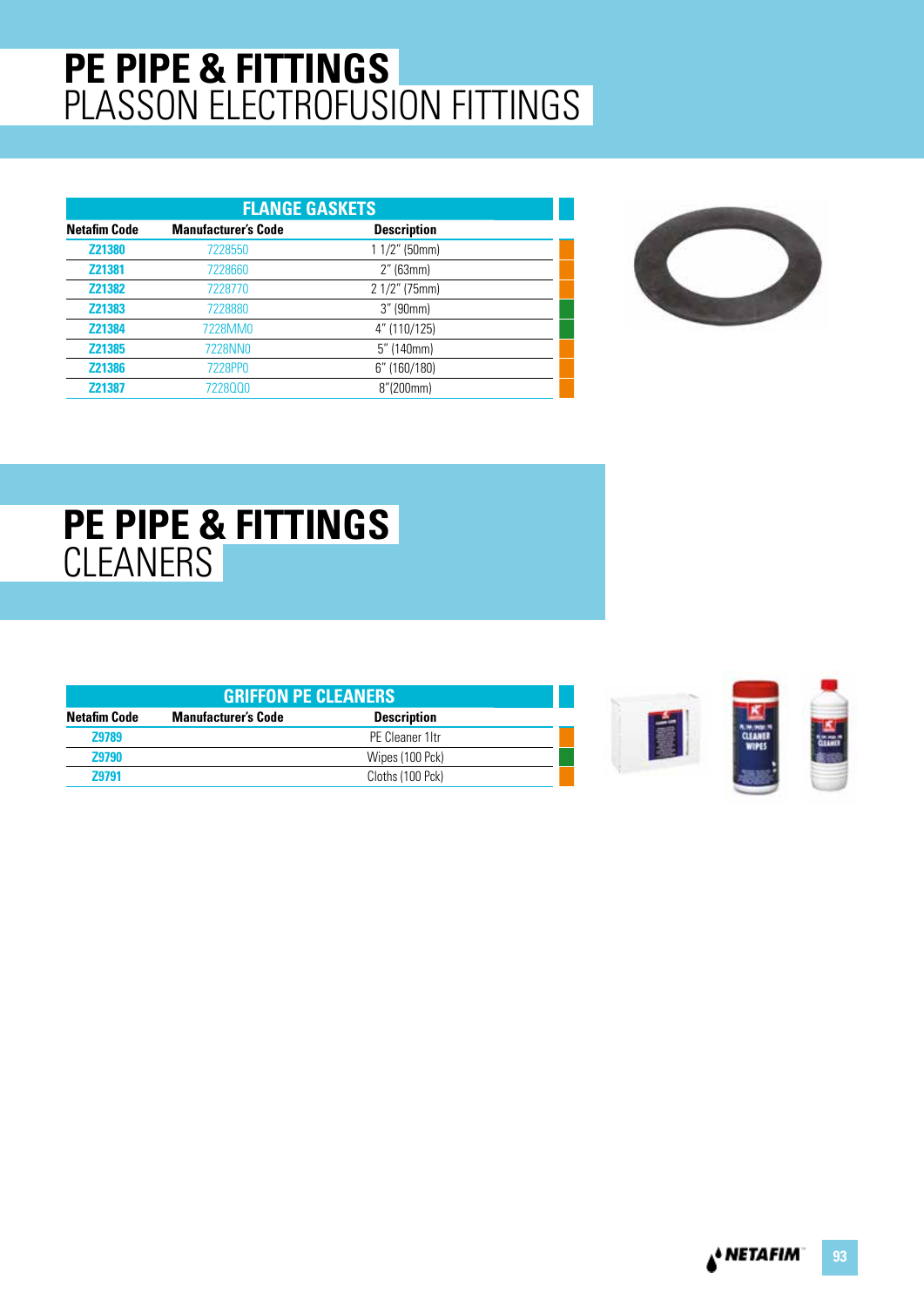# PE PIPE & FITTINGS
## PLASSON ELECTROFUSION FITTINGS

| FLANGE GASKETS | | |
|---|---|---|
| **Netafim Code** | **Manufacturer's Code** | **Description** |
| Z21380 | 7228550 | 1 1/2" (50mm) |
| Z21381 | 7228660 | 2" (63mm) |
| Z21382 | 7228770 | 2 1/2" (75mm) |
| Z21383 | 7228880 | 3" (90mm) |
| Z21384 | 7228MM0 | 4" (110/125) |
| Z21385 | 7228NN0 | 5" (140mm) |
| Z21386 | 7228PP0 | 6" (160/180) |
| Z21387 | 7228QQ0 | 8"(200mm) |

# PE PIPE & FITTINGS
## CLEANERS

| GRIFFON PE CLEANERS | | |
|---|---|---|
| **Netafim Code** | **Manufacturer's Code** | **Description** |
| Z9789 | | PE Cleaner 1ltr |
| Z9790 | | Wipes (100 Pck) |
| Z9791 | | Cloths (100 Pck) |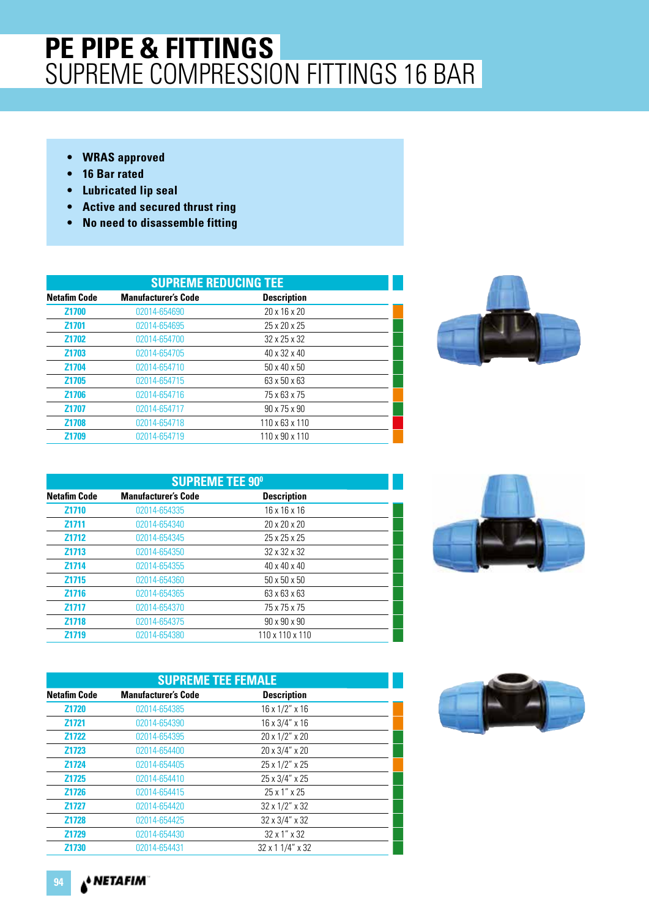# PE PIPE & FITTINGS
## SUPREME COMPRESSION FITTINGS 16 BAR

- **WRAS approved**
- **16 Bar rated**
- **Lubricated lip seal**
- **Active and secured thrust ring**
- **No need to disassemble fitting**

### SUPREME REDUCING TEE

| Netafim Code | Manufacturer's Code | Description |
|---|---|---|
| Z1700 | 02014-654690 | 20 x 16 x 20 |
| Z1701 | 02014-654695 | 25 x 20 x 25 |
| Z1702 | 02014-654700 | 32 x 25 x 32 |
| Z1703 | 02014-654705 | 40 x 32 x 40 |
| Z1704 | 02014-654710 | 50 x 40 x 50 |
| Z1705 | 02014-654715 | 63 x 50 x 63 |
| Z1706 | 02014-654716 | 75 x 63 x 75 |
| Z1707 | 02014-654717 | 90 x 75 x 90 |
| Z1708 | 02014-654718 | 110 x 63 x 110 |
| Z1709 | 02014-654719 | 110 x 90 x 110 |

### SUPREME TEE 90°

| Netafim Code | Manufacturer's Code | Description |
|---|---|---|
| Z1710 | 02014-654335 | 16 x 16 x 16 |
| Z1711 | 02014-654340 | 20 x 20 x 20 |
| Z1712 | 02014-654345 | 25 x 25 x 25 |
| Z1713 | 02014-654350 | 32 x 32 x 32 |
| Z1714 | 02014-654355 | 40 x 40 x 40 |
| Z1715 | 02014-654360 | 50 x 50 x 50 |
| Z1716 | 02014-654365 | 63 x 63 x 63 |
| Z1717 | 02014-654370 | 75 x 75 x 75 |
| Z1718 | 02014-654375 | 90 x 90 x 90 |
| Z1719 | 02014-654380 | 110 x 110 x 110 |

### SUPREME TEE FEMALE

| Netafim Code | Manufacturer's Code | Description |
|---|---|---|
| Z1720 | 02014-654385 | 16 x 1/2" x 16 |
| Z1721 | 02014-654390 | 16 x 3/4" x 16 |
| Z1722 | 02014-654395 | 20 x 1/2" x 20 |
| Z1723 | 02014-654400 | 20 x 3/4" x 20 |
| Z1724 | 02014-654405 | 25 x 1/2" x 25 |
| Z1725 | 02014-654410 | 25 x 3/4" x 25 |
| Z1726 | 02014-654415 | 25 x 1" x 25 |
| Z1727 | 02014-654420 | 32 x 1/2" x 32 |
| Z1728 | 02014-654425 | 32 x 3/4" x 32 |
| Z1729 | 02014-654430 | 32 x 1" x 32 |
| Z1730 | 02014-654431 | 32 x 1 1/4" x 32 |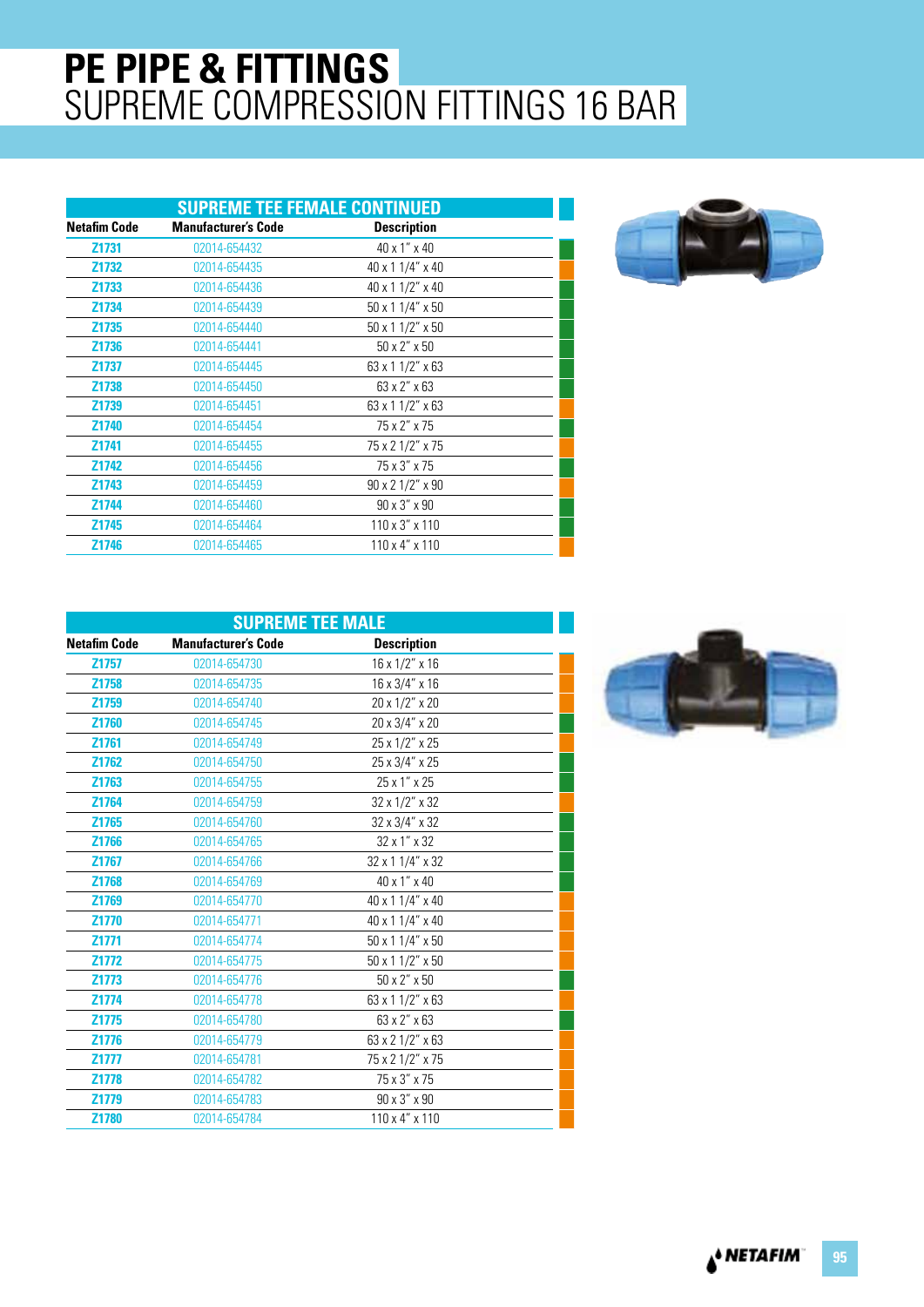# PE PIPE & FITTINGS
## SUPREME COMPRESSION FITTINGS 16 BAR

### SUPREME TEE FEMALE CONTINUED

| Netafim Code | Manufacturer's Code | Description |
|---|---|---|
| Z1731 | 02014-654432 | 40 x 1" x 40 |
| Z1732 | 02014-654435 | 40 x 1 1/4" x 40 |
| Z1733 | 02014-654436 | 40 x 1 1/2" x 40 |
| Z1734 | 02014-654439 | 50 x 1 1/4" x 50 |
| Z1735 | 02014-654440 | 50 x 1 1/2" x 50 |
| Z1736 | 02014-654441 | 50 x 2" x 50 |
| Z1737 | 02014-654445 | 63 x 1 1/2" x 63 |
| Z1738 | 02014-654450 | 63 x 2" x 63 |
| Z1739 | 02014-654451 | 63 x 1 1/2" x 63 |
| Z1740 | 02014-654454 | 75 x 2" x 75 |
| Z1741 | 02014-654455 | 75 x 2 1/2" x 75 |
| Z1742 | 02014-654456 | 75 x 3" x 75 |
| Z1743 | 02014-654459 | 90 x 2 1/2" x 90 |
| Z1744 | 02014-654460 | 90 x 3" x 90 |
| Z1745 | 02014-654464 | 110 x 3" x 110 |
| Z1746 | 02014-654465 | 110 x 4" x 110 |

### SUPREME TEE MALE

| Netafim Code | Manufacturer's Code | Description |
|---|---|---|
| Z1757 | 02014-654730 | 16 x 1/2" x 16 |
| Z1758 | 02014-654735 | 16 x 3/4" x 16 |
| Z1759 | 02014-654740 | 20 x 1/2" x 20 |
| Z1760 | 02014-654745 | 20 x 3/4" x 20 |
| Z1761 | 02014-654749 | 25 x 1/2" x 25 |
| Z1762 | 02014-654750 | 25 x 3/4" x 25 |
| Z1763 | 02014-654755 | 25 x 1" x 25 |
| Z1764 | 02014-654759 | 32 x 1/2" x 32 |
| Z1765 | 02014-654760 | 32 x 3/4" x 32 |
| Z1766 | 02014-654765 | 32 x 1" x 32 |
| Z1767 | 02014-654766 | 32 x 1 1/4" x 32 |
| Z1768 | 02014-654769 | 40 x 1" x 40 |
| Z1769 | 02014-654770 | 40 x 1 1/4" x 40 |
| Z1770 | 02014-654771 | 40 x 1 1/4" x 40 |
| Z1771 | 02014-654774 | 50 x 1 1/4" x 50 |
| Z1772 | 02014-654775 | 50 x 1 1/2" x 50 |
| Z1773 | 02014-654776 | 50 x 2" x 50 |
| Z1774 | 02014-654778 | 63 x 1 1/2" x 63 |
| Z1775 | 02014-654780 | 63 x 2" x 63 |
| Z1776 | 02014-654779 | 63 x 2 1/2" x 63 |
| Z1777 | 02014-654781 | 75 x 2 1/2" x 75 |
| Z1778 | 02014-654782 | 75 x 3" x 75 |
| Z1779 | 02014-654783 | 90 x 3" x 90 |
| Z1780 | 02014-654784 | 110 x 4" x 110 |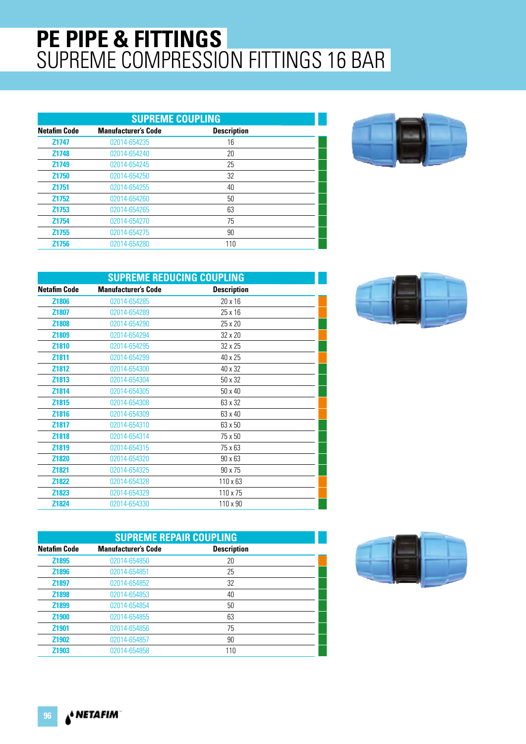# PE PIPE & FITTINGS
## SUPREME COMPRESSION FITTINGS 16 BAR

### SUPREME COUPLING

| Netafim Code | Manufacturer's Code | Description |
|---|---|---|
| Z1747 | 02014-654235 | 16 |
| Z1748 | 02014-654240 | 20 |
| Z1749 | 02014-654245 | 25 |
| Z1750 | 02014-654250 | 32 |
| Z1751 | 02014-654255 | 40 |
| Z1752 | 02014-654260 | 50 |
| Z1753 | 02014-654265 | 63 |
| Z1754 | 02014-654270 | 75 |
| Z1755 | 02014-654275 | 90 |
| Z1756 | 02014-654280 | 110 |

### SUPREME REDUCING COUPLING

| Netafim Code | Manufacturer's Code | Description |
|---|---|---|
| Z1806 | 02014-654285 | 20 x 16 |
| Z1807 | 02014-654289 | 25 x 16 |
| Z1808 | 02014-654290 | 25 x 20 |
| Z1809 | 02014-654294 | 32 x 20 |
| Z1810 | 02014-654295 | 32 x 25 |
| Z1811 | 02014-654299 | 40 x 25 |
| Z1812 | 02014-654300 | 40 x 32 |
| Z1813 | 02014-654304 | 50 x 32 |
| Z1814 | 02014-654305 | 50 x 40 |
| Z1815 | 02014-654308 | 63 x 32 |
| Z1816 | 02014-654309 | 63 x 40 |
| Z1817 | 02014-654310 | 63 x 50 |
| Z1818 | 02014-654314 | 75 x 50 |
| Z1819 | 02014-654315 | 75 x 63 |
| Z1820 | 02014-654320 | 90 x 63 |
| Z1821 | 02014-654325 | 90 x 75 |
| Z1822 | 02014-654328 | 110 x 63 |
| Z1823 | 02014-654329 | 110 x 75 |
| Z1824 | 02014-654330 | 110 x 90 |

### SUPREME REPAIR COUPLING

| Netafim Code | Manufacturer's Code | Description |
|---|---|---|
| Z1895 | 02014-654850 | 20 |
| Z1896 | 02014-654851 | 25 |
| Z1897 | 02014-654852 | 32 |
| Z1898 | 02014-654853 | 40 |
| Z1899 | 02014-654854 | 50 |
| Z1900 | 02014-654855 | 63 |
| Z1901 | 02014-654856 | 75 |
| Z1902 | 02014-654857 | 90 |
| Z1903 | 02014-654858 | 110 |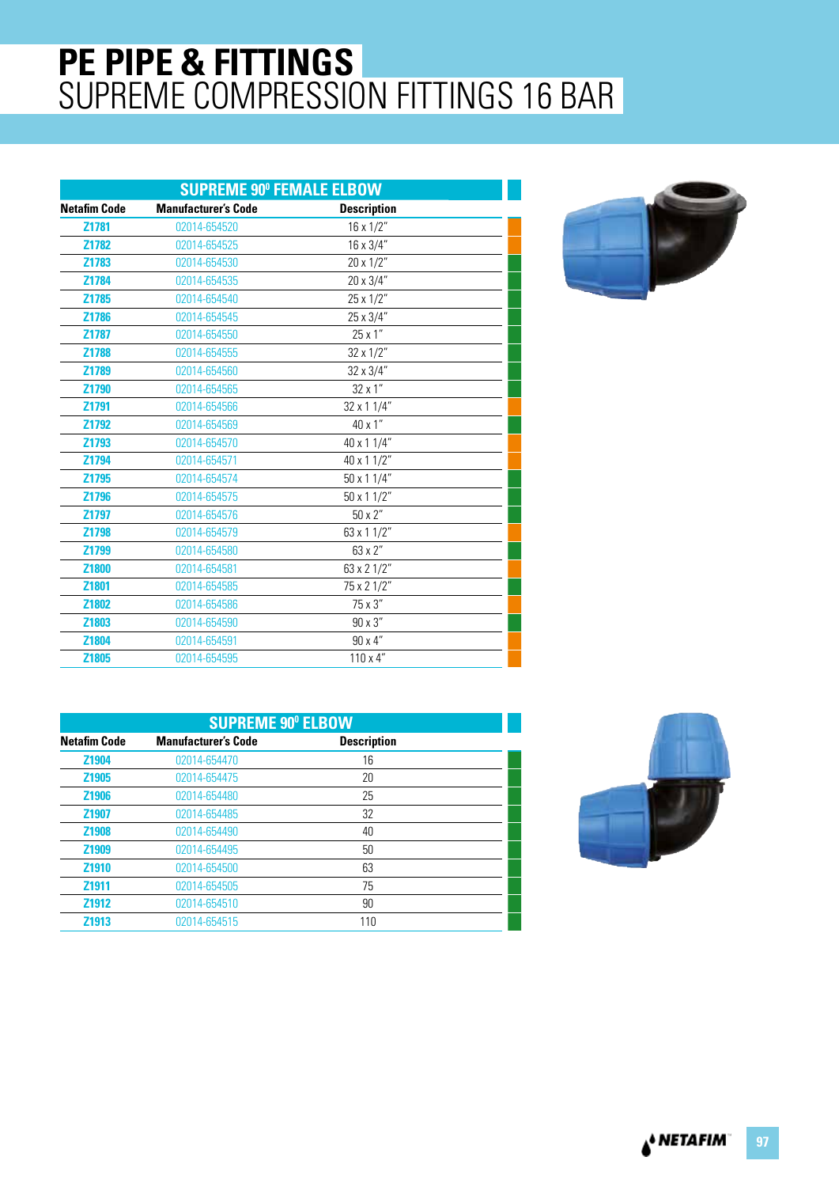# PE PIPE & FITTINGS
## SUPREME COMPRESSION FITTINGS 16 BAR

### SUPREME 90⁰ FEMALE ELBOW

| Netafim Code | Manufacturer's Code | Description |
|---|---|---|
| Z1781 | 02014-654520 | 16 x 1/2" |
| Z1782 | 02014-654525 | 16 x 3/4" |
| Z1783 | 02014-654530 | 20 x 1/2" |
| Z1784 | 02014-654535 | 20 x 3/4" |
| Z1785 | 02014-654540 | 25 x 1/2" |
| Z1786 | 02014-654545 | 25 x 3/4" |
| Z1787 | 02014-654550 | 25 x 1" |
| Z1788 | 02014-654555 | 32 x 1/2" |
| Z1789 | 02014-654560 | 32 x 3/4" |
| Z1790 | 02014-654565 | 32 x 1" |
| Z1791 | 02014-654566 | 32 x 1 1/4" |
| Z1792 | 02014-654569 | 40 x 1" |
| Z1793 | 02014-654570 | 40 x 1 1/4" |
| Z1794 | 02014-654571 | 40 x 1 1/2" |
| Z1795 | 02014-654574 | 50 x 1 1/4" |
| Z1796 | 02014-654575 | 50 x 1 1/2" |
| Z1797 | 02014-654576 | 50 x 2" |
| Z1798 | 02014-654579 | 63 x 1 1/2" |
| Z1799 | 02014-654580 | 63 x 2" |
| Z1800 | 02014-654581 | 63 x 2 1/2" |
| Z1801 | 02014-654585 | 75 x 2 1/2" |
| Z1802 | 02014-654586 | 75 x 3" |
| Z1803 | 02014-654590 | 90 x 3" |
| Z1804 | 02014-654591 | 90 x 4" |
| Z1805 | 02014-654595 | 110 x 4" |

### SUPREME 90⁰ ELBOW

| Netafim Code | Manufacturer's Code | Description |
|---|---|---|
| Z1904 | 02014-654470 | 16 |
| Z1905 | 02014-654475 | 20 |
| Z1906 | 02014-654480 | 25 |
| Z1907 | 02014-654485 | 32 |
| Z1908 | 02014-654490 | 40 |
| Z1909 | 02014-654495 | 50 |
| Z1910 | 02014-654500 | 63 |
| Z1911 | 02014-654505 | 75 |
| Z1912 | 02014-654510 | 90 |
| Z1913 | 02014-654515 | 110 |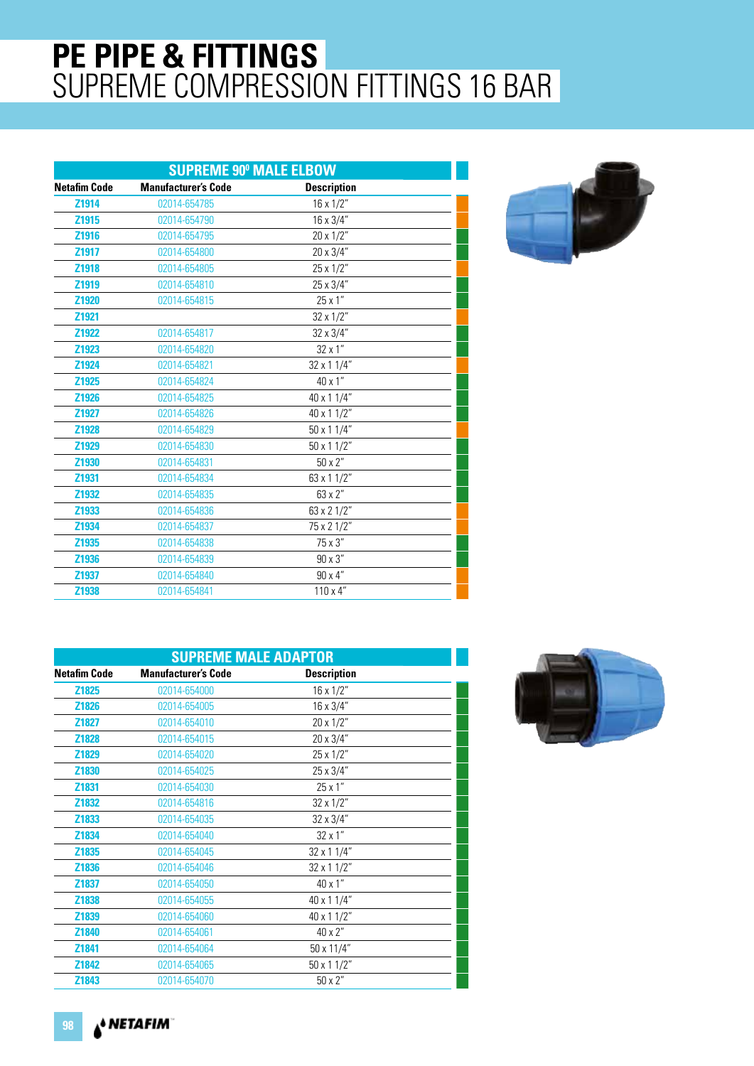# PE PIPE & FITTINGS
## SUPREME COMPRESSION FITTINGS 16 BAR

### SUPREME 90º MALE ELBOW

| Netafim Code | Manufacturer's Code | Description |
|---|---|---|
| Z1914 | 02014-654785 | 16 x 1/2" |
| Z1915 | 02014-654790 | 16 x 3/4" |
| Z1916 | 02014-654795 | 20 x 1/2" |
| Z1917 | 02014-654800 | 20 x 3/4" |
| Z1918 | 02014-654805 | 25 x 1/2" |
| Z1919 | 02014-654810 | 25 x 3/4" |
| Z1920 | 02014-654815 | 25 x 1" |
| Z1921 | | 32 x 1/2" |
| Z1922 | 02014-654817 | 32 x 3/4" |
| Z1923 | 02014-654820 | 32 x 1" |
| Z1924 | 02014-654821 | 32 x 1 1/4" |
| Z1925 | 02014-654824 | 40 x 1" |
| Z1926 | 02014-654825 | 40 x 1 1/4" |
| Z1927 | 02014-654826 | 40 x 1 1/2" |
| Z1928 | 02014-654829 | 50 x 1 1/4" |
| Z1929 | 02014-654830 | 50 x 1 1/2" |
| Z1930 | 02014-654831 | 50 x 2" |
| Z1931 | 02014-654834 | 63 x 1 1/2" |
| Z1932 | 02014-654835 | 63 x 2" |
| Z1933 | 02014-654836 | 63 x 2 1/2" |
| Z1934 | 02014-654837 | 75 x 2 1/2" |
| Z1935 | 02014-654838 | 75 x 3" |
| Z1936 | 02014-654839 | 90 x 3" |
| Z1937 | 02014-654840 | 90 x 4" |
| Z1938 | 02014-654841 | 110 x 4" |

### SUPREME MALE ADAPTOR

| Netafim Code | Manufacturer's Code | Description |
|---|---|---|
| Z1825 | 02014-654000 | 16 x 1/2" |
| Z1826 | 02014-654005 | 16 x 3/4" |
| Z1827 | 02014-654010 | 20 x 1/2" |
| Z1828 | 02014-654015 | 20 x 3/4" |
| Z1829 | 02014-654020 | 25 x 1/2" |
| Z1830 | 02014-654025 | 25 x 3/4" |
| Z1831 | 02014-654030 | 25 x 1" |
| Z1832 | 02014-654816 | 32 x 1/2" |
| Z1833 | 02014-654035 | 32 x 3/4" |
| Z1834 | 02014-654040 | 32 x 1" |
| Z1835 | 02014-654045 | 32 x 1 1/4" |
| Z1836 | 02014-654046 | 32 x 1 1/2" |
| Z1837 | 02014-654050 | 40 x 1" |
| Z1838 | 02014-654055 | 40 x 1 1/4" |
| Z1839 | 02014-654060 | 40 x 1 1/2" |
| Z1840 | 02014-654061 | 40 x 2" |
| Z1841 | 02014-654064 | 50 x 11/4" |
| Z1842 | 02014-654065 | 50 x 1 1/2" |
| Z1843 | 02014-654070 | 50 x 2" |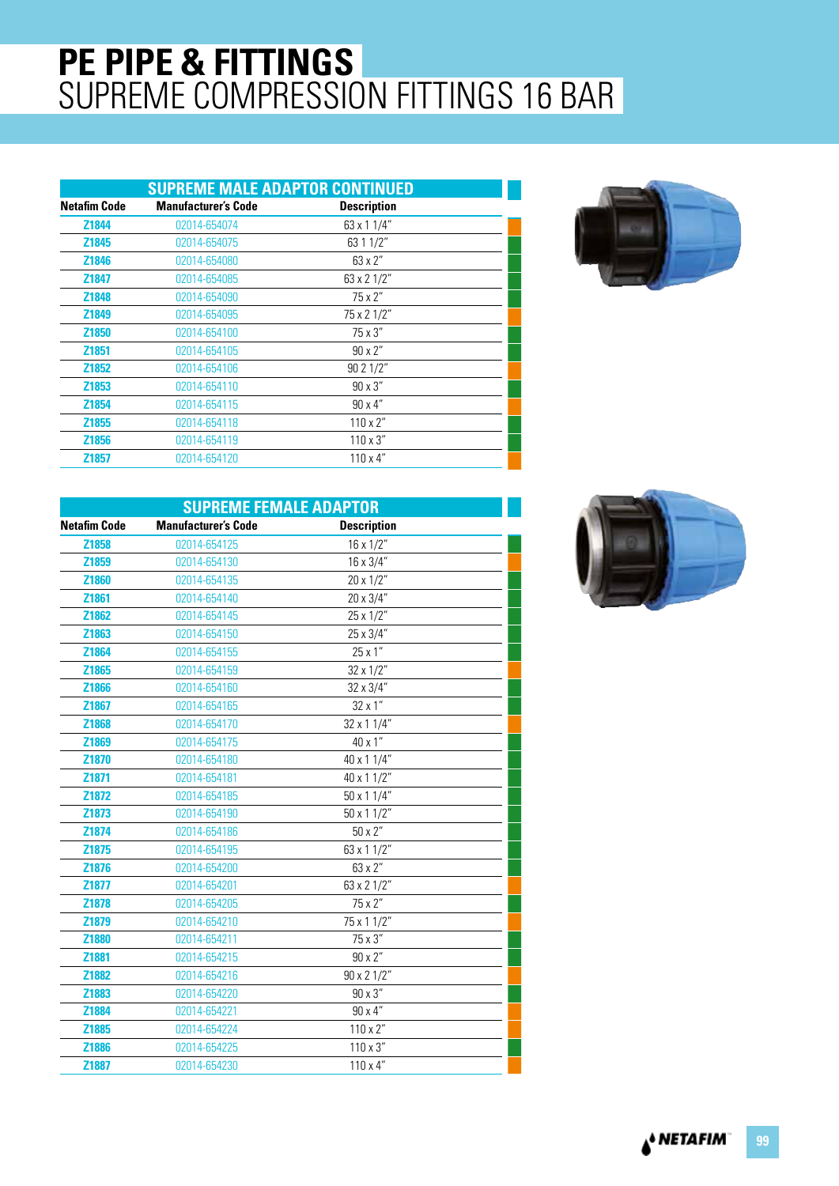# PE PIPE & FITTINGS
## SUPREME COMPRESSION FITTINGS 16 BAR

### SUPREME MALE ADAPTOR CONTINUED

| Netafim Code | Manufacturer's Code | Description |
|---|---|---|
| Z1844 | 02014-654074 | 63 x 1 1/4" |
| Z1845 | 02014-654075 | 63 1 1/2" |
| Z1846 | 02014-654080 | 63 x 2" |
| Z1847 | 02014-654085 | 63 x 2 1/2" |
| Z1848 | 02014-654090 | 75 x 2" |
| Z1849 | 02014-654095 | 75 x 2 1/2" |
| Z1850 | 02014-654100 | 75 x 3" |
| Z1851 | 02014-654105 | 90 x 2" |
| Z1852 | 02014-654106 | 90 2 1/2" |
| Z1853 | 02014-654110 | 90 x 3" |
| Z1854 | 02014-654115 | 90 x 4" |
| Z1855 | 02014-654118 | 110 x 2" |
| Z1856 | 02014-654119 | 110 x 3" |
| Z1857 | 02014-654120 | 110 x 4" |

### SUPREME FEMALE ADAPTOR

| Netafim Code | Manufacturer's Code | Description |
|---|---|---|
| Z1858 | 02014-654125 | 16 x 1/2" |
| Z1859 | 02014-654130 | 16 x 3/4" |
| Z1860 | 02014-654135 | 20 x 1/2" |
| Z1861 | 02014-654140 | 20 x 3/4" |
| Z1862 | 02014-654145 | 25 x 1/2" |
| Z1863 | 02014-654150 | 25 x 3/4" |
| Z1864 | 02014-654155 | 25 x 1" |
| Z1865 | 02014-654159 | 32 x 1/2" |
| Z1866 | 02014-654160 | 32 x 3/4" |
| Z1867 | 02014-654165 | 32 x 1" |
| Z1868 | 02014-654170 | 32 x 1 1/4" |
| Z1869 | 02014-654175 | 40 x 1" |
| Z1870 | 02014-654180 | 40 x 1 1/4" |
| Z1871 | 02014-654181 | 40 x 1 1/2" |
| Z1872 | 02014-654185 | 50 x 1 1/4" |
| Z1873 | 02014-654190 | 50 x 1 1/2" |
| Z1874 | 02014-654186 | 50 x 2" |
| Z1875 | 02014-654195 | 63 x 1 1/2" |
| Z1876 | 02014-654200 | 63 x 2" |
| Z1877 | 02014-654201 | 63 x 2 1/2" |
| Z1878 | 02014-654205 | 75 x 2" |
| Z1879 | 02014-654210 | 75 x 1 1/2" |
| Z1880 | 02014-654211 | 75 x 3" |
| Z1881 | 02014-654215 | 90 x 2" |
| Z1882 | 02014-654216 | 90 x 2 1/2" |
| Z1883 | 02014-654220 | 90 x 3" |
| Z1884 | 02014-654221 | 90 x 4" |
| Z1885 | 02014-654224 | 110 x 2" |
| Z1886 | 02014-654225 | 110 x 3" |
| Z1887 | 02014-654230 | 110 x 4" |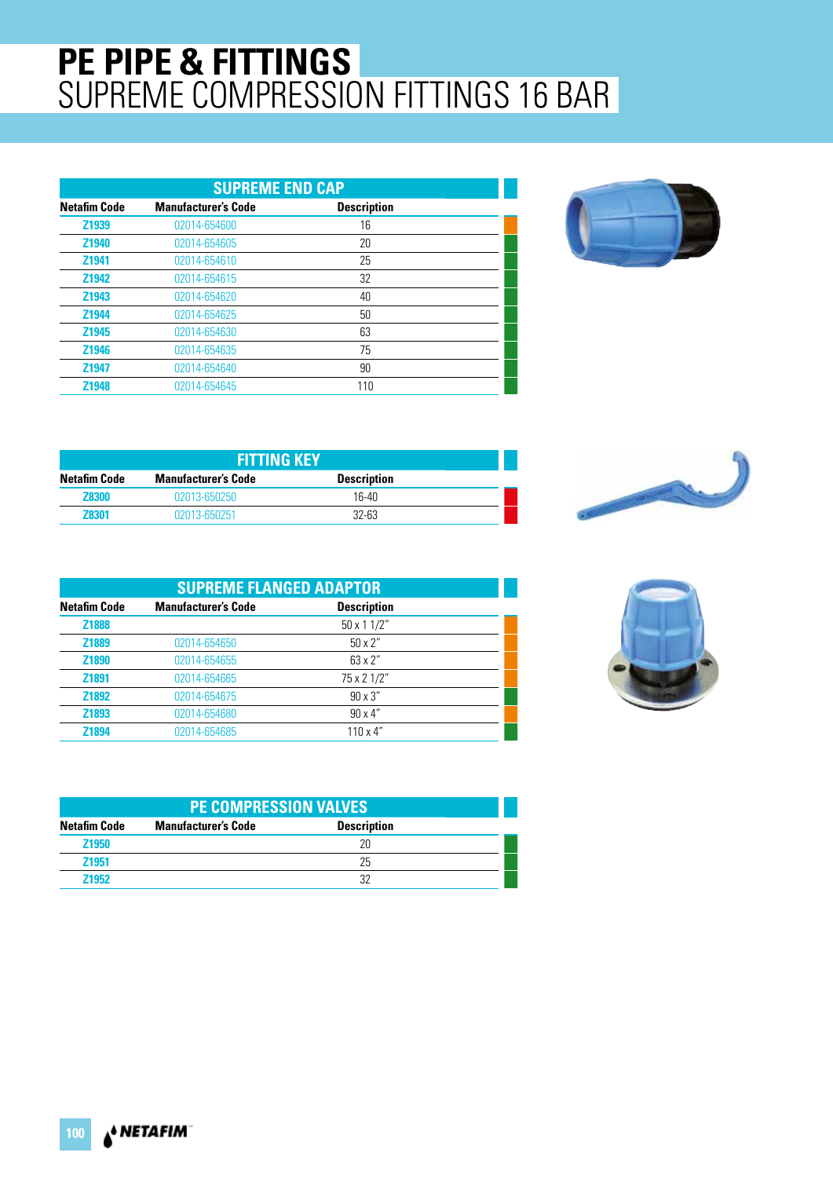# PE PIPE & FITTINGS
## SUPREME COMPRESSION FITTINGS 16 BAR

### SUPREME END CAP

| Netafim Code | Manufacturer's Code | Description |
|---|---|---|
| Z1939 | 02014-654600 | 16 |
| Z1940 | 02014-654605 | 20 |
| Z1941 | 02014-654610 | 25 |
| Z1942 | 02014-654615 | 32 |
| Z1943 | 02014-654620 | 40 |
| Z1944 | 02014-654625 | 50 |
| Z1945 | 02014-654630 | 63 |
| Z1946 | 02014-654635 | 75 |
| Z1947 | 02014-654640 | 90 |
| Z1948 | 02014-654645 | 110 |

### FITTING KEY

| Netafim Code | Manufacturer's Code | Description |
|---|---|---|
| Z8300 | 02013-650250 | 16-40 |
| Z8301 | 02013-650251 | 32-63 |

### SUPREME FLANGED ADAPTOR

| Netafim Code | Manufacturer's Code | Description |
|---|---|---|
| Z1888 | | 50 x 1 1/2" |
| Z1889 | 02014-654650 | 50 x 2" |
| Z1890 | 02014-654655 | 63 x 2" |
| Z1891 | 02014-654665 | 75 x 2 1/2" |
| Z1892 | 02014-654675 | 90 x 3" |
| Z1893 | 02014-654680 | 90 x 4" |
| Z1894 | 02014-654685 | 110 x 4" |

### PE COMPRESSION VALVES

| Netafim Code | Manufacturer's Code | Description |
|---|---|---|
| Z1950 | | 20 |
| Z1951 | | 25 |
| Z1952 | | 32 |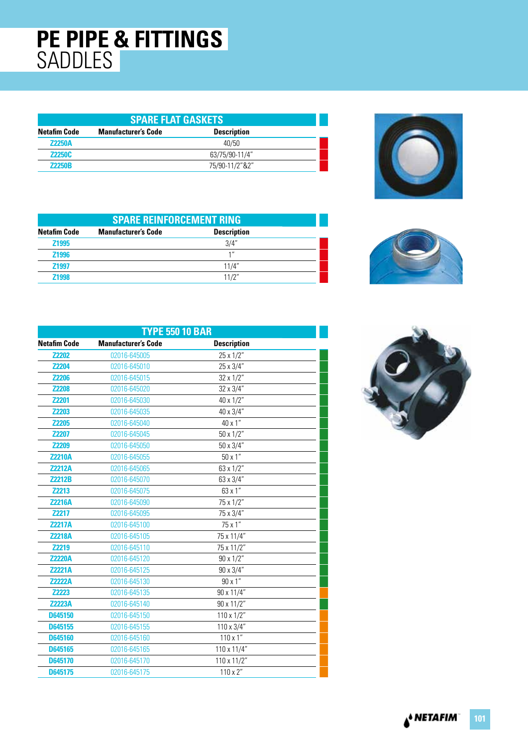# PE PIPE & FITTINGS
## SADDLES

| SPARE FLAT GASKETS | | |
|---|---|---|
| **Netafim Code** | **Manufacturer's Code** | **Description** |
| Z2250A | | 40/50 |
| Z2250C | | 63/75/90-11/4" |
| Z2250B | | 75/90-11/2"&2" |

| SPARE REINFORCEMENT RING | | |
|---|---|---|
| **Netafim Code** | **Manufacturer's Code** | **Description** |
| Z1995 | | 3/4" |
| Z1996 | | 1" |
| Z1997 | | 11/4" |
| Z1998 | | 11/2" |

| TYPE 550 10 BAR | | |
|---|---|---|
| **Netafim Code** | **Manufacturer's Code** | **Description** |
| Z2202 | 02016-645005 | 25 x 1/2" |
| Z2204 | 02016-645010 | 25 x 3/4" |
| Z2206 | 02016-645015 | 32 x 1/2" |
| Z2208 | 02016-645020 | 32 x 3/4" |
| Z2201 | 02016-645030 | 40 x 1/2" |
| Z2203 | 02016-645035 | 40 x 3/4" |
| Z2205 | 02016-645040 | 40 x 1" |
| Z2207 | 02016-645045 | 50 x 1/2" |
| Z2209 | 02016-645050 | 50 x 3/4" |
| Z2210A | 02016-645055 | 50 x 1" |
| Z2212A | 02016-645065 | 63 x 1/2" |
| Z2212B | 02016-645070 | 63 x 3/4" |
| Z2213 | 02016-645075 | 63 x 1" |
| Z2216A | 02016-645090 | 75 x 1/2" |
| Z2217 | 02016-645095 | 75 x 3/4" |
| Z2217A | 02016-645100 | 75 x 1" |
| Z2218A | 02016-645105 | 75 x 11/4" |
| Z2219 | 02016-645110 | 75 x 11/2" |
| Z2220A | 02016-645120 | 90 x 1/2" |
| Z2221A | 02016-645125 | 90 x 3/4" |
| Z2222A | 02016-645130 | 90 x 1" |
| Z2223 | 02016-645135 | 90 x 11/4" |
| Z2223A | 02016-645140 | 90 x 11/2" |
| D645150 | 02016-645150 | 110 x 1/2" |
| D645155 | 02016-645155 | 110 x 3/4" |
| D645160 | 02016-645160 | 110 x 1" |
| D645165 | 02016-645165 | 110 x 11/4" |
| D645170 | 02016-645170 | 110 x 11/2" |
| D645175 | 02016-645175 | 110 x 2" |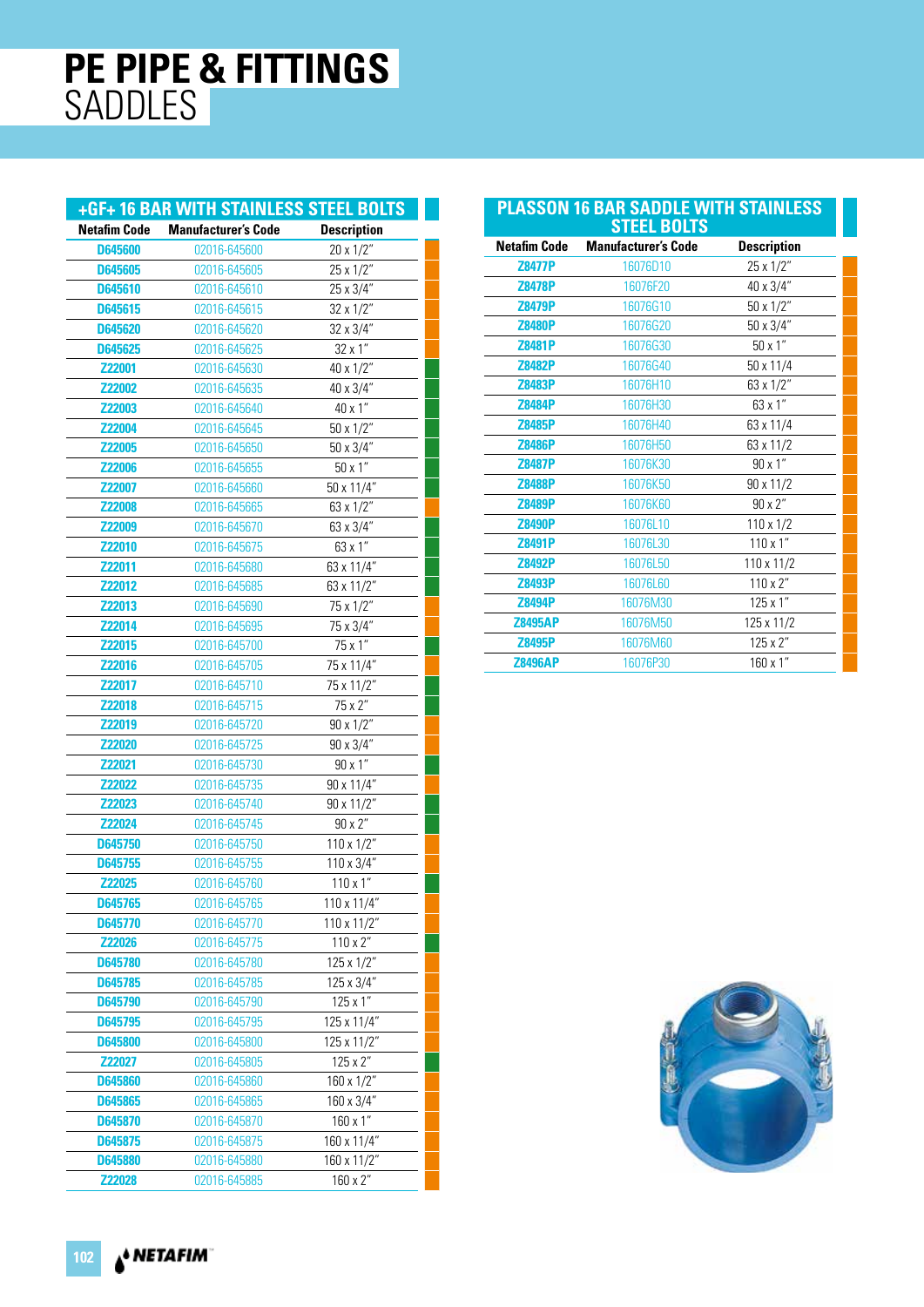# PE PIPE & FITTINGS
## SADDLES

### +GF+ 16 BAR WITH STAINLESS STEEL BOLTS

| Netafim Code | Manufacturer's Code | Description |
|---|---|---|
| D645600 | 02016-645600 | 20 x 1/2" |
| D645605 | 02016-645605 | 25 x 1/2" |
| D645610 | 02016-645610 | 25 x 3/4" |
| D645615 | 02016-645615 | 32 x 1/2" |
| D645620 | 02016-645620 | 32 x 3/4" |
| D645625 | 02016-645625 | 32 x 1" |
| Z22001 | 02016-645630 | 40 x 1/2" |
| Z22002 | 02016-645635 | 40 x 3/4" |
| Z22003 | 02016-645640 | 40 x 1" |
| Z22004 | 02016-645645 | 50 x 1/2" |
| Z22005 | 02016-645650 | 50 x 3/4" |
| Z22006 | 02016-645655 | 50 x 1" |
| Z22007 | 02016-645660 | 50 x 11/4" |
| Z22008 | 02016-645665 | 63 x 1/2" |
| Z22009 | 02016-645670 | 63 x 3/4" |
| Z22010 | 02016-645675 | 63 x 1" |
| Z22011 | 02016-645680 | 63 x 11/4" |
| Z22012 | 02016-645685 | 63 x 11/2" |
| Z22013 | 02016-645690 | 75 x 1/2" |
| Z22014 | 02016-645695 | 75 x 3/4" |
| Z22015 | 02016-645700 | 75 x 1" |
| Z22016 | 02016-645705 | 75 x 11/4" |
| Z22017 | 02016-645710 | 75 x 11/2" |
| Z22018 | 02016-645715 | 75 x 2" |
| Z22019 | 02016-645720 | 90 x 1/2" |
| Z22020 | 02016-645725 | 90 x 3/4" |
| Z22021 | 02016-645730 | 90 x 1" |
| Z22022 | 02016-645735 | 90 x 11/4" |
| Z22023 | 02016-645740 | 90 x 11/2" |
| Z22024 | 02016-645745 | 90 x 2" |
| D645750 | 02016-645750 | 110 x 1/2" |
| D645755 | 02016-645755 | 110 x 3/4" |
| Z22025 | 02016-645760 | 110 x 1" |
| D645765 | 02016-645765 | 110 x 11/4" |
| D645770 | 02016-645770 | 110 x 11/2" |
| Z22026 | 02016-645775 | 110 x 2" |
| D645780 | 02016-645780 | 125 x 1/2" |
| D645785 | 02016-645785 | 125 x 3/4" |
| D645790 | 02016-645790 | 125 x 1" |
| D645795 | 02016-645795 | 125 x 11/4" |
| D645800 | 02016-645800 | 125 x 11/2" |
| Z22027 | 02016-645805 | 125 x 2" |
| D645860 | 02016-645860 | 160 x 1/2" |
| D645865 | 02016-645865 | 160 x 3/4" |
| D645870 | 02016-645870 | 160 x 1" |
| D645875 | 02016-645875 | 160 x 11/4" |
| D645880 | 02016-645880 | 160 x 11/2" |
| Z22028 | 02016-645885 | 160 x 2" |

### PLASSON 16 BAR SADDLE WITH STAINLESS STEEL BOLTS

| Netafim Code | Manufacturer's Code | Description |
|---|---|---|
| Z8477P | 16076D10 | 25 x 1/2" |
| Z8478P | 16076F20 | 40 x 3/4" |
| Z8479P | 16076G10 | 50 x 1/2" |
| Z8480P | 16076G20 | 50 x 3/4" |
| Z8481P | 16076G30 | 50 x 1" |
| Z8482P | 16076G40 | 50 x 11/4 |
| Z8483P | 16076H10 | 63 x 1/2" |
| Z8484P | 16076H30 | 63 x 1" |
| Z8485P | 16076H40 | 63 x 11/4 |
| Z8486P | 16076H50 | 63 x 11/2 |
| Z8487P | 16076K30 | 90 x 1" |
| Z8488P | 16076K50 | 90 x 11/2 |
| Z8489P | 16076K60 | 90 x 2" |
| Z8490P | 16076L10 | 110 x 1/2 |
| Z8491P | 16076L30 | 110 x 1" |
| Z8492P | 16076L50 | 110 x 11/2 |
| Z8493P | 16076L60 | 110 x 2" |
| Z8494P | 16076M30 | 125 x 1" |
| Z8495AP | 16076M50 | 125 x 11/2 |
| Z8495P | 16076M60 | 125 x 2" |
| Z8496AP | 16076P30 | 160 x 1" |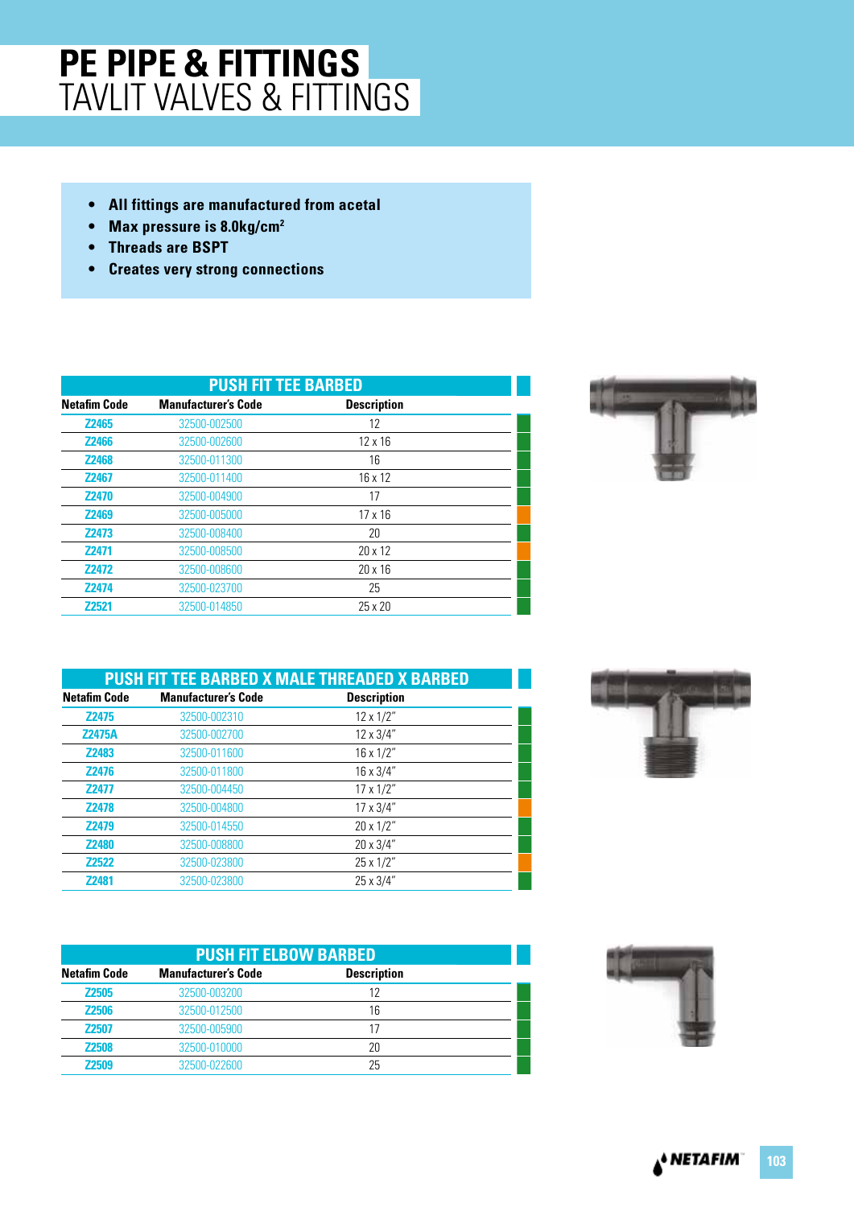# PE PIPE & FITTINGS
## TAVLIT VALVES & FITTINGS

- **All fittings are manufactured from acetal**
- **Max pressure is 8.0kg/cm²**
- **Threads are BSPT**
- **Creates very strong connections**

### PUSH FIT TEE BARBED

| Netafim Code | Manufacturer's Code | Description |
|---|---|---|
| Z2465 | 32500-002500 | 12 |
| Z2466 | 32500-002600 | 12 x 16 |
| Z2468 | 32500-011300 | 16 |
| Z2467 | 32500-011400 | 16 x 12 |
| Z2470 | 32500-004900 | 17 |
| Z2469 | 32500-005000 | 17 x 16 |
| Z2473 | 32500-008400 | 20 |
| Z2471 | 32500-008500 | 20 x 12 |
| Z2472 | 32500-008600 | 20 x 16 |
| Z2474 | 32500-023700 | 25 |
| Z2521 | 32500-014850 | 25 x 20 |

### PUSH FIT TEE BARBED X MALE THREADED X BARBED

| Netafim Code | Manufacturer's Code | Description |
|---|---|---|
| Z2475 | 32500-002310 | 12 x 1/2" |
| Z2475A | 32500-002700 | 12 x 3/4" |
| Z2483 | 32500-011600 | 16 x 1/2" |
| Z2476 | 32500-011800 | 16 x 3/4" |
| Z2477 | 32500-004450 | 17 x 1/2" |
| Z2478 | 32500-004800 | 17 x 3/4" |
| Z2479 | 32500-014550 | 20 x 1/2" |
| Z2480 | 32500-008800 | 20 x 3/4" |
| Z2522 | 32500-023800 | 25 x 1/2" |
| Z2481 | 32500-023800 | 25 x 3/4" |

### PUSH FIT ELBOW BARBED

| Netafim Code | Manufacturer's Code | Description |
|---|---|---|
| Z2505 | 32500-003200 | 12 |
| Z2506 | 32500-012500 | 16 |
| Z2507 | 32500-005900 | 17 |
| Z2508 | 32500-010000 | 20 |
| Z2509 | 32500-022600 | 25 |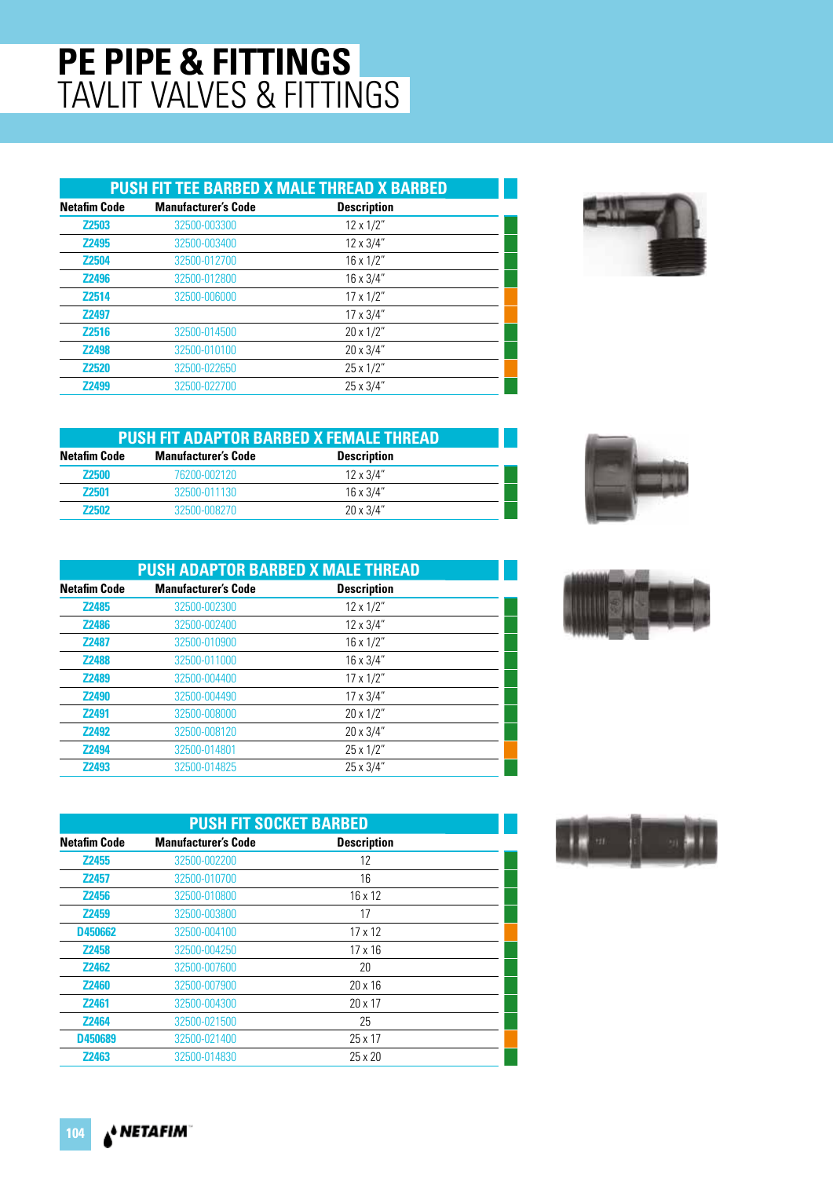# PE PIPE & FITTINGS
## TAVLIT VALVES & FITTINGS

### PUSH FIT TEE BARBED X MALE THREAD X BARBED

| Netafim Code | Manufacturer's Code | Description |
|---|---|---|
| Z2503 | 32500-003300 | 12 x 1/2" |
| Z2495 | 32500-003400 | 12 x 3/4" |
| Z2504 | 32500-012700 | 16 x 1/2" |
| Z2496 | 32500-012800 | 16 x 3/4" |
| Z2514 | 32500-006000 | 17 x 1/2" |
| Z2497 | | 17 x 3/4" |
| Z2516 | 32500-014500 | 20 x 1/2" |
| Z2498 | 32500-010100 | 20 x 3/4" |
| Z2520 | 32500-022650 | 25 x 1/2" |
| Z2499 | 32500-022700 | 25 x 3/4" |

### PUSH FIT ADAPTOR BARBED X FEMALE THREAD

| Netafim Code | Manufacturer's Code | Description |
|---|---|---|
| Z2500 | 76200-002120 | 12 x 3/4" |
| Z2501 | 32500-011130 | 16 x 3/4" |
| Z2502 | 32500-008270 | 20 x 3/4" |

### PUSH ADAPTOR BARBED X MALE THREAD

| Netafim Code | Manufacturer's Code | Description |
|---|---|---|
| Z2485 | 32500-002300 | 12 x 1/2" |
| Z2486 | 32500-002400 | 12 x 3/4" |
| Z2487 | 32500-010900 | 16 x 1/2" |
| Z2488 | 32500-011000 | 16 x 3/4" |
| Z2489 | 32500-004400 | 17 x 1/2" |
| Z2490 | 32500-004490 | 17 x 3/4" |
| Z2491 | 32500-008000 | 20 x 1/2" |
| Z2492 | 32500-008120 | 20 x 3/4" |
| Z2494 | 32500-014801 | 25 x 1/2" |
| Z2493 | 32500-014825 | 25 x 3/4" |

### PUSH FIT SOCKET BARBED

| Netafim Code | Manufacturer's Code | Description |
|---|---|---|
| Z2455 | 32500-002200 | 12 |
| Z2457 | 32500-010700 | 16 |
| Z2456 | 32500-010800 | 16 x 12 |
| Z2459 | 32500-003800 | 17 |
| D450662 | 32500-004100 | 17 x 12 |
| Z2458 | 32500-004250 | 17 x 16 |
| Z2462 | 32500-007600 | 20 |
| Z2460 | 32500-007900 | 20 x 16 |
| Z2461 | 32500-004300 | 20 x 17 |
| Z2464 | 32500-021500 | 25 |
| D450689 | 32500-021400 | 25 x 17 |
| Z2463 | 32500-014830 | 25 x 20 |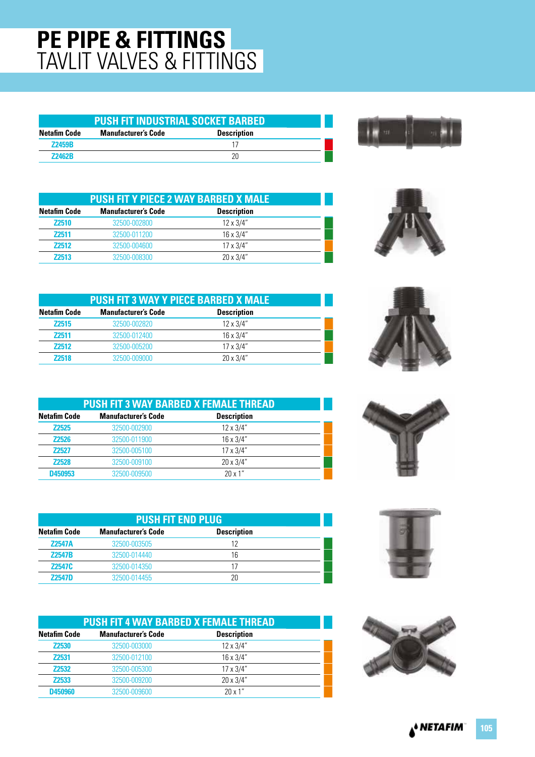# PE PIPE & FITTINGS
## TAVLIT VALVES & FITTINGS

### PUSH FIT INDUSTRIAL SOCKET BARBED

| Netafim Code | Manufacturer's Code | Description |
|---|---|---|
| Z2459B | | 17 |
| Z2462B | | 20 |

### PUSH FIT Y PIECE 2 WAY BARBED X MALE

| Netafim Code | Manufacturer's Code | Description |
|---|---|---|
| Z2510 | 32500-002800 | 12 x 3/4" |
| Z2511 | 32500-011200 | 16 x 3/4" |
| Z2512 | 32500-004600 | 17 x 3/4" |
| Z2513 | 32500-008300 | 20 x 3/4" |

### PUSH FIT 3 WAY Y PIECE BARBED X MALE

| Netafim Code | Manufacturer's Code | Description |
|---|---|---|
| Z2515 | 32500-002820 | 12 x 3/4" |
| Z2511 | 32500-012400 | 16 x 3/4" |
| Z2512 | 32500-005200 | 17 x 3/4" |
| Z2518 | 32500-009000 | 20 x 3/4" |

### PUSH FIT 3 WAY BARBED X FEMALE THREAD

| Netafim Code | Manufacturer's Code | Description |
|---|---|---|
| Z2525 | 32500-002900 | 12 x 3/4" |
| Z2526 | 32500-011900 | 16 x 3/4" |
| Z2527 | 32500-005100 | 17 x 3/4" |
| Z2528 | 32500-009100 | 20 x 3/4" |
| D450953 | 32500-009500 | 20 x 1" |

### PUSH FIT END PLUG

| Netafim Code | Manufacturer's Code | Description |
|---|---|---|
| Z2547A | 32500-003505 | 12 |
| Z2547B | 32500-014440 | 16 |
| Z2547C | 32500-014350 | 17 |
| Z2547D | 32500-014455 | 20 |

### PUSH FIT 4 WAY BARBED X FEMALE THREAD

| Netafim Code | Manufacturer's Code | Description |
|---|---|---|
| Z2530 | 32500-003000 | 12 x 3/4" |
| Z2531 | 32500-012100 | 16 x 3/4" |
| Z2532 | 32500-005300 | 17 x 3/4" |
| Z2533 | 32500-009200 | 20 x 3/4" |
| D450960 | 32500-009600 | 20 x 1" |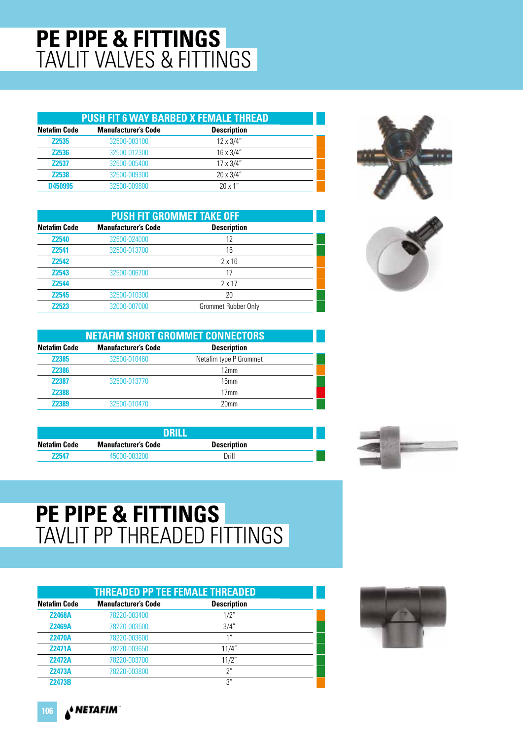# PE PIPE & FITTINGS
## TAVLIT VALVES & FITTINGS

### PUSH FIT 6 WAY BARBED X FEMALE THREAD

| Netafim Code | Manufacturer's Code | Description |
|---|---|---|
| Z2535 | 32500-003100 | 12 x 3/4" |
| Z2536 | 32500-012300 | 16 x 3/4" |
| Z2537 | 32500-005400 | 17 x 3/4" |
| Z2538 | 32500-009300 | 20 x 3/4" |
| D450995 | 32500-009800 | 20 x 1" |

### PUSH FIT GROMMET TAKE OFF

| Netafim Code | Manufacturer's Code | Description |
|---|---|---|
| Z2540 | 32500-024000 | 12 |
| Z2541 | 32500-013700 | 16 |
| Z2542 | | 2 x 16 |
| Z2543 | 32500-006700 | 17 |
| Z2544 | | 2 x 17 |
| Z2545 | 32500-010300 | 20 |
| Z2523 | 32000-007000 | Grommet Rubber Only |

### NETAFIM SHORT GROMMET CONNECTORS

| Netafim Code | Manufacturer's Code | Description |
|---|---|---|
| Z2385 | 32500-010460 | Netafim type P Grommet |
| Z2386 | | 12mm |
| Z2387 | 32500-013770 | 16mm |
| Z2388 | | 17mm |
| Z2389 | 32500-010470 | 20mm |

### DRILL

| Netafim Code | Manufacturer's Code | Description |
|---|---|---|
| Z2547 | 45000-003200 | Drill |

# PE PIPE & FITTINGS
## TAVLIT PP THREADED FITTINGS

### THREADED PP TEE FEMALE THREADED

| Netafim Code | Manufacturer's Code | Description |
|---|---|---|
| Z2468A | 78220-003400 | 1/2" |
| Z2469A | 78220-003500 | 3/4" |
| Z2470A | 78220-003600 | 1" |
| Z2471A | 78220-003650 | 11/4" |
| Z2472A | 78220-003700 | 11/2" |
| Z2473A | 78220-003800 | 2" |
| Z2473B | | 3" |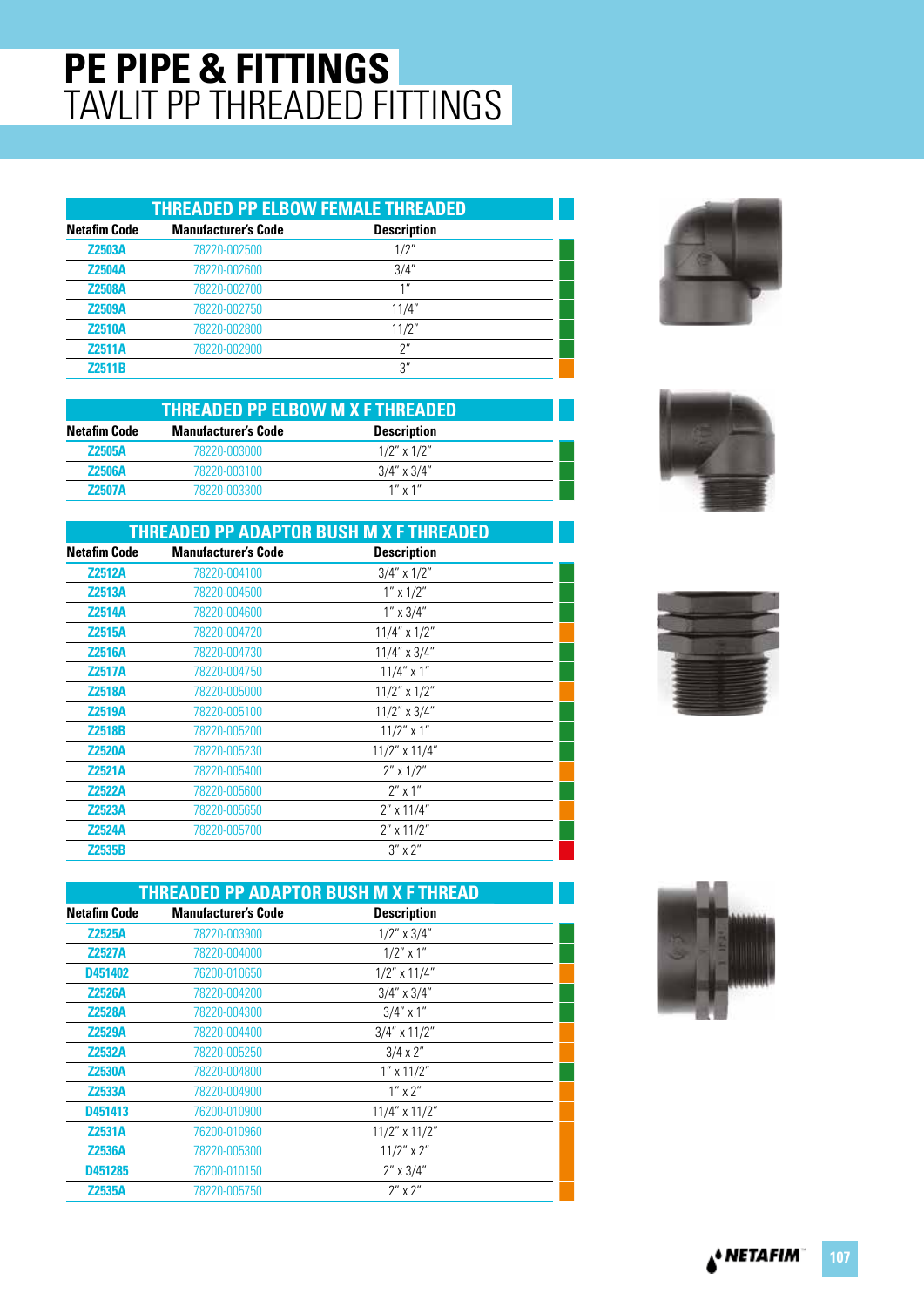# PE PIPE & FITTINGS
## TAVLIT PP THREADED FITTINGS

### THREADED PP ELBOW FEMALE THREADED

| Netafim Code | Manufacturer's Code | Description |
|---|---|---|
| Z2503A | 78220-002500 | 1/2" |
| Z2504A | 78220-002600 | 3/4" |
| Z2508A | 78220-002700 | 1" |
| Z2509A | 78220-002750 | 11/4" |
| Z2510A | 78220-002800 | 11/2" |
| Z2511A | 78220-002900 | 2" |
| Z2511B | | 3" |

### THREADED PP ELBOW M X F THREADED

| Netafim Code | Manufacturer's Code | Description |
|---|---|---|
| Z2505A | 78220-003000 | 1/2" x 1/2" |
| Z2506A | 78220-003100 | 3/4" x 3/4" |
| Z2507A | 78220-003300 | 1" x 1" |

### THREADED PP ADAPTOR BUSH M X F THREADED

| Netafim Code | Manufacturer's Code | Description |
|---|---|---|
| Z2512A | 78220-004100 | 3/4" x 1/2" |
| Z2513A | 78220-004500 | 1" x 1/2" |
| Z2514A | 78220-004600 | 1" x 3/4" |
| Z2515A | 78220-004720 | 11/4" x 1/2" |
| Z2516A | 78220-004730 | 11/4" x 3/4" |
| Z2517A | 78220-004750 | 11/4" x 1" |
| Z2518A | 78220-005000 | 11/2" x 1/2" |
| Z2519A | 78220-005100 | 11/2" x 3/4" |
| Z2518B | 78220-005200 | 11/2" x 1" |
| Z2520A | 78220-005230 | 11/2" x 11/4" |
| Z2521A | 78220-005400 | 2" x 1/2" |
| Z2522A | 78220-005600 | 2" x 1" |
| Z2523A | 78220-005650 | 2" x 11/4" |
| Z2524A | 78220-005700 | 2" x 11/2" |
| Z2535B | | 3" x 2" |

### THREADED PP ADAPTOR BUSH M X F THREAD

| Netafim Code | Manufacturer's Code | Description |
|---|---|---|
| Z2525A | 78220-003900 | 1/2" x 3/4" |
| Z2527A | 78220-004000 | 1/2" x 1" |
| D451402 | 76200-010650 | 1/2" x 11/4" |
| Z2526A | 78220-004200 | 3/4" x 3/4" |
| Z2528A | 78220-004300 | 3/4" x 1" |
| Z2529A | 78220-004400 | 3/4" x 11/2" |
| Z2532A | 78220-005250 | 3/4 x 2" |
| Z2530A | 78220-004800 | 1" x 11/2" |
| Z2533A | 78220-004900 | 1" x 2" |
| D451413 | 76200-010900 | 11/4" x 11/2" |
| Z2531A | 76200-010960 | 11/2" x 11/2" |
| Z2536A | 78220-005300 | 11/2" x 2" |
| D451285 | 76200-010150 | 2" x 3/4" |
| Z2535A | 78220-005750 | 2" x 2" |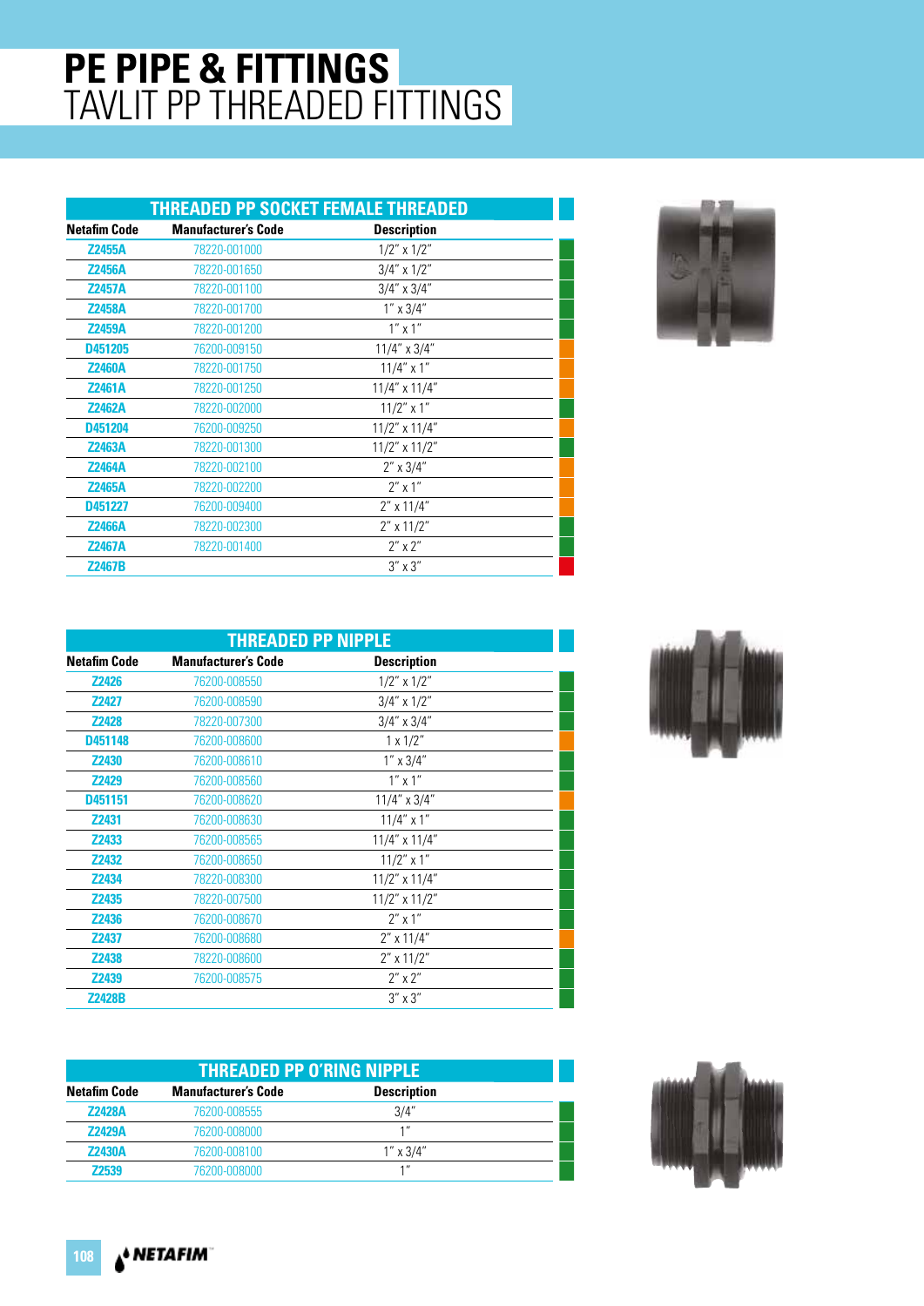# PE PIPE & FITTINGS
## TAVLIT PP THREADED FITTINGS

### THREADED PP SOCKET FEMALE THREADED

| Netafim Code | Manufacturer's Code | Description |
|---|---|---|
| Z2455A | 78220-001000 | 1/2" x 1/2" |
| Z2456A | 78220-001650 | 3/4" x 1/2" |
| Z2457A | 78220-001100 | 3/4" x 3/4" |
| Z2458A | 78220-001700 | 1" x 3/4" |
| Z2459A | 78220-001200 | 1" x 1" |
| D451205 | 76200-009150 | 11/4" x 3/4" |
| Z2460A | 78220-001750 | 11/4" x 1" |
| Z2461A | 78220-001250 | 11/4" x 11/4" |
| Z2462A | 78220-002000 | 11/2" x 1" |
| D451204 | 76200-009250 | 11/2" x 11/4" |
| Z2463A | 78220-001300 | 11/2" x 11/2" |
| Z2464A | 78220-002100 | 2" x 3/4" |
| Z2465A | 78220-002200 | 2" x 1" |
| D451227 | 76200-009400 | 2" x 11/4" |
| Z2466A | 78220-002300 | 2" x 11/2" |
| Z2467A | 78220-001400 | 2" x 2" |
| Z2467B | | 3" x 3" |

### THREADED PP NIPPLE

| Netafim Code | Manufacturer's Code | Description |
|---|---|---|
| Z2426 | 76200-008550 | 1/2" x 1/2" |
| Z2427 | 76200-008590 | 3/4" x 1/2" |
| Z2428 | 78220-007300 | 3/4" x 3/4" |
| D451148 | 76200-008600 | 1 x 1/2" |
| Z2430 | 76200-008610 | 1" x 3/4" |
| Z2429 | 76200-008560 | 1" x 1" |
| D451151 | 76200-008620 | 11/4" x 3/4" |
| Z2431 | 76200-008630 | 11/4" x 1" |
| Z2433 | 76200-008565 | 11/4" x 11/4" |
| Z2432 | 76200-008650 | 11/2" x 1" |
| Z2434 | 78220-008300 | 11/2" x 11/4" |
| Z2435 | 78220-007500 | 11/2" x 11/2" |
| Z2436 | 76200-008670 | 2" x 1" |
| Z2437 | 76200-008680 | 2" x 11/4" |
| Z2438 | 78220-008600 | 2" x 11/2" |
| Z2439 | 76200-008575 | 2" x 2" |
| Z2428B | | 3" x 3" |

### THREADED PP O'RING NIPPLE

| Netafim Code | Manufacturer's Code | Description |
|---|---|---|
| Z2428A | 76200-008555 | 3/4" |
| Z2429A | 76200-008000 | 1" |
| Z2430A | 76200-008100 | 1" x 3/4" |
| Z2539 | 76200-008000 | 1" |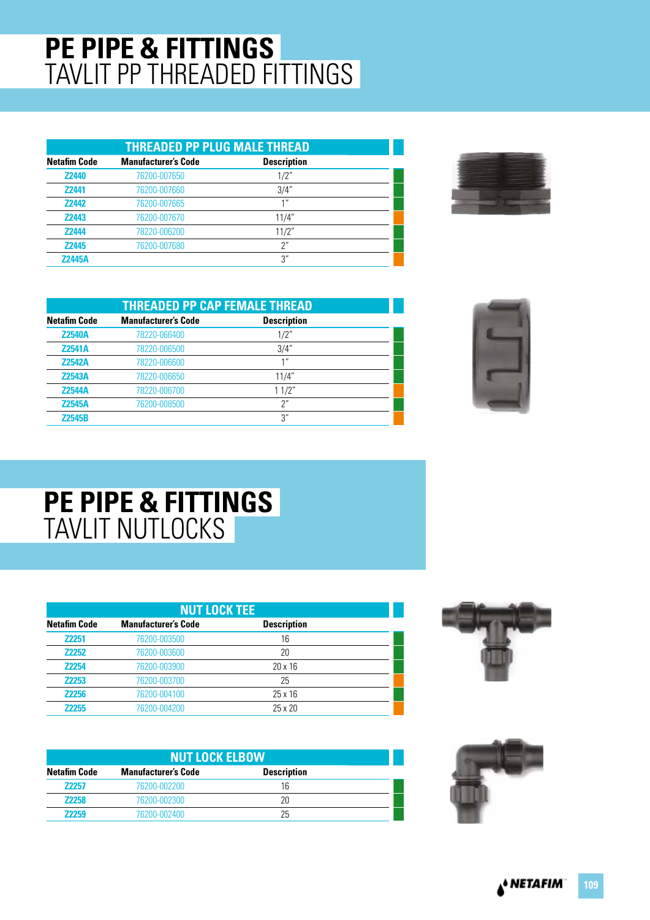# PE PIPE & FITTINGS
## TAVLIT PP THREADED FITTINGS

### THREADED PP PLUG MALE THREAD

| Netafim Code | Manufacturer's Code | Description |
|---|---|---|
| Z2440 | 76200-007650 | 1/2" |
| Z2441 | 76200-007660 | 3/4" |
| Z2442 | 76200-007665 | 1" |
| Z2443 | 76200-007670 | 11/4" |
| Z2444 | 78220-006200 | 11/2" |
| Z2445 | 76200-007680 | 2" |
| Z2445A | | 3" |

### THREADED PP CAP FEMALE THREAD

| Netafim Code | Manufacturer's Code | Description |
|---|---|---|
| Z2540A | 78220-066400 | 1/2" |
| Z2541A | 78220-006500 | 3/4" |
| Z2542A | 78220-006600 | 1" |
| Z2543A | 78220-006650 | 11/4" |
| Z2544A | 78220-006700 | 1 1/2" |
| Z2545A | 76200-008500 | 2" |
| Z2545B | | 3" |

# PE PIPE & FITTINGS
## TAVLIT NUTLOCKS

### NUT LOCK TEE

| Netafim Code | Manufacturer's Code | Description |
|---|---|---|
| Z2251 | 76200-003500 | 16 |
| Z2252 | 76200-003600 | 20 |
| Z2254 | 76200-003900 | 20 x 16 |
| Z2253 | 76200-003700 | 25 |
| Z2256 | 76200-004100 | 25 x 16 |
| Z2255 | 76200-004200 | 25 x 20 |

### NUT LOCK ELBOW

| Netafim Code | Manufacturer's Code | Description |
|---|---|---|
| Z2257 | 76200-002200 | 16 |
| Z2258 | 76200-002300 | 20 |
| Z2259 | 76200-002400 | 25 |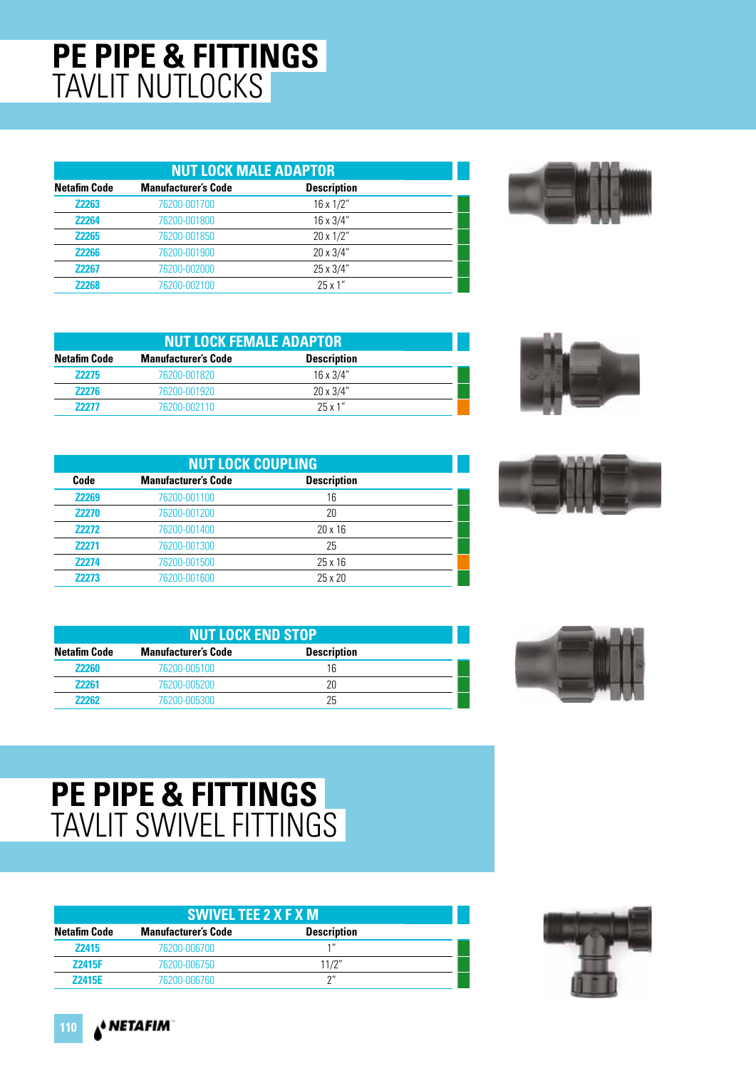# PE PIPE & FITTINGS
## TAVLIT NUTLOCKS

| NUT LOCK MALE ADAPTOR | | |
|---|---|---|
| Netafim Code | Manufacturer's Code | Description |
| Z2263 | 76200-001700 | 16 x 1/2" |
| Z2264 | 76200-001800 | 16 x 3/4" |
| Z2265 | 76200-001850 | 20 x 1/2" |
| Z2266 | 76200-001900 | 20 x 3/4" |
| Z2267 | 76200-002000 | 25 x 3/4" |
| Z2268 | 76200-002100 | 25 x 1" |

| NUT LOCK FEMALE ADAPTOR | | |
|---|---|---|
| Netafim Code | Manufacturer's Code | Description |
| Z2275 | 76200-001820 | 16 x 3/4" |
| Z2276 | 76200-001920 | 20 x 3/4" |
| Z2277 | 76200-002110 | 25 x 1" |

| NUT LOCK COUPLING | | |
|---|---|---|
| Code | Manufacturer's Code | Description |
| Z2269 | 76200-001100 | 16 |
| Z2270 | 76200-001200 | 20 |
| Z2272 | 76200-001400 | 20 x 16 |
| Z2271 | 76200-001300 | 25 |
| Z2274 | 76200-001500 | 25 x 16 |
| Z2273 | 76200-001600 | 25 x 20 |

| NUT LOCK END STOP | | |
|---|---|---|
| Netafim Code | Manufacturer's Code | Description |
| Z2260 | 76200-005100 | 16 |
| Z2261 | 76200-005200 | 20 |
| Z2262 | 76200-005300 | 25 |

# PE PIPE & FITTINGS
## TAVLIT SWIVEL FITTINGS

| SWIVEL TEE 2 X F X M | | |
|---|---|---|
| Netafim Code | Manufacturer's Code | Description |
| Z2415 | 76200-006700 | 1" |
| Z2415F | 76200-006750 | 11/2" |
| Z2415E | 76200-006760 | 2" |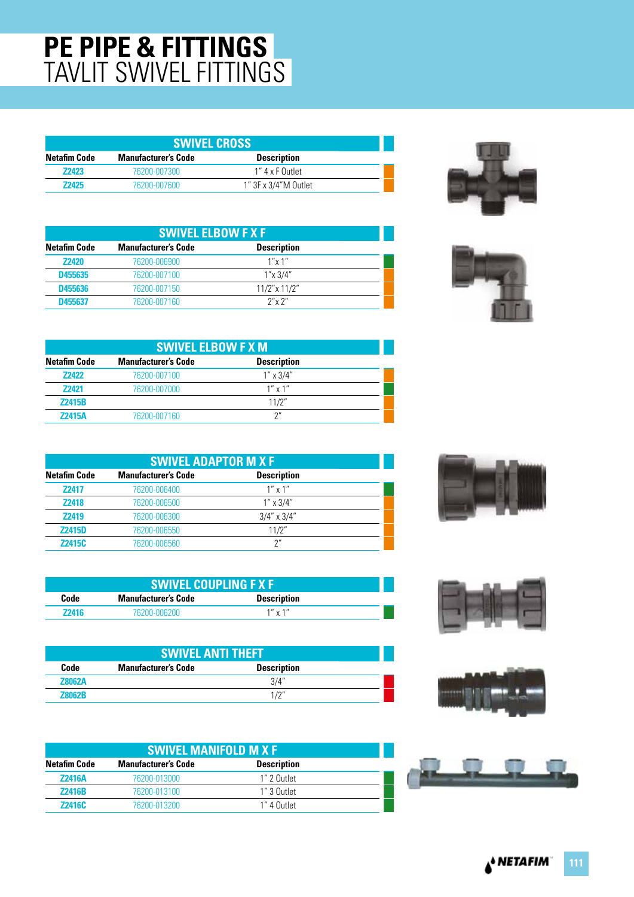# PE PIPE & FITTINGS
## TAVLIT SWIVEL FITTINGS

### SWIVEL CROSS

| Netafim Code | Manufacturer's Code | Description |
|---|---|---|
| Z2423 | 76200-007300 | 1" 4 x F Outlet |
| Z2425 | 76200-007600 | 1" 3F x 3/4"M Outlet |

### SWIVEL ELBOW F X F

| Netafim Code | Manufacturer's Code | Description |
|---|---|---|
| Z2420 | 76200-006900 | 1"x 1" |
| D455635 | 76200-007100 | 1"x 3/4" |
| D455636 | 76200-007150 | 11/2"x 11/2" |
| D455637 | 76200-007160 | 2"x 2" |

### SWIVEL ELBOW F X M

| Netafim Code | Manufacturer's Code | Description |
|---|---|---|
| Z2422 | 76200-007100 | 1" x 3/4" |
| Z2421 | 76200-007000 | 1" x 1" |
| Z2415B | | 11/2" |
| Z2415A | 76200-007160 | 2" |

### SWIVEL ADAPTOR M X F

| Netafim Code | Manufacturer's Code | Description |
|---|---|---|
| Z2417 | 76200-006400 | 1" x 1" |
| Z2418 | 76200-006500 | 1" x 3/4" |
| Z2419 | 76200-006300 | 3/4" x 3/4" |
| Z2415D | 76200-006550 | 11/2" |
| Z2415C | 76200-006560 | 2" |

### SWIVEL COUPLING F X F

| Code | Manufacturer's Code | Description |
|---|---|---|
| Z2416 | 76200-006200 | 1" x 1" |

### SWIVEL ANTI THEFT

| Code | Manufacturer's Code | Description |
|---|---|---|
| Z8062A | | 3/4" |
| Z8062B | | 1/2" |

### SWIVEL MANIFOLD M X F

| Netafim Code | Manufacturer's Code | Description |
|---|---|---|
| Z2416A | 76200-013000 | 1" 2 Outlet |
| Z2416B | 76200-013100 | 1" 3 Outlet |
| Z2416C | 76200-013200 | 1" 4 Outlet |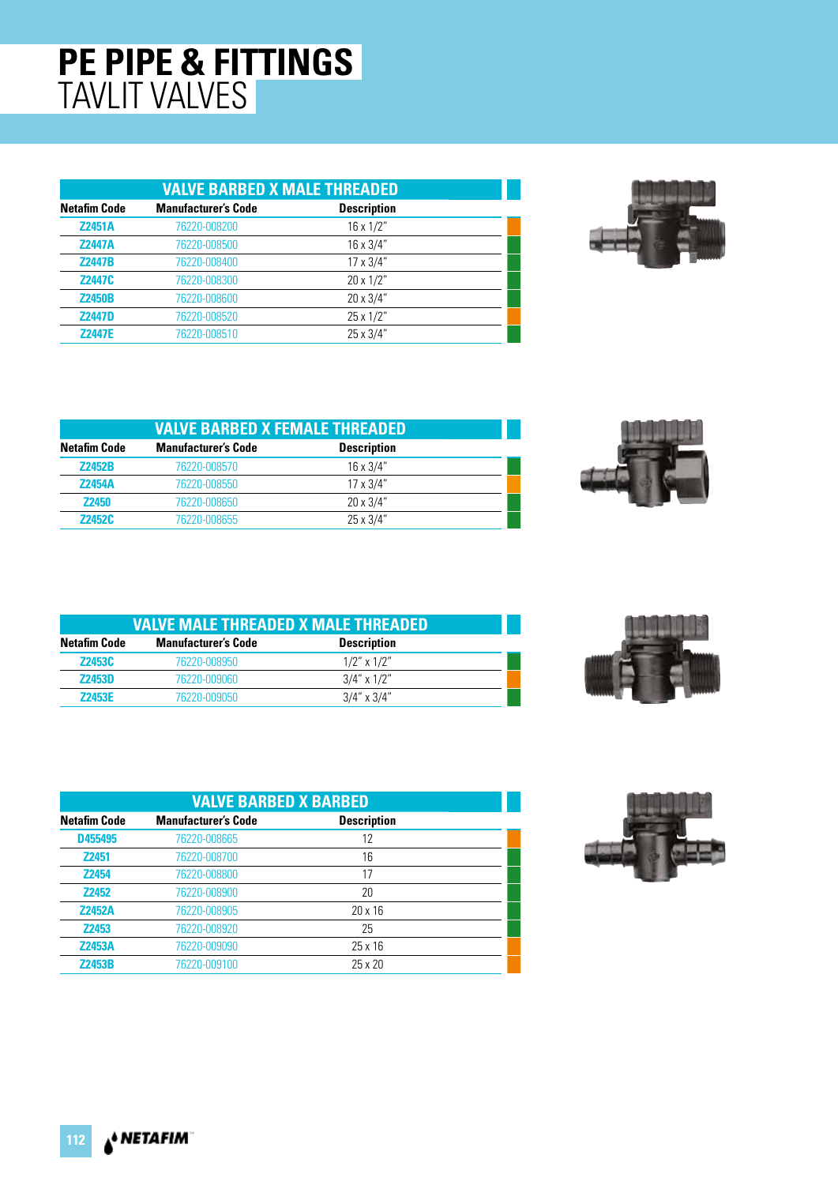# PE PIPE & FITTINGS
## TAVLIT VALVES

### VALVE BARBED X MALE THREADED

| Netafim Code | Manufacturer's Code | Description |
|---|---|---|
| Z2451A | 76220-008200 | 16 x 1/2" |
| Z2447A | 76220-008500 | 16 x 3/4" |
| Z2447B | 76220-008400 | 17 x 3/4" |
| Z2447C | 76220-008300 | 20 x 1/2" |
| Z2450B | 76220-008600 | 20 x 3/4" |
| Z2447D | 76220-008520 | 25 x 1/2" |
| Z2447E | 76220-008510 | 25 x 3/4" |

### VALVE BARBED X FEMALE THREADED

| Netafim Code | Manufacturer's Code | Description |
|---|---|---|
| Z2452B | 76220-008570 | 16 x 3/4" |
| Z2454A | 76220-008550 | 17 x 3/4" |
| Z2450 | 76220-008650 | 20 x 3/4" |
| Z2452C | 76220-008655 | 25 x 3/4" |

### VALVE MALE THREADED X MALE THREADED

| Netafim Code | Manufacturer's Code | Description |
|---|---|---|
| Z2453C | 76220-008950 | 1/2" x 1/2" |
| Z2453D | 76220-009060 | 3/4" x 1/2" |
| Z2453E | 76220-009050 | 3/4" x 3/4" |

### VALVE BARBED X BARBED

| Netafim Code | Manufacturer's Code | Description |
|---|---|---|
| D455495 | 76220-008665 | 12 |
| Z2451 | 76220-008700 | 16 |
| Z2454 | 76220-008800 | 17 |
| Z2452 | 76220-008900 | 20 |
| Z2452A | 76220-008905 | 20 x 16 |
| Z2453 | 76220-008920 | 25 |
| Z2453A | 76220-009090 | 25 x 16 |
| Z2453B | 76220-009100 | 25 x 20 |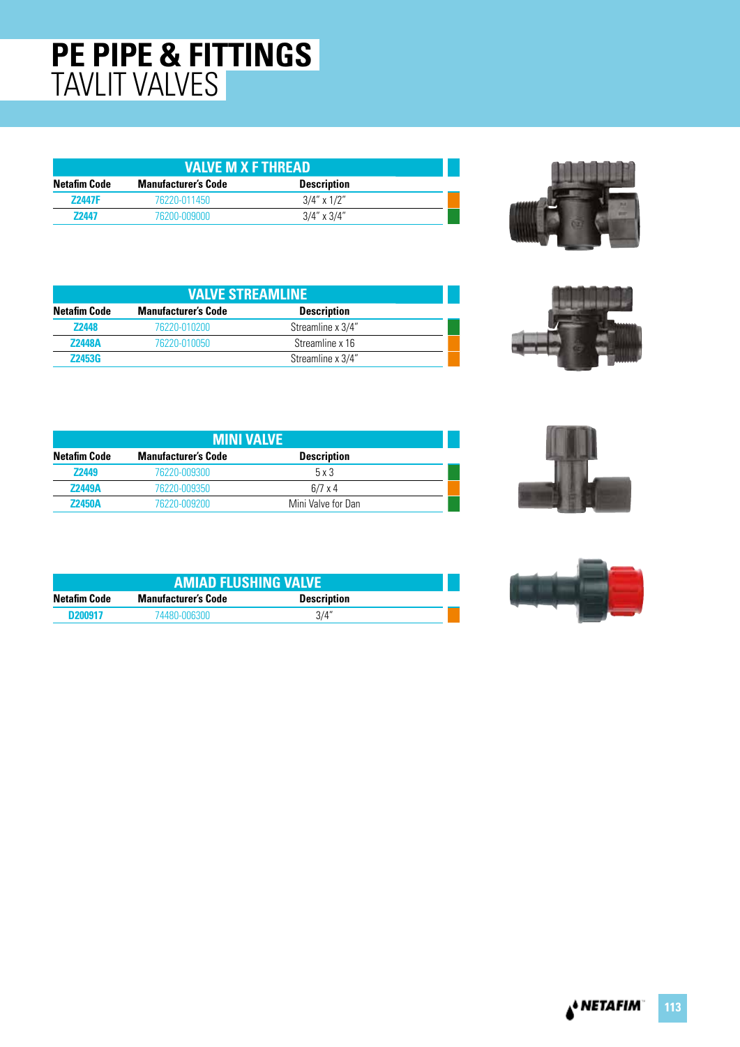# PE PIPE & FITTINGS
## TAVLIT VALVES

### VALVE M X F THREAD

| Netafim Code | Manufacturer's Code | Description |
|---|---|---|
| Z2447F | 76220-011450 | 3/4" x 1/2" |
| Z2447 | 76200-009000 | 3/4" x 3/4" |

### VALVE STREAMLINE

| Netafim Code | Manufacturer's Code | Description |
|---|---|---|
| Z2448 | 76220-010200 | Streamline x 3/4" |
| Z2448A | 76220-010050 | Streamline x 16 |
| Z2453G | | Streamline x 3/4" |

### MINI VALVE

| Netafim Code | Manufacturer's Code | Description |
|---|---|---|
| Z2449 | 76220-009300 | 5 x 3 |
| Z2449A | 76220-009350 | 6/7 x 4 |
| Z2450A | 76220-009200 | Mini Valve for Dan |

### AMIAD FLUSHING VALVE

| Netafim Code | Manufacturer's Code | Description |
|---|---|---|
| D200917 | 74480-006300 | 3/4" |